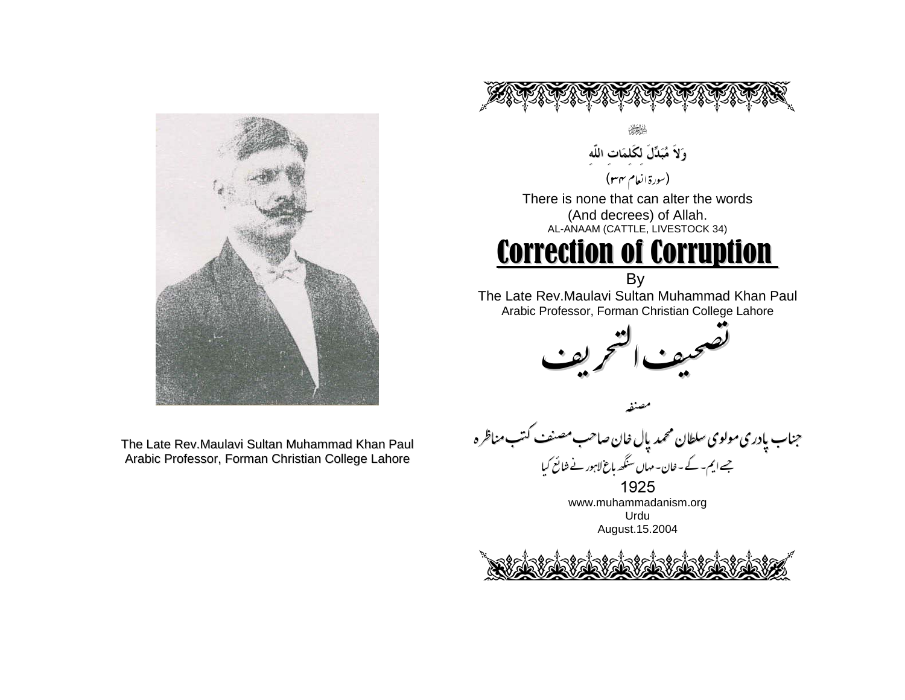The Late Rev.Maulavi Sultan Muhammad Khan Paul
Arabic Professor, Forman Christian College Lahore

وَلاَ مُبَدِّلَ لِكَلِمَاتِ اللّهِ

(سورۃ انعام ۳۴)

There is none that can alter the words
(And decrees) of Allah.
AL-ANAAM (CATTLE, LIVESTOCK 34)

# Correction of Corruption

By
The Late Rev.Maulavi Sultan Muhammad Khan Paul
Arabic Professor, Forman Christian College Lahore

# تصحیف التحریف

مصنفہ

جناب پادری مولوی سلطان محمد پال خان صاحب مصنف کتب مناظرہ

جسے ایم۔ کے۔ خان۔ مہاں سنگھ باغ لاہور نے شائع کیا

1925
www.muhammadanism.org
Urdu
August.15.2004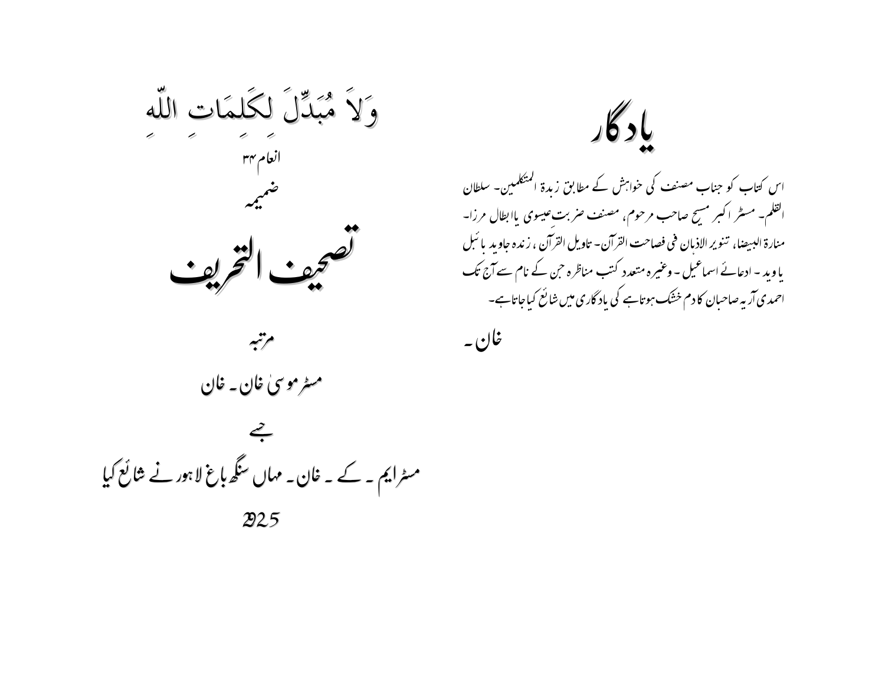# یادگار

اس کتاب کو جناب مصنف کی خواہش کے مطابق زبدۃ المتکلمین۔ سلطان القلم۔ مسٹر اکبر مسیح صاحب مرحوم، مصنف ضربت عیسوی یا ابطال مرزا۔ منارۃ البیضا، تنویر الاذہان فی فصاحت القرآن۔ تاویل القرآن، زندہ جاوید بائبل یا وید۔ ادعائے اسماعیل۔ وغیرہ متعدد کتب مناظرہ جن کے نام سے آج تک احمدی آریہ صاحبان کا دم خشک ہوتا ہے کی یادگاری میں شائع کیا جاتا ہے۔

خان۔

---

وَلاَ مُبَدِّلَ لِكَلِمَاتِ اللّٰهِ

انعام ۳۴

ضمیمہ

# تصحیف التحریف

مرتبہ

مسٹر موسیٰ خان۔ خان

جسے

مسٹر ایم۔ کے۔ خان۔ مہاں سنگھ باغ لاہور نے شائع کیا

۱۹۲۵ء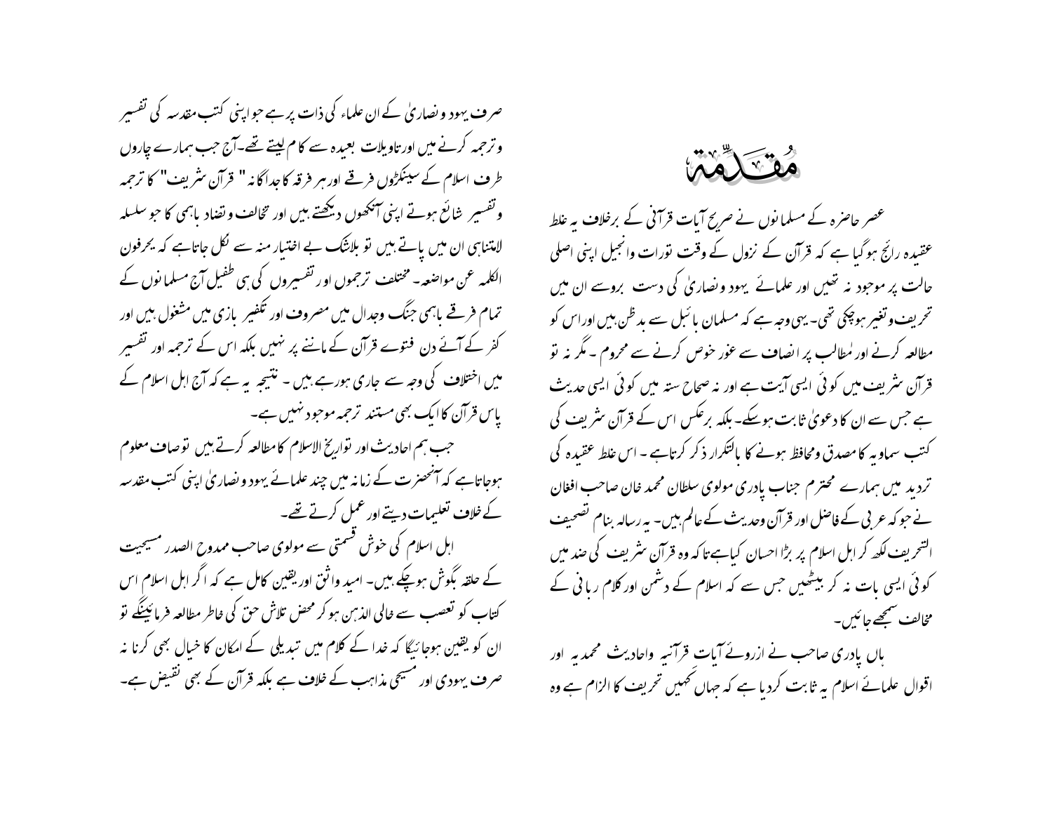# مُقدّمہ

عصر حاضرہ کے مسلمانوں نے صریح آیات قرآنی کے برخلاف یہ غلط عقیدہ رائج ہوگیا ہے کہ قرآن کے نزول کے وقت تورات وانجیل اپنی اصلی حالت پر موجود نہ تھیں اور علمائے یہود ونصاریٰ کی دست بروسے ان میں تحریف وتغیر ہوچکی تھی۔ یہی وجہ ہے کہ مسلمان بائبل سے بدظن ہیں اوراس کو مطالعہ کرنے اور مُطالب پر انصاف سے غور خوص کرنے سے محروم ۔ مگر نہ تو قرآن شریف میں کوئی ایسی آیت ہے اور نہ صحاح ستہ میں کوئی ایسی حدیث ہے جس سے ان کا دعویٰ ثابت ہوسکے۔ بلکہ برعکس اس کے قرآن شریف کی کتب سماویہ کا مصدق ومحافظ ہونے کا بالتکرار ذکر کرتاہے ۔ اس غلط عقیدہ کی تردید میں ہمارے محترم جناب پادری مولوی سلطان محمد خان صاحب افغان نے جوکہ عربی کے فاضل اور قرآن وحدیث کے عالم ہیں۔ یہ رسالہ بنام تصحیف التحریف لکھ کر اہل اسلام پر بڑا احسان کیاہے تاکہ وہ قرآن شریف کی ضد میں کوئی ایسی بات نہ کر بیٹھیں جس سے کہ اسلام کے دشمن اور کلام ربانی کے مخالف سمجھے جائیں۔

ہاں پادری صاحب نے ازروئے آیات قرآنیہ واحادیث محمدیہ اور اقوال علمائے اسلام یہ ثابت کردیا ہے کہ جہاں کہیں تحریف کا الزام ہے وہ صرف یہود ونصاریٰ کے ان علماء کی ذات پر ہے جو اپنی کتب مقدسہ کی تفسیر وترجمہ کرنے میں اورتاویلات بعیدہ سے کام لیتے تھے۔آج جب ہمارے چاروں طرف اسلام کے سینکڑوں فرقے اور ہر فرقہ کا جداگانہ " قرآن شریف" کا ترجمہ وتفسیر شائع ہوتے اپنی آنکھوں دیکھتے ہیں اور تخالف وتضاد باہمی کا جو سلسلہ لاانتناہی ان میں پاتے ہیں تو بلاشک بے اختیار منہ سے نکل جاتاہے کہ یحرفون الکلمہ عن مواضعہ۔ مختلف ترجموں اور تفسیروں کی ہی طفیل آج مسلمانوں کے تمام فرقے باہمی جنگ وجدال میں مصروف اور تکفیر بازی میں مشغول ہیں اور کفر کے آئے دن فتوے قرآن کے ماننے پر نہیں بلکہ اس کے ترجمہ اور تفسیر میں اختلاف کی وجہ سے جاری ہورہے ہیں ۔ نتیجہ یہ ہے کہ آج اہل اسلام کے پاس قرآن کا ایک بھی مستند ترجمہ موجود نہیں ہے۔

جب ہم احادیث اور تواریخ الاسلام کا مطالعہ کرتے ہیں توصاف معلوم ہوجاتاہے کہ آنحضرت کے زمانہ میں چند علمائے یہود ونصاریٰ اپنی کتب مقدسہ کے خلاف تعلیمات دیتے اور عمل کرتے تھے۔

اہل اسلام کی خوش قسمتی سے مولوی صاحب ممدوح الصدر مسیحیت کے حلقہ بگوش ہوچکے ہیں۔ امید واثق اوریقین کامل ہے کہ اگر اہل اسلام اس کتاب کو تعصب سے خالی الذہن ہوکر محض تلاش حق کی خاطر مطالعہ فرمائینگے تو ان کو یقین ہوجائیگا کہ خدا کے کلام میں تبدیلی کے امکان کا خیال بھی کرنا نہ صرف یہودی اور مسیحی مذاہب کے خلاف ہے بلکہ قرآن کے بھی نقیض ہے۔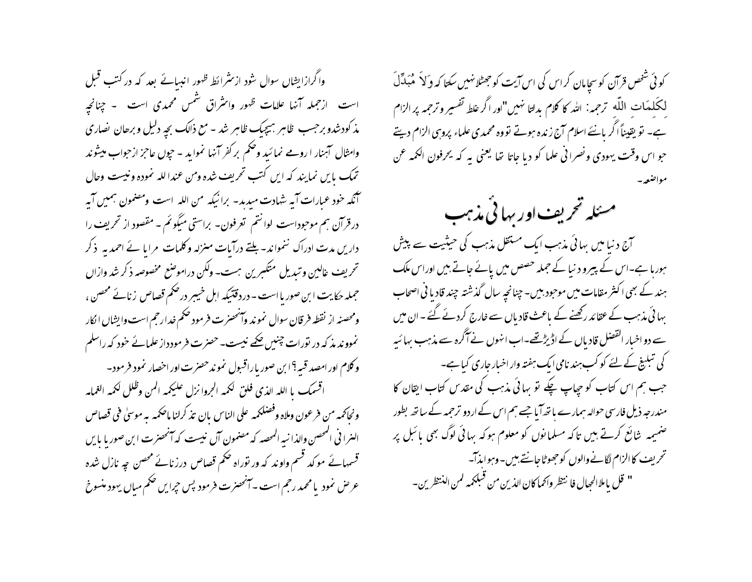کوئی شخص قرآن کو سچا مان کر اس کی اس آیت کو جھٹلا نہیں سکتا کہ وَلاَ مُبَدِّلَ لِکَلِمَاتِ اللّٰہِ ترجمہ: اللہ کا کلام بدلتا نہیں"اور اگر غلط تفسیر و ترجمہ پر الزام ہے۔ تو یقیناً اگر بانئے اسلام آج زندہ ہوتے تو وہ محمدی علماء پر وہی الزام دیتے جو اس وقت یہودی و نصرانی علما کو دیا جاتا تھا یعنی یہ کہ یحرفون الکمہ عن مواضعہ۔

## مسئلہ تحریف اور بہائی مذہب

آج دنیا میں بہائی مذہب ایک مستقل مذہب کی حیثیت سے پیش ہورہا ہے۔اس کے پیرو دنیا کے جملہ حصص میں پائے جاتے ہیں اوراس ملک ہند کے بھی اکثر مقامات میں موجود ہیں۔ چنانچہ سال گذشتہ چند قادیانی اصحاب بہائی مذہب کے عقائد رکھنے کے باعث قادیاں سے خارج کردئے گئے۔ ان میں سے دو اخبار الفضل قادیاں کے اڈیٹر تھے۔اب انہوں نے آگرہ سے مذہب بہائیہ کی تبلیغ کے لئے کوکب ہند نامی ایک ہفتہ وار اخبار جاری کیا ہے۔

جب ہم اس کتاب کو چھاپ چکے تو بہائی مذہب کی مقدس کتاب ایقان کا مندرجہ ذیل فارسی حوالہ ہمارے ہاتھ آیا جسے ہم اس کے اردو ترجمہ کے ساتھ بطور ضمیمہ شائع کرتے ہیں تاکہ مسلمانوں کو معلوم ہو کہ بہائی لوگ بھی بائبل پر تحریف کا الزام لگانے والوں کو جھوٹا جانتے ہیں۔ وہوابذا۔

" قل یا ملا الجہال فانتظروا کما کان الذین من قبلکمہ لمن النتظرین۔

واگراز ایشاں سوال شود از شرائط ظہور انبیائے بعد کہ در کتب قبل است ازجملہ آنہا علامات ظہور واشراق شمس محمدی است ۔ چنانچہ مذکورشدو برحسب ظاہر ہیچیک ظاہر نشد ۔ مع ذالک بچہ دلیل و برھان نصاری وامثال آنہنار ا روے نمائید وحکم برکفر آنہا نماید ۔ چوں عاجز ازجواب میشوند تمسک بایں نمایند کہ ایں کتب تحریف شدہ ومن عنداللہ نمودہ ونیست وحال آنکہ خود عبارات آیہ شہادت میدہد۔ برانیکہ من اللہ است ومضمون ہمیں آیہ درقرآن ہم موجوداست لوانتم تعرفون۔ براستی میگوئم ۔ مقصود از تحریف را داریں مدت ادراک ننمواند۔ بلتے درآیات منزلہ وکلمات مرایائے احمدیہ ذکر تحریف عالین وتبدیل متکبرین ہست۔ ولکن درامواضع مخصوصہ ذکر شد وازاں جملہ حکایت ابن صوریا است ۔ دردقتیکہ اہل خیبر درحکم قصاص زنائے محصن، ومحصنہ از نقطہ فرقان سوال نموند وآنحضرت فرمود حکم خدا رجم است وایشاں انکار نموونذ مذکہ در تورات چنیں حکمے نیست۔ حضرت فرموداز علمائے خود کہ راسلم وکلام اور امصد قیہ؟ ابن صوریا راقبول نموند حضرت اور احضار نمود فرمود۔

اقسمک با اللہ الذی فلق لکمہ الجروانزل علیکمہ المن وظلل لکمہ الغمامہ ونجاکمہ من فرعون وملاہ وفضلکمہ علی الناس بان تذکرلنا ماحکمہ بہ موسیٰ فی قصاص الزانی المحصن والذانیہ المحصہ کہ مضمون آں نیست کہ آنحضرت ابن صوریا بایں قسمہائے موکد قسم واوند کہ ورتوراہ حکم قصاص درزنائے محصن چہ نازل شدہ عرض نمود یا محمد رجم است ۔ آنحضرت فرمود پس چرایں حکم میاں یہود منسوخ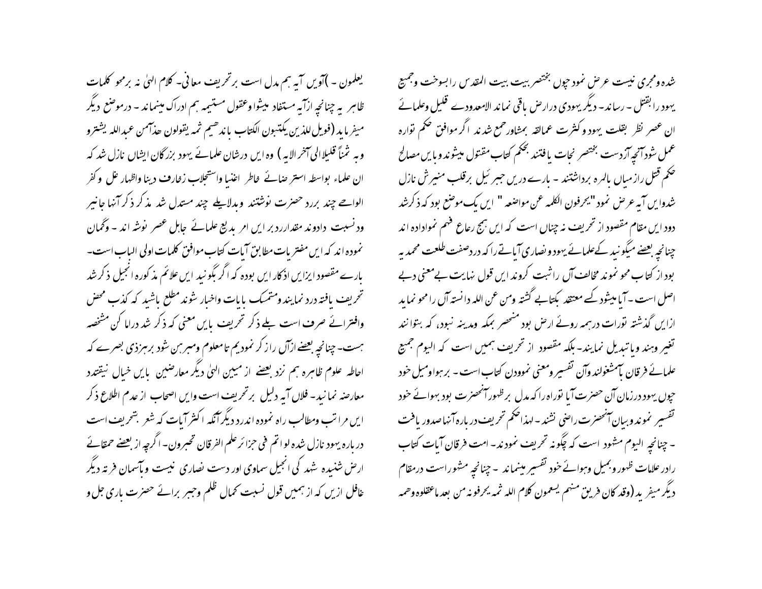شدہ ومجری نیست عرض نمود چوں بختنصر بیت المقدس را بسوخت وجمیع یہود را بقتل۔ رساند۔ دیگر یہودی درارض باقی نماند الامعدودے قلیل وعلمائے ان عصر نظر بقلت یہود وکثرت عمالقہ بمشاور جمع شدند اگر موافق حکم توارہ عمل شود آنچہ آزدست بختنصر نجات یافتند بحکم کتاب مقتول میشوند وبایں مصالح حکم قتل رازمیاں بالمرہ برداشتند۔ بارے دریں جبرئیل برقلب منیرش نازل شدوایں آیہ عرض نمود "یحرفون الکلمہ عن مواضعہ" ایں یک موضع بود کہ ذکرشد دود ایں مقام مقصود از تحریف نہ چناں است کہ ایں ہیچ رعاع فہم نموادادہ اند چنانچہ بعضے میگوئید کے علمائے یہود ونصاری آیاتے راکہ دردصفت طلعت محمدیہ بود از کتاب محو نموند مخالف آں راثبت کروند ایں قول نہایت بےمعنی دبے اصل است۔ آیا میشود کسے معتقد بکتابے گشتہ ومن عن اللہ دانستہ آں را محو نماید ازایں گذشتہ تورات درہمہ روئے ارض بود منحصر بمکہ ومدینہ نبود، کہ بتوانند تغیر وہند ویاتبدیل نمایند۔ بلکہ مقصود از تحریف ہمیں است کہ الیوم جمیع علمائے فرقان بآمشغولند وآں تفسیر ومعنی نمودن کتاب است۔ برہوا ومیل خود چوں یہود درزمان آں حضرت آیا تورارا کہ مدل برظہور آنحضرت بود بہوائے خود تفسیر نموند وبیان آنحضرت راضی نشند۔ لہذا حکم تحریف دربارہ آنہا صدور یافت ۔ چنانچہ الیوم مشہود است کہ چگونہ تحریف نمودند۔ امت فرقان آیات کتاب رادر علامات ظہور وبمیل وہوائے خود تفسیر مینماند ۔ چنانچہ مشہوراست درمقام دیگر میفرید (وقد کان فریق منہم یسمعون کلام اللہ ثمہ یحرفونہ من بعد ماعقلوہ وھمہ

یعلمون ۔ )آویں آیہ ہم مدل است برتحریف معانی۔ کلام الہیٰ نہ برمحو کلمات ظاہر یہ چنانچہ ازآیہ مستفاد میشوا وعقول مستیمہ ہم ادراک مینماند ۔ درموضع دیگر میفرماید (فویل للذین یکتبون الکتاب باندھیم ثمہ یقولون ھذآمن عبداللہ یشترو وبہ ثمناً قلیلا الی آخر الایہ ) وہ ایں درشان علمائے یہود بزرگان ایشاں نازل شد کہ ان علماء بواسطہ استر ضائے خاطر اغنیا واستجلاب زخارف دینا واظہار غل وکفر الواحے چند بررد حضرت نوشتند وبدلایلے چند مستدل شد مذکر ذکر آنہا جانیر ودنسبت دادوند مقداررد برایں امر بدیع علمائے جاہل عصر نوشہ اند ۔ وگمان نمودہ اند کہ ایں مفتریات مطابق آیات کتاب موافق کلمات اولی الباب است۔ بارے مقصود ایزایں اذکار ایں بودہ کہ اگر بگوئید ایں علائم مذکورہ انجیل ذکرشد تحریف یافتہ درد نمایند ومتمسک بایات واخبار شوند مطلع باشید کہ کذب محض وافترائے صرف است بلے ذکر تحریف بایں معنی کہ ذکر شد دراما کن مشخصہ ہست۔ چنانچہ بعضے ازآں راز کر نمودیم تامعلوم ومبرہن شود برہزذی بصرے کہ احاطہ علوم ظاہرہ ہم نزد بعضے از مبین الہیٰ دیگر معارضین بایں خیال نیقتند معارضہ نمانید۔ فلاں آیہ دلیل برتحریف است وایں اصحاب از عدم اطلاع ذکر ایں مراتب ومطالب راہ نمودہ اندرد دیگر آنکہ اکثر آیات کہ شعر بتحریف است دربارہ یہود نازل شدہ لو اتم فی جزائر علم الفرقان تحبرون۔ اگرچہ از بعضے حمقائے ارض شنیدہ شد کی انجیل سماوی اور دست نصاری نیست وبآسمان فرتہ دیگر غافل ازیں کہ از ہمیں قول نسبت کمال ظلم وجبر برائے حضرت باری جل و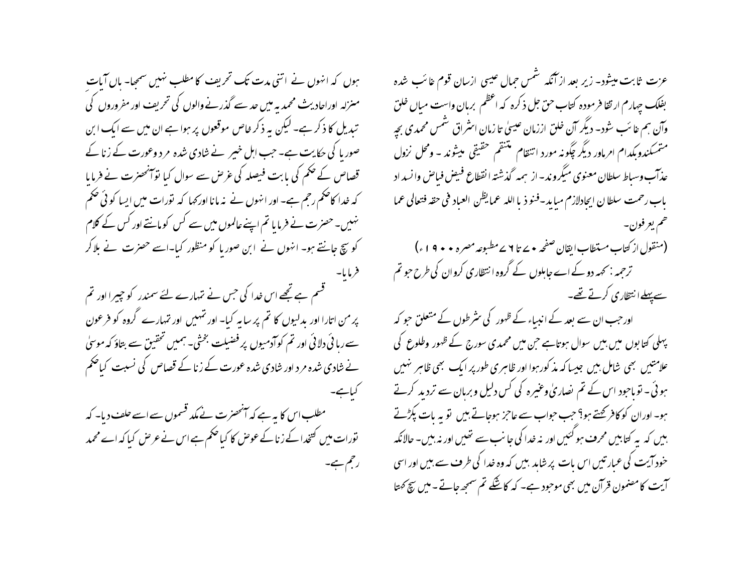عزت ثابت میشود۔ زیر بعد از آنکہ شمس جمال عیسیٰ از سان قوم غائب شدہ بفلک چہارم ارتقا فرمودہ کتاب حق جل ذکرہ کہ اعظم برہان واست میاں خلق وآں ہم غائب شود۔ دیگر آں خلق از زمان عیسیٰ تا زمان اشراق شمس محمدی بچہ متمسکندو بکدام امر او دیگر چگونہ مورد انتقام متنقم حقیقی میشوند۔ ومحل نزول عذآب وسیاط سلطان معنوی میگروند۔ از ہمہ گذشتہ انقطاع فیض فیاض وانسد اد باب رحمت سلطان ایجادلازم میاید۔فنوذ با اللہ عمایظن العباد فی حقہ فتعالی عما ھم یعرفون۔

(منقول از کتاب مستطاب ایقان صفحہ ۷۰ تا ۷۶ مطبوعہ مصرہ ۱۹۰۰ء)

ترجمہ: کہہ دو کے اے جاہلوں کے گروہ انتظاری کروان کی طرح جو تم سے پہلے انتظاری کرتے تھے۔

اور جب ان سے بعد کے انبیاء کے ظہور کی شرطوں کے متعلق جو کہ پہلی کتابوں میں ہیں سوال ہوتاہے جن میں محمدی سورج کے ظہور وطلوع کی علامتیں بھی شامل ہیں جیسا کہ مذکور ہوا اور ظاہری طور پر ایک بھی ظاہر نہیں ہوئی۔ توباجود اس کے تم نصاریٰ وغیرہ کی کس دلیل وبرہان سے تردید کرتے ہو۔ اوران کو کافر کہتے ہو؟ جب جواب سے عاجز ہوجاتے ہیں تو یہ بات پکڑتے ہیں کہ یہ کتابیں محرف ہوگئیں اور نہ خدا کی جانب سے تھیں اور نہ ہیں۔ حالانکہ خود آیت کی عبارتیں اس بات پر شاہد ہیں کہ وہ خدا کی طرف سے ہیں اور اسی آیت کا مضمون قرآن میں بھی موجود ہے۔ کہ کاشکے تم سمجھ جاتے ۔ میں سچ کہتا ہوں کہ انہوں نے اتنی مدت تک تحریف کا مطلب نہیں سمجھا۔ ہاں آیاتِ منزلہ اوراحادیث محمدیہ میں حد سے گذرنے والوں کی تحریف اور مفروروں کی تبدیل کا ذکر ہے۔ لیکن یہ ذکر خاص موقعوں پر ہوا ہے ان میں سے ایک ابن صوریا کی حکایت ہے۔ جب اہل خیبر نے شادی شدہ مرد وعورت کے زنا کے قصاص کے حکم کی بابت فیصلہ کی غرض سے سوال کیا توآنحضرت نے فرمایا کہ خدا کا حکم رجم ہے۔ اور انہوں نے نہ مانا اورکہا کہ تورات میں ایسا کوئی حکم نہیں۔ حضرت نے فرمایا تم اپنے عالموں میں سے کس کو مانتے اور کس کے کلام کو سچ جانتے ہو۔ انہوں نے ابن صوریا کو منظور کیا۔اسے حضرت نے بلاکر فرمایا۔

قسم ہے تجھے اس خدا کی جس نے تمہارے لئے سمندر کو چیرا اور تم پر من اتارا اور بدلیوں کا تم پر سایہ کیا۔ اور تمہیں اور تمہارے گروہ کو فرعون سے رہائی دلائی اور تم کوآدمیوں پر فضیلت بخشی۔ ہمیں تحقیق سے بتاؤ کہ موسیٰ نے شادی شدہ مرد اور شادی شدہ عورت کے زنا کے قصاص کی نسبت کیا حکم کیاہے۔

مطلب اس کا یہ ہے کہ آنحضرت نے مکد قسموں سے اسے حلف دیا۔ کہ تورات میں کتخدا کے زنا کے عوض کا کیا حکم ہے اس نے عرض کیا کہ اے محمد رجم ہے۔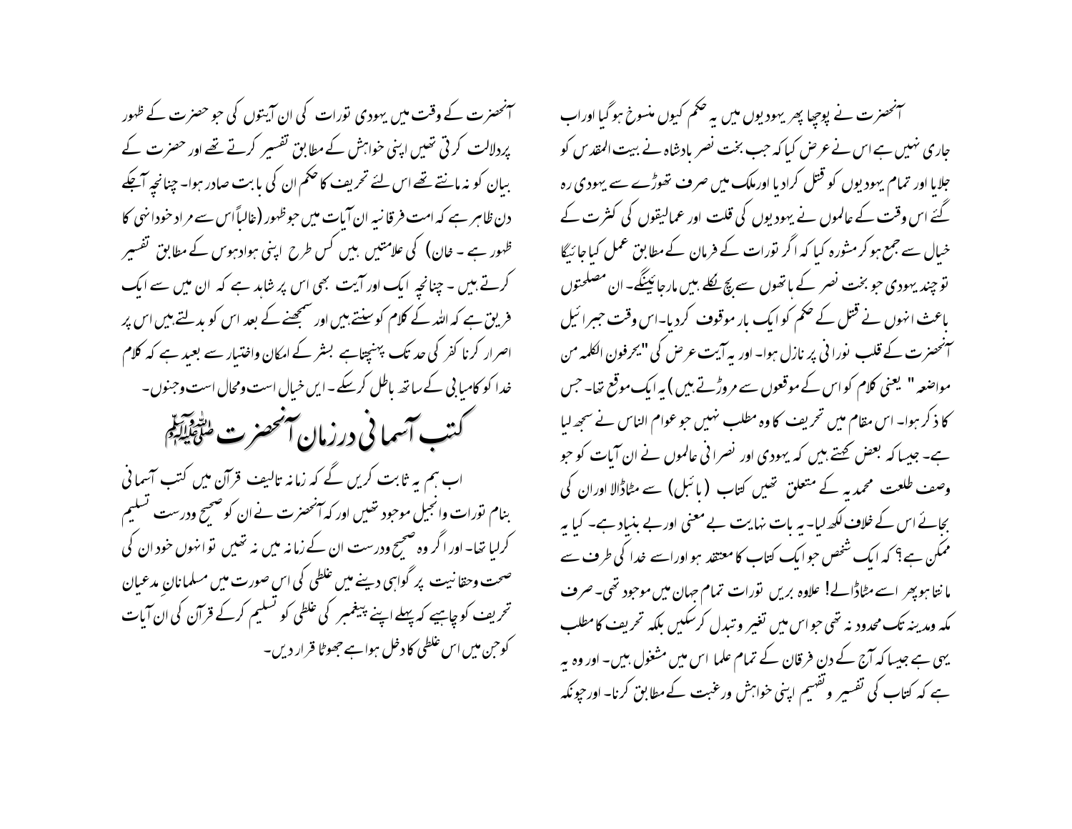آنحضرت نے پوچھا پھر یہودیوں میں یہ حکم کیوں منسوخ ہوگیا اوراب جاری نہیں ہے اس نے عرض کیا کہ جب بخت نصر بادشاہ نے بیت المقدس کو جلایا اور تمام یہودیوں کو قتل کرادیا اورملک میں صرف تھوڑے سے یہودی رہ گئے اس وقت کے عالموں نے یہودیوں کی قلت اور عمالیقوں کی کثرت کے خیال سے جمع ہوکر مشورہ کیا کہ اگر تورات کے فرمان کے مطابق عمل کیا جائیگا توچند یہودی جو بخت نصر کے ہاتھوں سے بچ نکلے ہیں مارجائینگے۔ ان مصلحتوں باعث انہوں نے قتل کے حکم کو ایک بار موقوف کردیا۔اس وقت جبرائیل آنحضرت کے قلب نورانی پر نازل ہوا۔ اور یہ آیت عرض کی "یحرفون الکلمہ من مواضعہ " یعنی کلام کو اس کے موقعوں سے مروڑتے ہیں) یہ ایک موقع تھا۔ جس کا ذکر ہوا۔ اس مقام میں تحریف کا وہ مطلب نہیں جو عوام الناس نے سمجھ لیا ہے۔ جیسا کہ بعض کہتے ہیں کہ یہودی اور نصرانی عالموں نے ان آیات کو جو وصف طلعت محمدیہ کے متعلق تھیں کتاب (بائبل) سے مٹاڈالا اوران کی بجائے اس کے خلاف لکھ لیا۔ یہ بات نہایت بے معنی اوربے بنیاد ہے۔ کیا یہ ممکن ہے؟ کہ ایک شخص جو ایک کتاب کا معتقد ہو اوراسے خدا کی طرف سے مانتا ہوپھر اسے مٹاڈالے! علاوہ بریں تورات تمام جہان میں موجود تھی۔ صرف مکہ ومدینہ تک محدود نہ تھی جو اس میں تغیر وتبدل کرسکیں بلکہ تحریف کا مطلب یہی ہے جیسا کہ آج کے دن فرقان کے تمام علما اس میں مشغول ہیں۔ اور وہ یہ ہے کہ کتاب کی تفسیر وتفہیم اپنی خواہش ورغبت کے مطابق کرنا۔ اور چونکہ آنحضرت کے وقت میں یہودی تورات کی ان آیتوں کی جو حضرت کے ظہور پردلالت کرتی تھیں اپنی خواہش کے مطابق تفسیر کرتے تھے اور حضرت کے بیان کو نہ مانتے تھے اس لئے تحریف کا حکم ان کی بابت صادر ہوا۔ چنانچہ آجکے دن ظاہر ہے کہ امت فرقانیہ ان آیات میں جو ظہور (غالباً اس سے مراد خود انہی کا ظہور ہے ۔ خان) کی علامتیں ہیں کس طرح اپنی ہواوہوس کے مطابق تفسیر کرتے ہیں ۔ چنانچہ ایک اور آیت بھی اس پر شاہد ہے کہ ان میں سے ایک فریق ہے کہ اللہ کے کلام کو سنتے ہیں اور سمجھنے کے بعد اس کو بدلتے ہیں اس پر اصرار کرنا کفر کی حد تک پہنچتاہے بشر کے امکان واختیار سے بعید ہے کہ کلام خدا کو کامیابی کے ساتھ باطل کرسکے ۔ ایں خیال است ومحال است وجنوں۔

## کتب آسمانی درزمان آنحضرت صلی اللہ علیہ وآلہٖ وسلم

اب ہم یہ ثابت کریں گے کہ زمانہ تالیف قرآن میں کتب آسمانی بنام تورات وانجیل موجود تھیں اور کہ آنحضرت نے ان کو صحیح ودرست تسلیم کرلیا تھا۔ اور اگر وہ صحیح ودرست ان کے زمانہ میں نہ تھیں توانہوں خود ان کی صحت وحقانیت پر گواہی دینے میں غلطی کی اس صورت میں مسلمانان مدعیان تحریف کو چاہیے کہ پہلے اپنے پیغمبر کی غلطی کو تسلیم کرکے قرآن کی ان آیات کو جن میں اس غلطی کا دخل ہواہے جھوٹا قرار دیں۔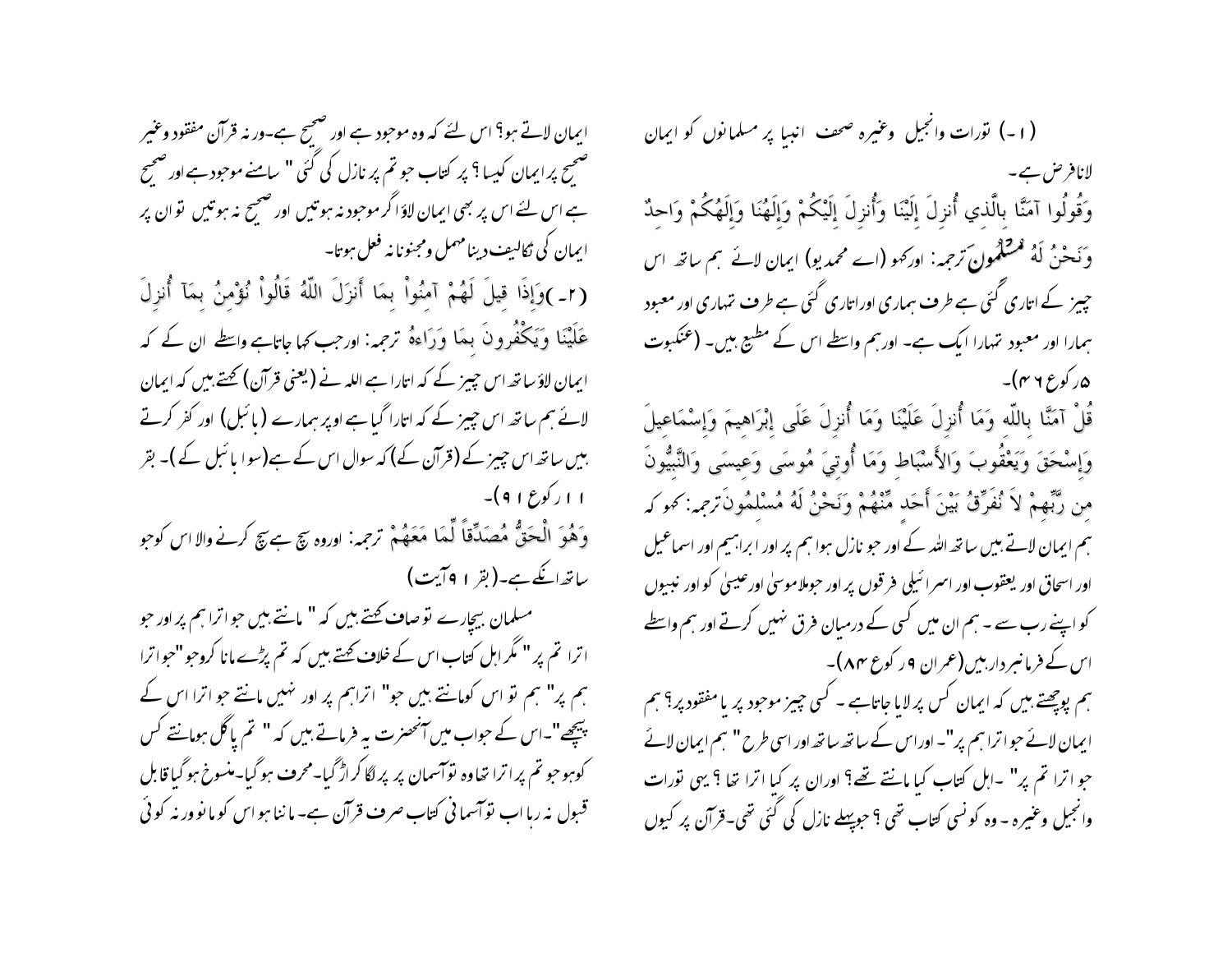(۱۔) تورات وانجیل وغیرہ صحف انبیا پر مسلمانوں کو ایمان لانا فرض ہے۔

وَقُولُوا آمَنَّا بِالَّذِي أُنزِلَ إِلَيْنَا وَأُنزِلَ إِلَيْكُمْ وَإِلَهُنَا وَإِلَهُكُمْ وَاحِدٌ وَنَحْنُ لَهُ مُسْلِمُونَ ترجمہ: اورکہو (اے محمدیو) ایمان لائے ہم ساتھ اس چیز کے اتاری گئی ہے طرف ہماری اوراتاری گئی ہے طرف تمہاری اور معبود ہمارا اور معبود تمہارا ایک ہے۔ اورہم واسطے اس کے مطیع ہیں۔ (عنکبوت ۵ رکوع ۴۶)۔

قُلْ آمَنَّا بِاللّهِ وَمَا أُنزِلَ عَلَيْنَا وَمَا أُنزِلَ عَلَى إِبْرَاهِيمَ وَإِسْمَاعِيلَ وَإِسْحَقَ وَيَعْقُوبَ وَالأَسْبَاطِ وَمَا أُوتِيَ مُوسَى وَعِيسَى وَالنَّبِيُّونَ مِن رَّبِّهِمْ لاَ نُفَرِّقُ بَيْنَ أَحَدٍ مِّنْهُمْ وَنَحْنُ لَهُ مُسْلِمُونَ ترجمہ: کہو کہ ہم ایمان لاتے ہیں ساتھ اللہ کے اور جو نازل ہوا ہم پر اور ابراہیم اور اسماعیل اور اسحاق اور یعقوب اور اسرائیلی فرقوں پر اور جوملا موسیٰ اور عیسیٰ کو اور نبیوں کو اپنے رب سے ۔ ہم ان میں کسی کے درمیان فرق نہیں کرتے اور ہم واسطے اس کے فرمانبردار ہیں(عمران ۹ رکوع ۸۴)۔

ہم پوچھتے ہیں کہ ایمان کس پر لایا جاتاہے ۔ کسی چیز موجود پر یا مفقود پر؟ ہم ایمان لائے جو اترا ہم پر"۔ اوراس کے ساتھ ساتھ اور اسی طرح " ہم ایمان لائے جو اترا تم پر" ۔اہل کتاب کیا مانتے تھے؟ اوران پر کیا اترا تھا ؟ یہی تورات وانجیل وغیرہ ۔ وہ کونسی کتاب تھی ؟ جوپہلے نازل کی گئی تھی۔قرآن پر کیوں ایمان لاتے ہو؟ اس لئے کہ وہ موجود ہے اور صحیح ہے۔ورنہ قرآن مفقود وغیر صحیح پر ایمان کیسا ؟ پر کتاب جو تم پر نازل کی گئی " سامنے موجود ہے اور صحیح ہے اس لئے اس پر بھی ایمان لاؤ اگر موجود نہ ہوتیں اور صحیح نہ ہوتیں تو ان پر ایمان کی تکالیف دینا مہمل ومجنونانہ فعل ہوتا۔

(۲۔)وَإِذَا قِيلَ لَهُمْ آمِنُواْ بِمَا أَنزَلَ اللّهُ قَالُواْ نُؤْمِنُ بِمَآ أُنزِلَ عَلَيْنَا وَيَكْفُرونَ بِمَا وَرَاءهُ ترجمہ: اورجب کہا جاتاہے واسطے ان کے کہ ایمان لاؤ ساتھ اس چیز کے کہ اتارا ہے اللہ نے (یعنی قرآن) کہتے ہیں کہ ایمان لائے ہم ساتھ اس چیز کے کہ اتارا گیا ہے اوپر ہمارے (بائبل) اور کفر کرتے ہیں ساتھ اس چیز کے (قرآن کے) کہ سوال اس کے ہے(سوا بائبل کے)۔ بقر ۱۱ رکوع ۹۱)۔

وَهُوَ الْحَقُّ مُصَدِّقاً لِّمَا مَعَهُمْ ترجمہ: اوروہ سچ ہے سچ کرنے والا اس کوجو ساتھ انکے ہے۔(بقر ۹۱ آیت)

مسلمان بیچارے تو صاف کہتے ہیں کہ " مانتے ہیں جو اترا ہم پر اور جو اترا تم پر" مگر اہل کتاب اس کے خلاف کہتے ہیں کہ تم پڑے مانا کروجو "جو اترا ہم پر" ہم تو اس کومانتے ہیں جو" اتراہم پر اور نہیں مانتے جو اترا اس کے پیچھے"۔اس کے جواب میں آنحضرت یہ فرماتے ہیں کہ " تم پاگل ہومانتے کس کوہو جو تم پر اترا تھاوہ توآسمان پر پر لگا کر اڑ گیا۔محرف ہوگیا۔منسوخ ہوگیا قابل قبول نہ رہا اب توآسمانی کتاب صرف قرآن ہے۔ ماننا ہو اس کو مانو ورنہ کوئی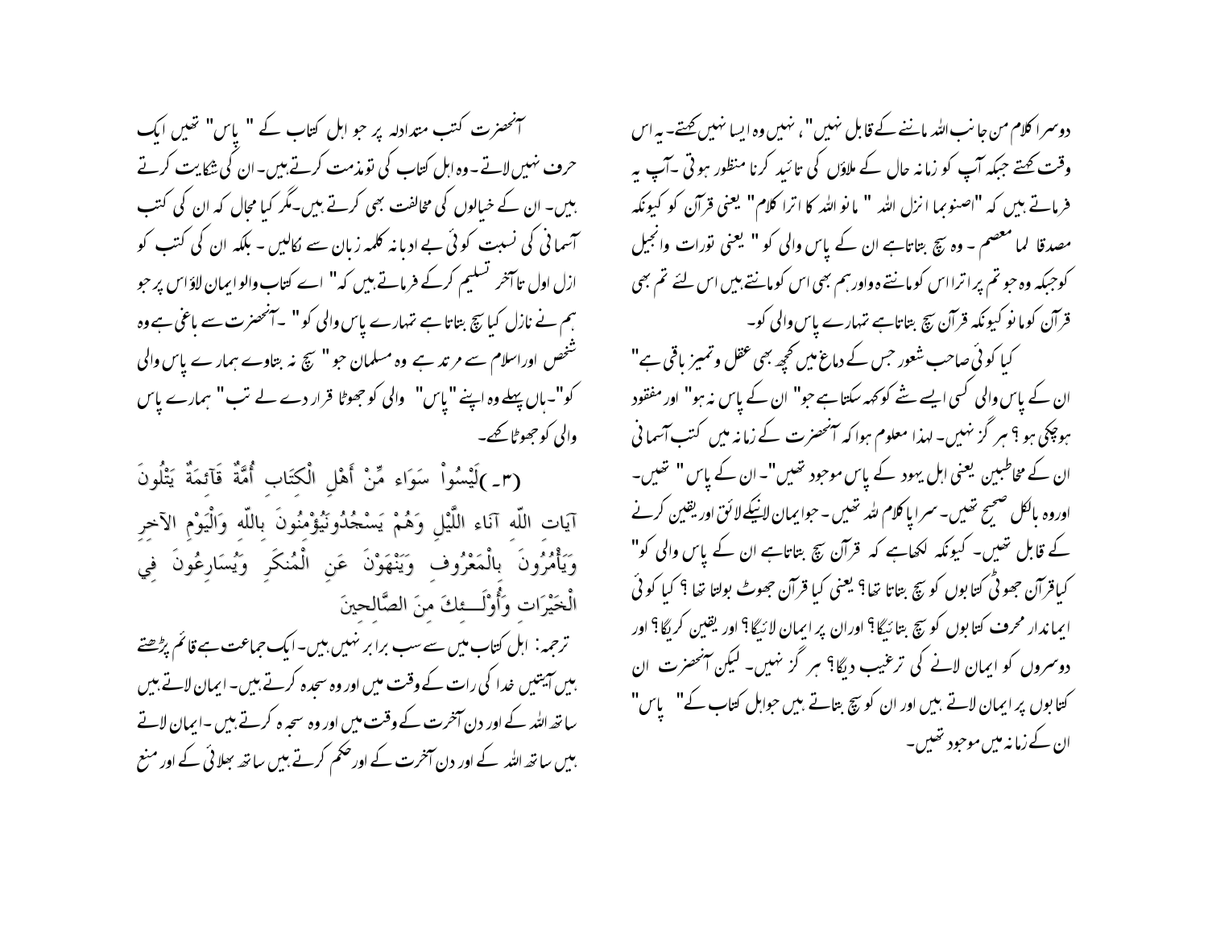دوسرا کلام من جانب اللہ ماننے کے قابل نہیں"، نہیں وہ ایسا نہیں کہتے۔ یہ اس وقت کہتے جبکہ آپ کو زمانہ حال کے ملاؤں کی تائید کرنا منظور ہوتی ۔آپ یہ فرماتے ہیں کہ "اصنوبما انزل اللہ " مانو اللہ کا اترا کلام" یعنی قرآن کو کیونکہ مصدقا لما معصم ۔ وہ سچ بتاتاہے ان کے پاس والی کو" یعنی تورات وانجیل کوجبکہ وہ جو تم پر اترا اس کو مانتے ہو اور ہم بھی اس کو مانتے ہیں اس لئے تم بھی قرآن کو مانو کیونکہ قرآن سچ بتاتاہے تمہارے پاس والی کو۔

کیا کوئی صاحب شعور جس کے دماغ میں کچھ بھی عقل وتمیز باقی ہے" ان کے پاس والی کسی ایسے شے کو کہہ سکتاہے جو" ان کے پاس نہ ہو" اور مفقود ہوچکی ہو ؟ ہر گز نہیں۔ لہذا معلوم ہوا کہ آنحضرت کے زمانہ میں کتب آسمانی ان کے مخاطبین یعنی اہل یہود کے پاس موجود تھیں"۔ ان کے پاس" تھیں۔ اوروہ بالکل صحیح تھیں۔ سراپا کلام للہ تھیں۔ جوایمان لانیکے لائق اوریقین کرنے کے قابل تھیں۔ کیونکہ لکھاہے کہ قرآن سچ بتاتاہے ان کے پاس والی کو" کیاقرآن جھوٹی کتابوں کو سچ بتاتا تھا؟ یعنی کیا قرآن جھوٹ بولتا تھا ؟ کیا کوئی ایماندار محرف کتابوں کو سچ بتائیگا؟ اوران پر ایمان لائیگا؟ اور یقین کریگا؟ اور دوسروں کو ایمان لانے کی ترغیب دیگا؟ ہر گز نہیں۔ لیکن آنحضرت ان کتابوں پر ایمان لاتے ہیں اور ان کو سچ بتاتے ہیں جواہل کتاب کے" پاس" ان کے زمانہ میں موجود تھیں۔

آنحضرت کتب متداولہ پر جو اہل کتاب کے " پاس" تھیں ایک حرف نہیں لاتے۔ وہ اہل کتاب کی تو مذمت کرتے ہیں۔ ان کی شکایت کرتے ہیں۔ ان کے خیالوں کی مخالفت بھی کرتے ہیں۔مگر کیا مجال کہ ان کی کتب آسمانی کی نسبت کوئی بے ادبانہ کلمہ زبان سے نکالیں ۔ بلکہ ان کی کتب کو ازل اول تا آخر تسلیم کرکے فرماتے ہیں کہ" اے کتاب والو ایمان لاؤ اس پر جو ہم نے نازل کیا سچ بتاتا ہے تمہارے پاس والی کو" ۔آنحضرت سے باغی ہے وہ شخص اوراسلام سے مرتد ہے وہ مسلمان جو" سچ نہ بتاوے ہمارے پاس والی کو"۔ہاں پہلے وہ اپنے "پاس" والی کو جھوٹا قرار دے لے تب" ہمارے پاس والی کو جھوٹا کہے۔

(۳۔)لَيْسُواْ سَوَاء مِّنْ أَهْلِ الْكِتَابِ أُمَّةٌ قَآئِمَةٌ يَتْلُونَ آيَاتِ اللّهِ آنَاء اللَّيْلِ وَهُمْ يَسْجُدُونَيُؤْمِنُونَ بِاللّهِ وَالْيَوْمِ الآخِرِ وَيَأْمُرُونَ بِالْمَعْرُوفِ وَيَنْهَوْنَ عَنِ الْمُنكَرِ وَيُسَارِعُونَ فِي الْخَيْرَاتِ وَأُوْلَـئِكَ مِنَ الصَّالِحِينَ

ترجمہ: اہل کتاب میں سے سب برابر نہیں ہیں۔ایک جماعت ہے قائم پڑھتے ہیں آیتیں خدا کی رات کے وقت میں اور وہ سجدہ کرتے ہیں۔ ایمان لاتے ہیں ساتھ اللہ کے اور دن آخرت کے وقت میں اور وہ سجدہ کرتے ہیں ۔ایمان لاتے ہیں ساتھ اللہ کے اور دن آخرت کے اور حکم کرتے ہیں ساتھ بھلائی کے اور منع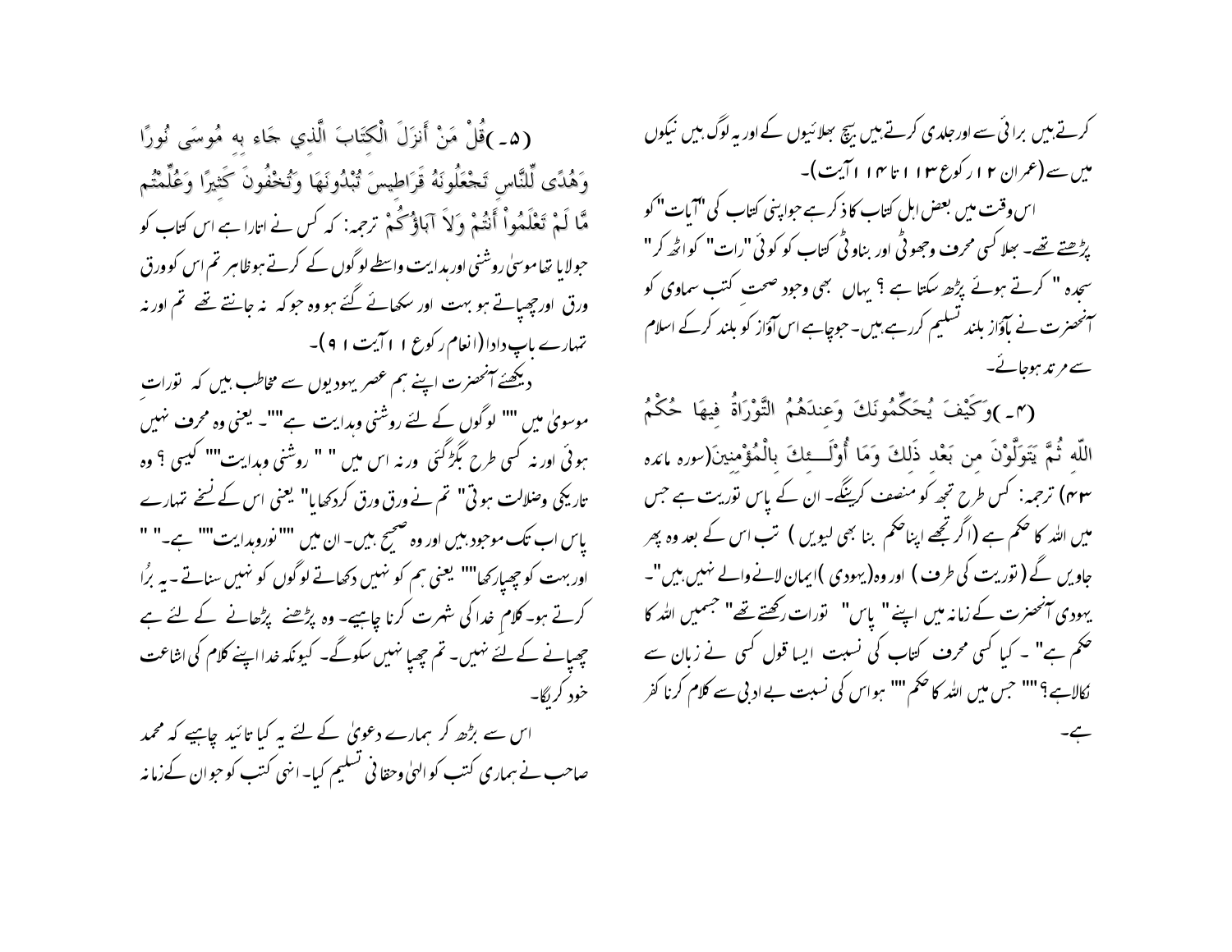کرتے ہیں برائی سے اور جلدی کرتے ہیں بیچ بھلائیوں کے اور یہ لوگ ہیں نیکوں میں سے (عمران ۱۲ رکوع ۱۳ ۱ تا ۱۴ ۱ آیت)۔

اس وقت میں بعض اہل کتاب کا ذکر ہے جو اپنی کتاب کی "آیات" کو پڑھتے تھے۔ بھلا کسی محرف وجھوٹی اور بناوٹی کتاب کو کوئی "رات" کو اٹھ کر" سجدہ " کرتے ہوئے پڑھ سکتا ہے ؟ یہاں بھی وجود صحت کتب سماوی کو آنحضرت نے باآواز بلند تسلیم کررہے ہیں۔ جو چاہے اس آواز کو بلند کرکے اسلام سے مرتد ہوجائے۔

(۴۔)وَكَيْفَ يُحَكِّمُونَكَ وَعِندَهُمُ التَّوْرَاةُ فِيهَا حُكْمُ اللّهِ ثُمَّ يَتَوَلَّوْنَ مِن بَعْدِ ذَلِكَ وَمَا أُوْلَـئِكَ بِالْمُؤْمِنِينَ(سورہ مائدہ ۴۳) ترجمہ: کس طرح تجھ کو منصف کرینگے۔ ان کے پاس توریت ہے جس میں اللہ کا حکم ہے (اگر تجھے اپنا حکم بنا بھی لیویں ) تب اس کے بعد وہ پھر جاویں گے ( توریت کی طرف ) اور وہ(یہودی )ایمان لانے والے نہیں ہیں"۔ یہودی آنحضرت کے زمانہ میں اپنے " پاس" تورات رکھتے تھے" جسمیں اللہ کا حکم ہے" ۔ کیا کسی محرف کتاب کی نسبت ایسا قول کسی نے زبان سے نکالاہے؟"" جس میں اللہ کا حکم "" ہو اس کی نسبت بے ادبی سے کلام کرنا کفر ہے۔

(۵۔)قُلْ مَنْ أَنزَلَ الْكِتَابَ الَّذِي جَاء بِهِ مُوسَى نُورًا وَهُدًى لِّلنَّاسِ تَجْعَلُونَهُ قَرَاطِيسَ تُبْدُونَهَا وَتُخْفُونَ كَثِيرًا وَعُلِّمْتُم مَّا لَمْ تَعْلَمُواْ أَنتُمْ وَلاَ آبَاؤُكُمْ ترجمہ: کہ کس نے اتارا ہے اس کتاب کو جو لایا تھا موسیٰ روشنی اورہدایت واسطے لوگوں کے کرتے ہو ظاہر تم اس کو ورق ورق اورچھپاتے ہو بہت اور سکھائے گئے ہو وہ جو کہ نہ جانتے تھے تم اور نہ تمہارے باپ دادا (انعام رکوع ۱ ۱ آیت ۱ ۹ )۔

دیکھئے آنحضرت اپنے ہم عصر یہودیوں سے مخاطب ہیں کہ تورات موسوی میں "" لوگوں کے لئے روشنی وہدایت ہے""۔ یعنی وہ محرف نہیں ہوئی اور نہ کسی طرح بگڑگئی ورنہ اس میں " " روشنی وہدایت"" کیسی ؟ وہ تاریکی وضلالت ہوتی" تم نے ورق ورق کردکھایا" یعنی اس کے نسخے تمہارے پاس اب تک موجود ہیں اور وہ صحیح ہیں۔ ان میں ""نوروہدایت"" ہے۔" " اور بہت کو چھپارکھا"" یعنی ہم کو نہیں دکھاتے لوگوں کو نہیں سناتے ۔ یہ بُرا کرتے ہو۔ کلام خدا کی شہرت کرنا چاہیے۔ وہ پڑھنے پڑھانے کے لئے ہے چھپانے کے لئے نہیں۔ تم چھپا نہیں سکوگے۔ کیونکہ خدا اپنے کلام کی اشاعت خود کریگا۔

اس سے بڑھ کر ہمارے دعویٰ کے لئے یہ کیا تائید چاہیے کہ محمد صاحب نے ہماری کتب کو الہیٰ وحقانی تسلیم کیا۔ انہی کتب کو جو ان کے زمانہ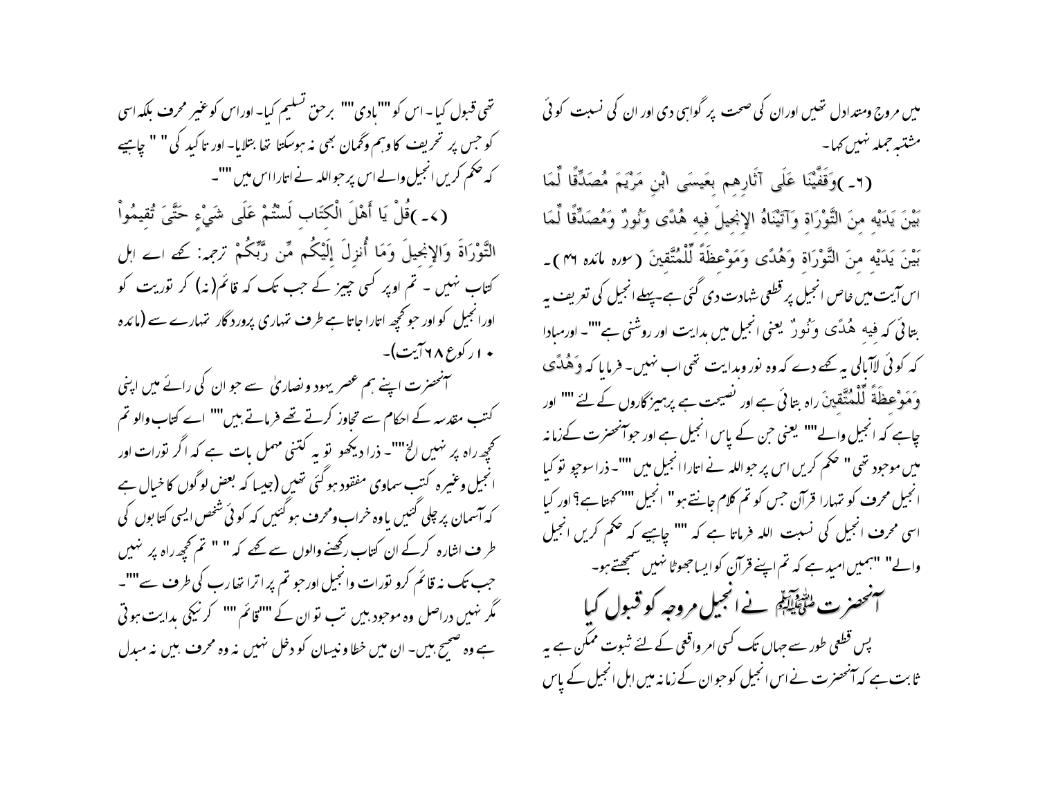میں مروج ومتداول تھیں اوران کی صحت پر گواہی دی اور ان کی نسبت کوئی مشتبہ جملہ نہیں کہا۔

(۶۔)وَقَفَّيْنَا عَلَى آثَارِهِم بِعَيسَى ابْنِ مَرْيَمَ مُصَدِّقًا لِّمَا بَيْنَ يَدَيْهِ مِنَ التَّوْرَاةِ وَآتَيْنَاهُ الإِنجِيلَ فِيهِ هُدًى وَنُورٌ وَمُصَدِّقًا لِّمَا بَيْنَ يَدَيْهِ مِنَ التَّوْرَاةِ وَهُدًى وَمَوْعِظَةً لِّلْمُتَّقِينَ (سورہ مائدہ ۴۶)۔ اس آیت میں خاص انجیل پر قطعی شہادت دی گئی ہے۔پہلے انجیل کی تعریف یہ بتائی کہ فِيهِ هُدًى وَنُورٌ یعنی انجیل میں ہدایت اور روشنی ہے""۔ اورمبادا کہ کوئی لاابالی یہ کہے دے کہ وہ نور وہدایت تھی اب نہیں۔ فرمایا کہ وَهُدًى وَمَوْعِظَةً لِّلْمُتَّقِينَ راہ بتائی ہے اور نصیحت ہے پرہیزگاروں کے لئے "" اور چاہیے کہ انجیل والے"" یعنی جن کے پاس انجیل ہے اور جوآنحضرت کےزمانہ میں موجود تھی " حکم کریں اس پر جو اللہ نے اتارا انجیل میں""۔ ذرا سوچو تو کیا انجیل محرف کو تمہارا قرآن جس کو تم کلام جانتے ہو " انجیل"" کہتا ہے؟ اور کیا اسی محرف انجیل کی نسبت اللہ فرماتا ہے کہ "" چاہیے کہ حکم کریں انجیل والے" "ہمیں امید ہے کہ تم اپنے قرآن کو ایسا جھوٹا نہیں سمجھتے ہو۔

## آنحضرت ﷺ نے انجیل مروجہ کو قبول کیا

پس قطعی طور سے جہاں تک کسی امر واقعی کے لئے ثبوت ممکن ہے یہ ثابت ہے کہ آنحضرت نے اس انجیل کو جو ان کے زمانہ میں اہل انجیل کے پاس تھی قبول کیا۔ اس کو ""ہادی"" برحق تسلیم کیا۔ اوراس کوغیر محرف بلکہ اسی کو جس پر تحریف کا وہم وگمان بھی نہ ہوسکتا تھا بتلایا۔ اور تاکید کی" " چاہیے کہ حکم کریں انجیل والے اس پر جو اللہ نے اتارا اس میں ""۔

(۷۔)قُلْ يَا أَهْلَ الْكِتَابِ لَسْتُمْ عَلَى شَيْءٍ حَتَّىَ تُقِيمُواْ التَّوْرَاةَ وَالإِنجِيلَ وَمَا أُنزِلَ إِلَيْكُم مِّن رَّبِّكُمْ ترجمہ: کہے اے اہل کتاب نہیں ۔ تم اوپر کسی چیز کے جب تک کہ قائم (نہ) کر توریت کو اورانجیل کو اور جوکچھ اتارا جاتا ہے طرف تمہاری پروردگار تمہارے سے (مائدہ ۱۰رکوع ۶۸آیت)۔

آنحضرت اپنے ہم عصر یہود ونصاریٰ سے جو ان کی رائے میں اپنی کتب مقدسہ کے احکام سے تجاوز کرتے تھے فرماتے ہیں"" اے کتاب والو تم کچھ راہ پر نہیں الخ""۔ ذرا دیکھو تو یہ کتنی مہمل بات ہے کہ اگر تورات اور انجیل وغیرہ کتب سماوی مفقود ہوگئی تھیں (جیسا کہ بعض لوگوں کا خیال ہے کہ آسمان پر چلی گئیں یا وہ خراب ومحرف ہوگئیں کہ کوئی شخص ایسی کتابوں کی طرف اشارہ کرکے ان کتاب رکھنے والوں سے کہے کہ " " تم کچھ راہ پر نہیں جب تک نہ قائم کرو تورات وانجیل اورجو تم پر اترا تمہارا رب کی طرف سے""۔ مگر نہیں دراصل وہ موجود ہیں تب تو ان کے ""قائم "" کرنیکی ہدایت ہوتی ہے وہ صحیح ہیں۔ ان میں خطا ونیسان کو دخل نہیں نہ وہ محرف ہیں نہ مبدل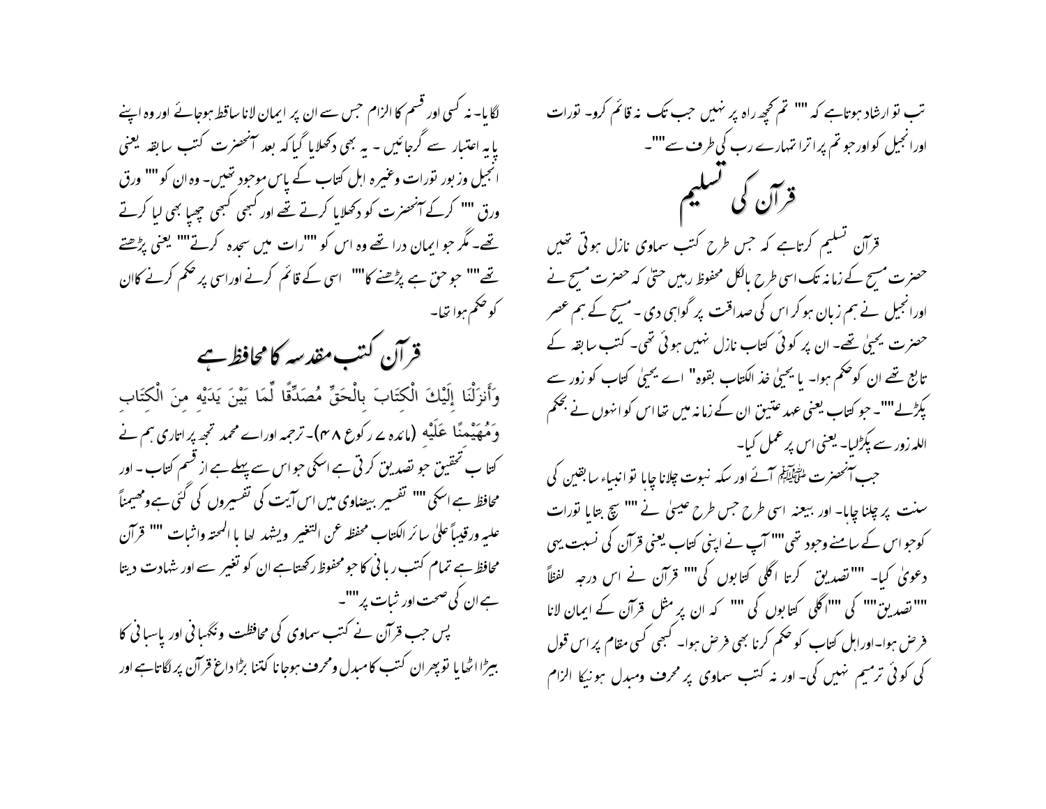تب تو ارشاد ہوتاہے کہ "" تم کچھ راہ پر نہیں جب تک نہ قائم کرو۔ توارت اورانجیل کواورجو تم پراترا تمہارے رب کی طرف سے""۔

## قرآن کی تسلیم

قرآن تسلیم کرتاہے کہ جس طرح کتب سماوی نازل ہوتی تھیں حضرت مسیح کے زمانہ تک اسی طرح بالکل محفوظ رہیں حتیٰ کہ حضرت مسیح نے اورانجیل نے ہم زبان ہوکر اس کی صداقت پر گواہی دی ۔ مسیح کے ہم عصر حضرت یحییٰ تھے۔ ان پر کوئی کتاب نازل نہیں ہوئی تھی۔ کتب سابقہ کے تابع تھے ان کوحکم ہوا۔ یا یحییٰ خذ الکتاب بقوہ" اے یحییٰ کتاب کو زور سے پکڑلے""۔ جو کتاب یعنی عہد عتیق ان کے زمانہ میں تھا اس کو انہوں نے بحکم اللہ زور سے پکڑلیا۔ یعنی اس پر عمل کیا۔

جب آنحضرت ﷺ آئے اور سکہ نبوت چلانا چاہا تو انبیاء سابقین کی سنت پر چلنا چاہا۔ اور بعینہ اسی طرح جس طرح عیسیٰ نے "" سچ بتایا توارت کوجو اس کے سامنے وجود تھی"" آپ نے اپنی کتاب یعنی قرآن کی نسبت یہی دعویٰ کیا۔ ""تصدیق کرتا اگلی کتابوں کی"" قرآن نے اس درجہ لفظاً ""تصدیق"" کی ""اگلی کتابوں کی "" کہ ان پر مثل قرآن کے ایمان لانا فرض ہوا۔اوراہل کتاب کو حکم کرنا بھی فرض ہوا۔ کبھی کسی مقام پر اس قول کی کوئی ترمیم نہیں کی۔ اور نہ کتب سماوی پر محرف ومبدل ہونیکا الزام لگایا۔ نہ کسی اور قسم کا الزام جس سے ان پر ایمان لانا ساقط ہوجائے اور وہ اپنے پایہ اعتبار سے گرجائیں ۔ یہ بھی دکھلایا گیاکہ بعد آنحضرت کتب سابقہ یعنی انجیل وزبور توارت وغیرہ اہل کتاب کے پاس موجود تھیں۔ وہ ان کو"" ورق ورق "" کرکے آنحضرت کو دکھلایا کرتے تھے اور کبھی کبھی چھپا بھی لیا کرتے تھے۔ مگر جو ایمان درا تھے وہ اس کو ""رات میں سجدہ کرتے"" یعنی پڑھتے تھے"" جو حق ہے پڑھنے کا"" اسی کے قائم کرنے اوراسی پر حکم کرنے کاان کو حکم ہوا تھا۔

## قرآن کتب مقدسہ کا محافظ ہے

وَأَنزَلْنَا إِلَيْكَ الْكِتَابَ بِالْحَقِّ مُصَدِّقًا لِّمَا بَيْنَ يَدَيْهِ مِنَ الْكِتَابِ وَمُهَيْمِنًا عَلَيْهِ (مائدہ ۷ رکوع ۴۸)۔ ترجمہ اوراے محمد تجھ پر اتاری ہم نے کتاب تحقیق جو تصدیق کرتی ہے اسکی جو اس سے پہلے ہے از قسم کتاب ۔ اور محافظ ہے اسکی "" تفسیر بیضاوی میں اس آیت کی تفسیروں کی گئی ہے ومھیمناً علیہ ورقیباً علیٰ سائر الکتاب محفظ عن التغیر ویشھد لھا با الصحتہ واثبات "" قرآن محافظ ہے تمام کتب ربانی کا جو محفوظ رکھتاہے ان کو تغیر سے اور شہادت دیتا ہے ان کی صحت اور ثبات پر""۔

پس جب قرآن نے کتب سماوی کی محافظت ونگہبانی اور پاسبانی کا بیڑا اٹھایا توپھر ان کتب کا مبدل ومحرف ہوجانا کتنا بڑا داغ قرآن پر لگاتاہے اور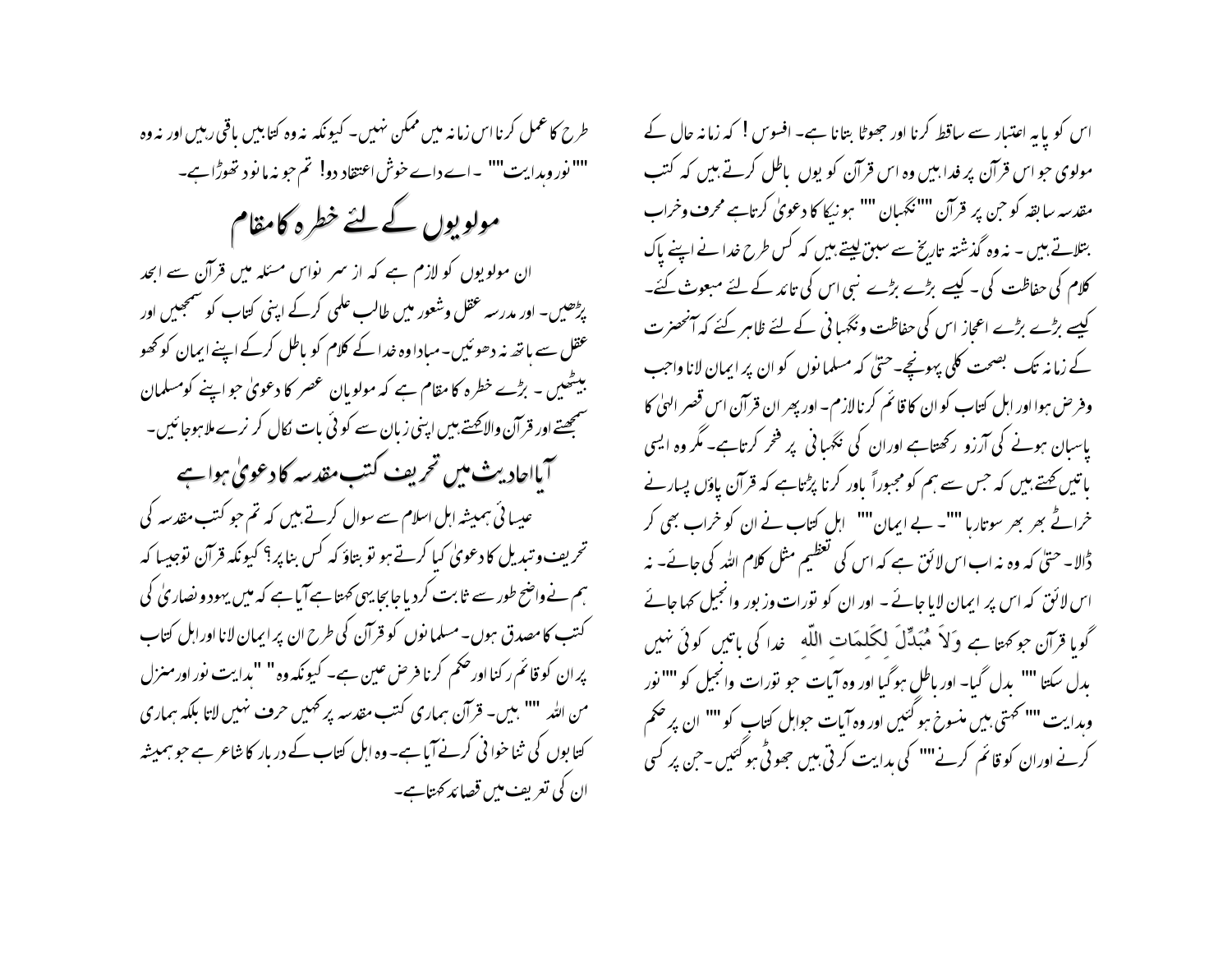اس کو پایہ اعتبار سے ساقط کرنا اور جھوٹا بتانا ہے۔ افسوس ! کہ زمانہ حال کے مولوی جو اس قرآن پر فدا ہیں وہ اس قرآن کو یوں باطل کرتے ہیں کہ کتب مقدسہ سابقہ کو جن پر قرآن ""نگہبان "" ہونیکا کا دعویٰ کرتاہے محرف وخراب بتلاتے ہیں ۔ نہ وہ گذشتہ تاریخ سے سبق لیتے ہیں کہ کس طرح خدا نے اپنے پاک کلام کی حفاظت کی ۔ کیسے بڑے بڑے نبی اس کی تائد کے لئے مبعوث کئے۔ کیسے بڑے بڑے اعجاز اس کی حفاظت ونگہبانی کے لئے ظاہر کئے کہ آنحضرت کے زمانہ تک بصحت کلی پہونچے۔ حتیٰ کہ مسلمانوں کو ان پر ایمان لانا واجب وفرض ہوا اور اہل کتاب کو ان کا قائم کرنا لازم۔ اور پھر ان قرآن اس قصر الہیٰ کا پاسبان ہونے کی آرزو رکھتاہے اوران کی نگہبانی پر فخر کرتاہے۔ مگر وہ ایسی باتیں کہتے ہیں کہ جس سے ہم کو مجبوراً باور کرنا پڑتاہے کہ قرآن پاؤں پسارنے خراٹے بھر بھر سوتارہا ""۔ بے ایمان"" اہل کتاب نے ان کو خراب بھی کر ڈالا۔ حتیٰ کہ وہ نہ اب اس لائق ہے کہ اس کی تعظیم مثل کلام اللہ کی جائے۔ نہ اس لائق کہ اس پر ایمان لایا جائے ۔ اور ان کو تورات وزبور وانجیل کہا جائے گویا قرآن جو کہتا ہے وَلاَ مُبَدِّلَ لِكَلِمَاتِ اللّهِ خدا کی باتیں کوئی نہیں بدل سکتا "" بدل گیا۔ اور باطل ہوگیا اور وہ آیات جو تورات وانجیل کو ""نور وہدایت "" کہتی ہیں منسوخ ہوگئیں اور وہ آیات جواہل کتاب کو "" ان پر حکم کرنے اوران کو قائم کرنے"" کی ہدایت کرتی ہیں جھوٹی ہوگئیں ۔جن پر کسی طرح کا عمل کرنا اس زمانہ میں ممکن نہیں۔ کیونکہ نہ وہ کتابیں باقی رہیں اور نہ وہ ""نور وہدایت"" ۔اے دائے خوش اعتقاد دوا! تم جو نہ مانو د تھوڑا ہے۔

## مولویوں کے لئے خطرہ کا مقام

ان مولویوں کو لازم ہے کہ از سر نواس مسئلہ میں قرآن سے ابجد پڑھیں۔ اور مدرسہ عقل وشعور میں طالب علمی کرکے اپنی کتاب کو سمجھیں اور عقل سے ہاتھ نہ دھوئیں۔ مبادا وہ خدا کے کلام کو باطل کرکے اپنے ایمان کو کھو بیٹھیں ۔ بڑے خطرہ کا مقام ہے کہ مولویان عصر کا دعویٰ جو اپنے کومسلمان سمجھتے اور قرآن والاکہتے ہیں اپنی زبان سے کوئی بات نکال کر نرے ملاہوجائیں۔

## آیااحادیث میں تحریف کتب مقدسہ کا دعویٰ ہوا ہے

عیسائی ہمیشہ اہل اسلام سے سوال کرتے ہیں کہ تم جو کتب مقدسہ کی تحریف وتبدیل کا دعویٰ کیا کرتے ہو تو بتاؤ کہ کس بنا پر؟ کیونکہ قرآن توجیسا کہ ہم نے واضح طور سے ثابت کردیا جابجا یہی کہتا ہے آیا ہے کہ میں یہود ونصاریٰ کی کتب کا مصدق ہوں۔ مسلمانوں کو قرآن کی طرح ان پر ایمان لانا اوراہل کتاب پر ان کو قائم رکنا اور حکم کرنا فرض عین ہے۔ کیونکہ وہ "ہدایت نور اور منزل من اللہ "" ہیں۔ قرآن ہماری کتب مقدسہ پر کہیں حرف نہیں لاتا بلکہ ہماری کتابوں کی ثنا خوانی کرنے آیا ہے۔ وہ اہل کتاب کے دربار کا شاعر ہے جو ہمیشہ ان کی تعریف میں قصائد کہتاہے۔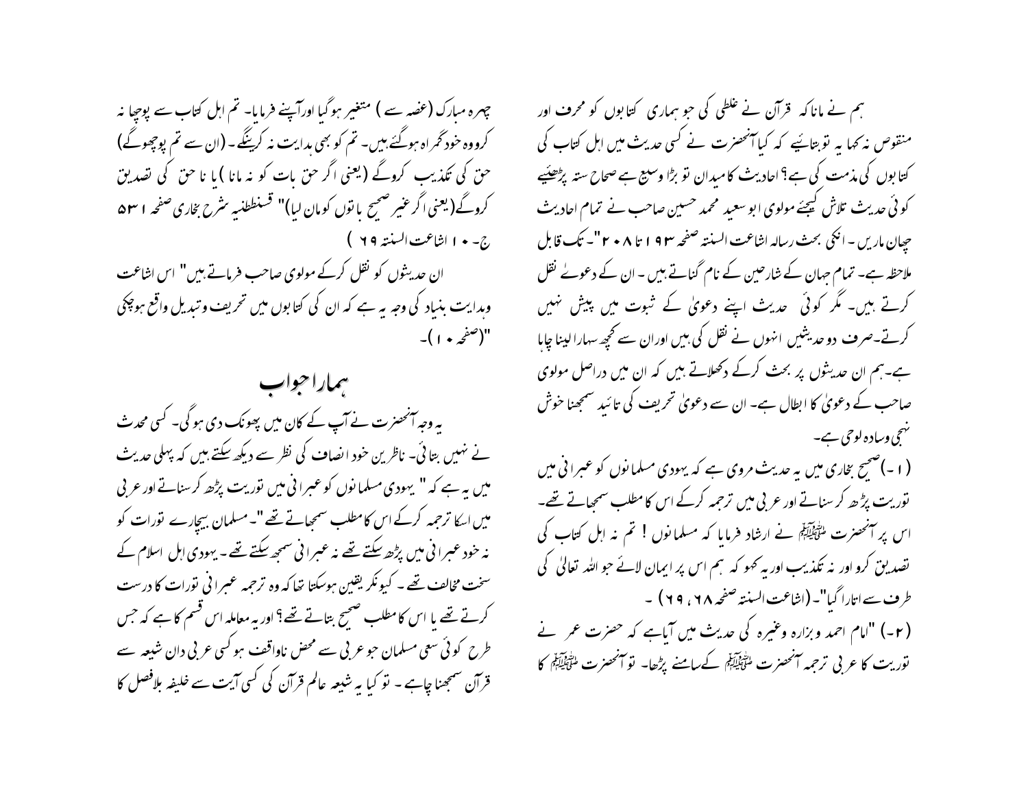ہم نے مانا کہ قرآن نے غلطی کی جو ہماری کتابوں کو محرف اور منقوص نہ کہا یہ تو بتائیے کہ کیا آنحضرت نے کسی حدیث میں اہل کتاب کی کتابوں کی مذمت کی ہے؟ احادیث کا میدان تو بڑا وسیع ہے صحاح ستہ پڑھیئے کوئی حدیث تلاش کیجئے مولوی ابو سعید محمد حسین صاحب نے تمام احادیث چھان ماریں ۔ انکی بحث رسالہ اشاعت السنتہ صفحہ ۱۹۳ تا ۲۰۸ "۔ تک قابل ملاحظہ ہے۔ تمام جہان کے شارحین کے نام گناتے ہیں ۔ ان کے دعوےٰ نقل کرتے ہیں۔ مگر کوئی حدیث اپنے دعویٰ کے ثبوت میں پیش نہیں کرتے۔صرف دو حدیثیں انہوں نے نقل کی ہیں اوران سے کچھ سہارا لینا چاہا ہے۔ہم ان حدیثوں پر بحث کرکے دکھلاتے ہیں کہ ان میں دراصل مولوی صاحب کے دعویٰ کا ابطال ہے۔ ان سے دعویٰ تحریف کی تائید سمجھنا خوش فہمی وسادہ لوحی ہے۔

(۱۔) صحیح بخاری میں یہ حدیث مروی ہے کہ یہودی مسلمانوں کو عبرانی میں توریت پڑھ کر سناتے اور عربی میں ترجمہ کرکے اس کا مطلب سمجھاتے تھے۔ اس پر آنحضرت ﷺ نے ارشاد فرمایا کہ مسلمانوں ! تم نہ اہل کتاب کی تصدیق کرو اور نہ تکذیب اور یہ کہو کہ ہم اس پر ایمان لائے جو اللہ تعالیٰ کی طرف سے اتارا گیا"۔ (اشاعت السنتہ صفحہ ۶۸، ۶۹) ۔

(۲۔) "امام احمد وبزارہ وغیرہ کی حدیث میں آیاہے کہ حضرت عمر نے توریت کا عربی ترجمہ آنحضرت ﷺ کےسامنے پڑھا۔ تو آنحضرت ﷺ کا چہرہ مبارک (غصہ سے ) متغیر ہوگیا اورآپنے فرمایا۔ تم اہل کتاب سے پوچھا نہ کرووہ خود گمراہ ہوگئے ہیں۔ تم کو بھی ہدایت نہ کرینگے ۔ (ان سے تم پوچھوگے) حق کی تکذیب کروگے (یعنی اگر حق بات کو نہ مانا ) یا ناحق کی تصدیق کروگے(یعنی اگر غیر صحیح باتوں کومان لیا)" قسطلطنیہ شرح بخاری صفحہ ۵۳۱ ج۔ ۱۰ اشاعت السنتہ ۶۹ )

ان حدیثوں کو نقل کرکے مولوی صاحب فرماتے ہیں" اس اشاعت وہدایت بنیاد کی وجہ یہ ہے کہ ان کی کتابوں میں تحریف وتبدیل واقع ہوچکی "(صفحہ ۱۰)۔

## ہمارا جواب

یہ وجہ آنحضرت نے آپ کے کان میں پھونک دی ہوگی۔ کسی محدث نے نہیں بتائی۔ ناظرین خود انصاف کی نظر سے دیکھ سکتے ہیں کہ پہلی حدیث میں یہ ہے کہ " یہودی مسلمانوں کو عبرانی میں توریت پڑھ کر سناتے اور عربی میں اسکا ترجمہ کرکے اس کا مطلب سمجھاتے تھے"۔ مسلمان بیچارے تورات کو نہ خود عبرانی میں پڑھ سکتے تھے نہ عبرانی سمجھ سکتے تھے ۔ یہودی اہل اسلام کے سخت مخالف تھے ۔ کیونکر یقین ہوسکتا تھا کہ وہ ترجمہ عبرانی تورات کا درست کرتے تھے یا اس کا مطلب صحیح بتاتے تھے؟ اور یہ معاملہ اس قسم کا ہے کہ جس طرح کوئی سنی مسلمان جو عربی سے محض ناواقف ہو کسی عربی دان شیعہ سے قرآن سمجھنا چاہے ۔ تو کیا یہ شیعہ عالم قرآن کی کسی آیت سے خلیفہ بلافصل کا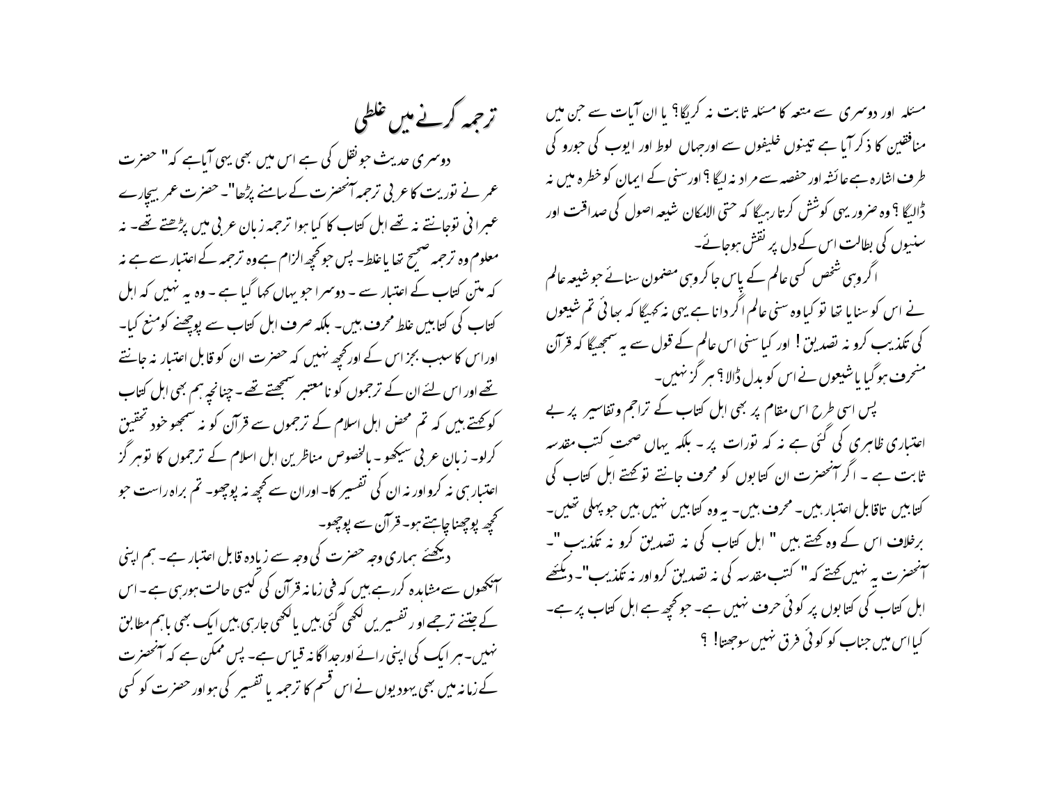مسئلہ اور دوسری سے متعہ کا مسئلہ ثابت نہ کریگا؟ یا ان آیات سے جن میں منافقین کا ذکر آیا ہے تینوں خلیفوں سے اورجہاں لوط اور ایوب کی جورو کی طرف اشارہ ہے عائشہ اور حفصہ سے مراد نہ لیگا؟ اور سنی کے ایمان کو خطرہ میں نہ ڈالیگا؟ وہ ضرور یہی کوشش کرتا رہیگا کہ حتی الامکان شیعہ اصول کی صداقت اور سنیوں کی بطالت اس کے دل پر نقش ہوجائے۔

اگر وہی شخص کسی عالم کے پاس جا کر وہی مضمون سنائے جو شیعہ عالم نے اس کو سنایا تھا تو کیا وہ سنی عالم اگر دانا ہے یہی نہ کہیگا کہ بھائی تم شیعوں کی تکذیب کرو نہ تصدیق! اور کیا سنی اس عالم کے قول سے یہ سمجھیگا کہ قرآن منحرف ہوگیا یا شیعوں نے اس کو بدل ڈالا؟ ہر گز نہیں۔

پس اسی طرح اس مقام پر بھی اہل کتاب کے تراجم وتفاسیر پر بے اعتباری ظاہری کی گئی ہے نہ کہ تورات پر۔ بلکہ یہاں صحت کتب مقدسہ ثابت ہے۔ اگر آنحضرت ان کتابوں کو محرف جانتے توکہتے اہل کتاب کی کتابیں ناقابل اعتبار ہیں۔ محرف ہیں۔ یہ وہ کتابیں نہیں ہیں جو پہلی تھیں۔ برخلاف اس کے وہ کہتے ہیں " اہل کتاب کی نہ تصدیق کرو نہ تکذیب"۔ آنحضرت یہ نہیں کہتے کہ " کتب مقدسہ کی نہ تصدیق کرو اور نہ تکذیب"۔ دیکھئے اہل کتاب کی کتابوں پر کوئی حرف نہیں ہے۔ جو کچھ ہے اہل کتاب پر ہے۔ کیا اس میں جناب کو کوئی فرق نہیں سوجھتا! ؟

## ترجمہ کرنے میں غلطی

دوسری حدیث جو نقل کی ہے اس میں بھی یہی آیاہے کہ" حضرت عمر نے توریت کا عربی ترجمہ آنحضرت کے سامنے پڑھا"۔ حضرت عمر بیچارے عبرانی توجانتے نہ تھے اہل کتاب کا کیا ہوا ترجمہ زبان عربی میں پڑھتے تھے۔ نہ معلوم وہ ترجمہ صحیح تھا یا غلط۔ پس جو کچھ الزام ہے وہ ترجمہ کے اعتبار سے ہے نہ کہ متن کتاب کے اعتبار سے۔ دوسرا جو یہاں کہا گیا ہے۔ وہ یہ نہیں کہ اہل کتاب کی کتابیں غلط محرف ہیں۔ بلکہ صرف اہل کتاب سے پوچھنے کو منع کیا۔ اوراس کا سبب بجز اس کے اور کچھ نہیں کہ حضرت ان کو قابل اعتبار نہ جانتے تھے اور اس لئے ان کے ترجموں کو نامعتبر سمجھتے تھے۔ چنانچہ ہم بھی اہل کتاب کوکہتے ہیں کہ تم محض اہل اسلام کے ترجموں سے قرآن کو نہ سمجھو خود تحقیق کرلو۔ زبان عربی سیکھو۔ بالخصوص مناظرین اہل اسلام کے ترجموں کا توہر گز اعتبار ہی نہ کرو اور نہ ان کی تفسیر کا۔ اوران سے کچھ نہ پوچھو۔ تم براہ راست جو کچھ پوچھنا چاہتے ہو۔ قرآن سے پوچھو۔

دیکھئے ہماری وجہ حضرت کی وجہ سے زیادہ قابل اعتبار ہے۔ ہم اپنی آنکھوں سے مشاہدہ کررہے ہیں کہ فی زمانہ قرآن کی کیسی حالت ہورہی ہے۔ اس کے جتنے ترجمے اور تفسیریں لکھی گئی ہیں یا لکھی جارہی ہیں ایک بھی باہم مطابق نہیں۔ ہر ایک کی اپنی رائے اور جداگانہ قیاس ہے۔ پس ممکن ہے کہ آنحضرت کے زمانہ میں بھی یہودیوں نے اس قسم کا ترجمہ یا تفسیر کی ہو اور حضرت کو کسی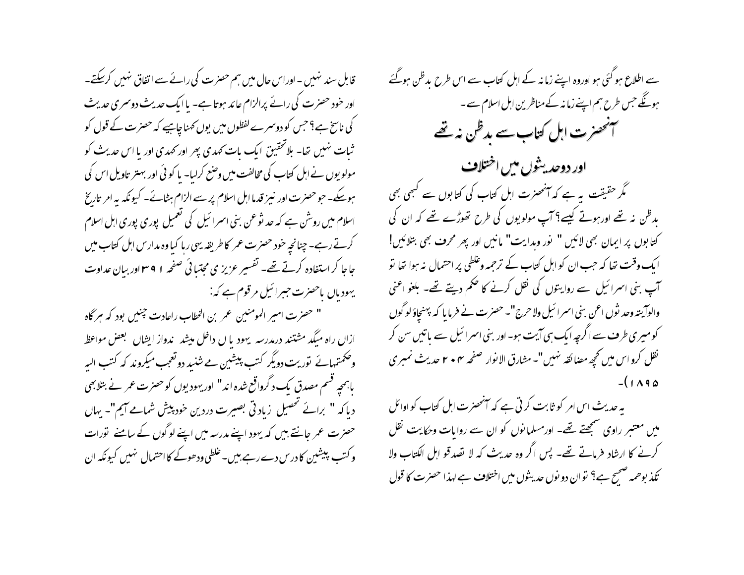سے اطلاع ہوگئی ہو اوروہ اپنے زمانہ کے اہل کتاب سے اس طرح بدظن ہوگئے ہونگے جس طرح ہم اپنے زمانہ کے مناظرین اہل اسلام سے۔

## آنحضرت اہل کتاب سے بدظن نہ تھے

## اور دوحدیثوں میں اختلاف

مگر حقیقت یہ ہے کہ آنحضرت اہل کتاب کی کتابوں سے کبھی بھی بدظن نہ تھے اورہوتے کیسے؟ آپ مولویوں کی طرح تھوڑے تھے کہ ان کی کتابوں پر ایمان بھی لائیں " نور وہدایت" مانیں اور پھر محرف بھی بتلائیں! ایک وقت تھا کہ جب ان کو اہل کتاب کے ترجمہ وغلطی پر احتمال نہ ہوا تھا تو آپ بنی اسرائیل سے روایتوں کی نقل کرنے کا حکم دیتے تھے۔ بلغو اعنی والوآیتہ وحدثوں اعن بنی اسرائیل ولاحرج"۔ حضرت نے فرمایا کہ پہنچاؤ لوگوں کو میری طرف سے اگرچہ ایک ہی آیت ہو۔ اور بنی اسرائیل سے باتیں سن کر نقل کرو اس میں کچھ مضائقہ نہیں"۔ مشارق الانوار صفحہ ۲۰۴ حدیث نمبری ۱۸۹۵)۔

یہ حدیث اس امر کو ثابت کرتی ہے کہ آنحضرت اہل کتاب کو اوائل میں معتبر راوی سمجھتے تھے۔ اورمسلمانوں کو ان سے روایات وحکایت نقل کرنے کا ارشاد فرماتے تھے۔ پس اگر وہ حدیث کہ لا تصدقو اہل الکتاب ولا تکذ بوھمہ صحیح ہے؟ تو ان دونوں حدیثوں میں اختلاف ہے لہذا حضرت کا قول قابل سند نہیں۔ اوراس حال میں ہم حضرت کی رائے سے اتفاق نہیں کرسکتے۔ اور خود حضرت کی رائے پرالزام عائد ہوتا ہے۔ یا ایک حدیث دوسری حدیث کی ناسخ ہے؟ جس کو دوسرے لفظوں میں یوں کہنا چاہیے کہ حضرت کے قول کو ثبات نہیں تھا۔ بلاتحقیق ایک بات کہدی پھر اور کہدی اور یا اس حدیث کو مولویوں نے اہل کتاب کی مخالفت میں وضع کرلیا۔ یا کوئی اور بہتر تاویل اس کی ہوسکے۔ جو حضرت اور نیز قدما اہل اسلام پر سے الزام ہٹائے۔ کیونکہ یہ امر تاریخ اسلام میں روشن ہے کہ حد ثوعن بنی اسرائیل کی تعمیل پوری پوری اہل اسلام کرتے رہے۔ چنانچہ خود حضرت عمر کا طریقہ یہی رہا کیا وہ مدارس اہل کتاب میں جا جا کر استفادہ کرتے تھے۔ تفسیر عزیزی مجتبائی صفحہ ۳۹۱ اور بیان عداوت یہودیاں باحضرت جبرائیل مرقوم ہے کہ:

" حضرت امیر المومنین عمر بن الخطاب راعادت چنیں بود کہ ہرگاہ ازاں راہ میگذ مشتند درمدرسہ یہود یا ں داخل میشد ندواز ایشاں بعض مواعظ وحکمتہائے توریت ودیگر کتب پیشین مے شنید وتعجب میکروند کہ کتب الیہ باہمچہ قسم مصدق یک دگرواقع شدہ اند" اوریہودیوں کو حضرت عمر نے بتلابھی دیا کہ " برائے تحصیل زیادتی بصیرت دردین خودپیش شمامے آیم"۔ یہاں حضرت عمر جانتے ہیں کہ یہود اپنے مدرسہ میں اپنے لوگوں کے سامنے تورات وکتب پیشین کا درس دے رہے ہیں۔ غلطی ودھوکے کا احتمال نہیں کیونکہ ان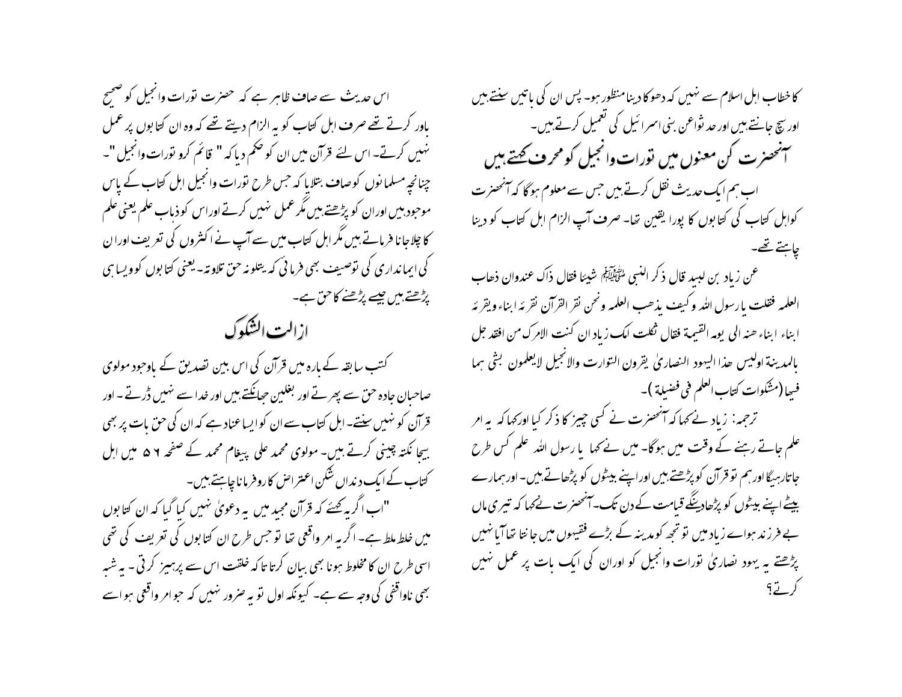کا خطاب اہل اسلام سے نہیں کہ دھوکا دینا منظور ہو۔ پس ان کی باتیں سنتے ہیں اور سچ جانتے ہیں اور حد ثواعن بنی اسرائیل کی تعمیل کرتے ہیں۔

## آنحضرت کن معنوں میں تورات وانجیل کو محرف کھتے ہیں

اب ہم ایک حدیث نقل کرتے ہیں جس سے معلوم ہوگا کہ آنحضرت کواہل کتاب کی کتابوں کا پورا یقین تھا۔ صرف آپ الزام اہل کتاب کو دینا چاہتے تھے۔

عن زیاد بن لبید قال ذکر النبی ﷺ شیئا فقال ذاک عندوان ذھاب العلمہ فقلت یارسول اللہ وکیف یذھب العلمہ ونحن نقر القرآن نقریۂ ابناء ویقریۂ ابناء ابناء ھنہ الی یوم القیمۃ فقال ثکلت امک زیاد ان کنت الامرک من افقد جل بالمدینۃ اولیس ھذا الیھود النصاریٰ یقرون التوارت والانجیل لایعلمون بشی ھما فیھا (مشکوات کتاب العلم فی فضیلۃ)۔

ترجمہ: زیاد نے کہا کہ آنحضرت نے کسی چیز کا ذکر کیا اورکہا کہ یہ امر علم جاتے رہنے کے وقت میں ہوگا۔ میں نے کہا یا رسول اللہ علم کس طرح جاتارہیگا اور ہم تو قرآن کو پڑھتے ہیں اوراپنے بیٹوں کو پڑھاتے ہیں۔ اورہمارے بیٹے اپنے بیٹوں کو پڑھادینگے قیامت کے دن تک۔ آنحضرت نےکہا کہ تیری ماں بے فرزند ہواے زیاد میں تو تجھ کومدینہ کے بڑے فقیہوں میں جانتا تھا آیا نہیں پڑھتے یہ یہود نصاریٰ تورات وانجیل کو اوران کی ایک بات پر عمل نہیں کرتے؟

اس حدیث سے صاف ظاہر ہے کہ حضرت تورات وانجیل کو صحیح باور کرتے تھے صرف اہل کتاب کو یہ الزام دیتے تھے کہ وہ ان کتابوں پر عمل نہیں کرتے۔ اس لئے قرآن میں ان کو حکم دیا کہ " قائم کرو تورات وانجیل "۔ چنانچہ مسلمانوں کو صاف بتلایا کہ جس طرح تورات وانجیل اہل کتاب کے پاس موجود ہیں اوران کو پڑھتے ہیں مگر عمل نہیں کرتے اوراس کوذہاب علم یعنی علم کا چلاجانا فرماتے ہیں مگر اہل کتاب میں سے آپ نے اکثروں کی تعریف اوران کی ایمانداری کی توصیف بھی فرمائی کہ یتلونہ حق تلاوتہ۔ یعنی کتابوں کو ویسا ہی پڑھتے ہیں جیسے پڑھنے کا حق ہے۔

## ازالت الشکوک

کتب سابقہ کے بارہ میں قرآن کی اس بین تصدیق کے باوجود مولوی صاحبان جادہ حق سے پھرتے اور بغلیں جھانکتے ہیں اور خدا سے نہیں ڈرتے۔ اور قرآن کو نہیں سنتے۔ اہل کتاب سے ان کو ایسا عناد ہے کہ ان کی حق بات پر بھی بیجا نکتہ چینی کرتے ہیں۔ مولوی محمد علی پیغام محمد کے صفحہ ۵۶ میں اہل کتاب کے ایک دنداں شکن اعتراض کا روفرمانا چاہتے ہیں۔

"اب اگر یہ کھئے کہ قرآن مجید میں یہ دعویٰ نہیں کیا گیا کہ ان کتابوں میں خلط ملط ہے۔ اگر یہ امر واقعی تھا تو جس طرح ان کتابوں کی تعریف کی تھی اسی طرح ان کا مخلوط ہونا بھی بیان کرتا تاکہ خلقت اس سے پرہیز کرتی۔ یہ شبہ بھی ناواقفی کی وجہ سے ہے۔ کیونکہ اول تو یہ ضرور نہیں کہ جوامر واقعی ہواسے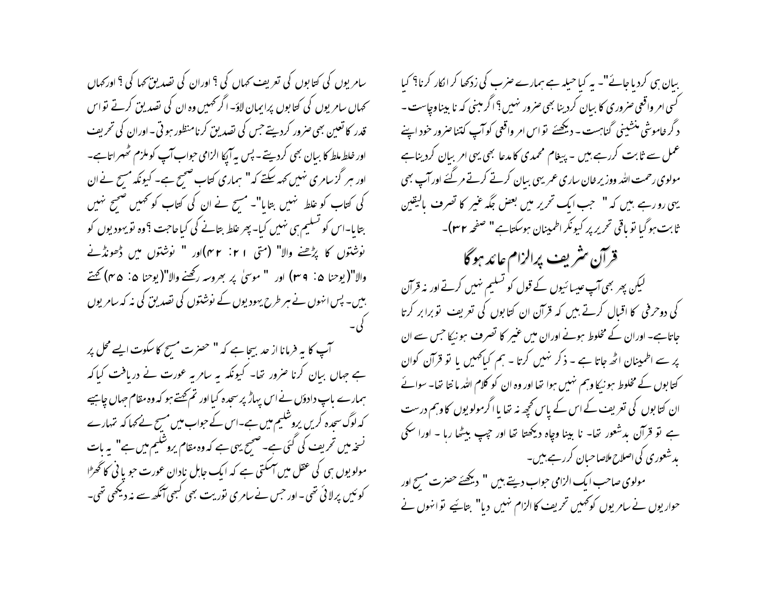بیان ہی کر دیا جائے"۔ یہ کیا حیلہ ہے ہمارے ضرب کی زد کھا کر انکار کرنا؟ کیا کسی امر واقعی ضروری کا بیان کر دینا بھی ضرور نہیں؟ اگر مبنی کہ نا بینا وچاست ۔ دگر خاموشی منشینی گناہست ۔ دیکھئے تو اس امر واقعی کو آپ کتنا ضرور خود اپنے عمل سے ثابت کررہے ہیں ۔ پیغام محمدی کا مدعا بھی یہی امر بیان کر دینا ہے مولوی رحمت اللہ ووزیر خان ساری عمر یہی بیان کرتے کرتے مرگئے اور آپ بھی یہی رو رہے ہیں کہ " جب ایک تحریر میں بعض جگہ غیر کا تصرف بالیقین ثابت ہو گیا تو باقی تحریر پر کیونکر اطمینان ہوسکتاہے" صفحہ ۳۲)۔

## قرآن شریف پر الزام عائد ہوگا

لیکن پھر بھی آپ عیسائیوں کے قول کو تسلیم نہیں کرتے اور نہ قرآن کی دوحرفی کا اقبال کرتے ہیں کہ قرآن ان کتابوں کی تعریف توبرابر کرتا جاتاہے۔ اوران کے مخلوط ہونے اوران میں غیر کا تصرف ہونیکا جس سے ان پر سے اطمینان اٹھ جاتا ہے ۔ ذکر نہیں کرتا ۔ ہم کیاکہیں یا تو قرآن کوان کتابوں کے مخلوط ہونیکا وہم نہیں ہوا تھا اور وہ ان کو کلام اللہ مانتا تھا۔ سوائے ان کتابوں کی تعریف کے اس کے پاس کچھ نہ تھا یا اگر مولویوں کا وہم درست ہے تو قرآن بدشعور تھا۔ نا بینا وچاہ دیکھتا تھا اور چپ بیٹھا رہا ۔ اور اسکی بدشعوری کی اصلاح ملاصاحبان کررہے ہیں۔

مولوی صاحب ایک الزامی جواب دیتے ہیں " دیکھئے حضرت مسیح اور حواریوں نے سامریوں کوکہیں تحریف کا الزام نہیں دیا" بتائیے توانہوں نے سامریوں کی کتابوں کی تعریف کہاں کی ؟ اوران کی تصدیق کہا کی ؟ اورکہاں کہاں سامریوں کی کتابوں پرایمان لاؤ۔ اگرکہیں وہ ان کی تصدیق کرتے تو اس قدر کا تعین بھی ضرور کردیتے جس کی تصدیق کرنا منظور ہوتی ۔ اوران کی تحریف اور خلط ملط کا بیان بھی کردیتے ۔ پس یہ آپکا الزامی جواب آپ کو ملزم ٹھہراتاہے۔ اور ہر گز سامری نہیں کہہ سکتے کہ" ہماری کتاب صحیح ہے۔ کیونکہ مسیح نے ان کی کتاب کو غلط نہیں بتایا"۔ مسیح نے ان کی کتاب کو کہیں صحیح نہیں بتایا۔اس کو تسلیم ہی نہیں کیا۔ پھر غلط بتانے کی کیا حاجت ؟وہ تو یہودیوں کو نوشتوں کا پڑھنے والا" (متی ۲۱: ۴۲)اور " نوشتوں میں ڈھونڈنے والا"(یوحنا ۵: ۳۹) اور " موسیٰ پر بھروسہ رکھنے والا"(یوحنا ۵: ۴۵) کہتے ہیں۔ پس انہوں نے ہر طرح یہودیوں کے نوشتوں کی تصدیق کی نہ کہ سامریوں کی۔

آپ کا یہ فرمانا از حد بیجا ہے کہ " حضرت مسیح کا سکوت ایسے محل پر ہے جہاں بیان کرنا ضرور تھا۔ کیونکہ یہ سامریہ عورت نے دریافت کیا کہ ہمارے باپ دادوں نے اس پہاڑ پر سجدہ کیا اور تم کہتے ہو کہ وہ مقام جہاں چاہیے کہ لوگ سجدہ کریں یروشلیم میں ہے۔اس کے جواب میں مسیح نے کہا کہ تمہارے نسخہ میں تحریف کی گئی ہے۔ صحیح یہی ہے کہ وہ مقام یروشلیم میں ہے" یہ بات مولویوں ہی کی عقل میں آسکتی ہے کہ ایک جاہل نادان عورت جو پانی کا گھڑا کوئیں پر لائی تھی ۔ اور جس نے سامری توریت بھی کبھی آنکھ سے نہ دیکھی تھی۔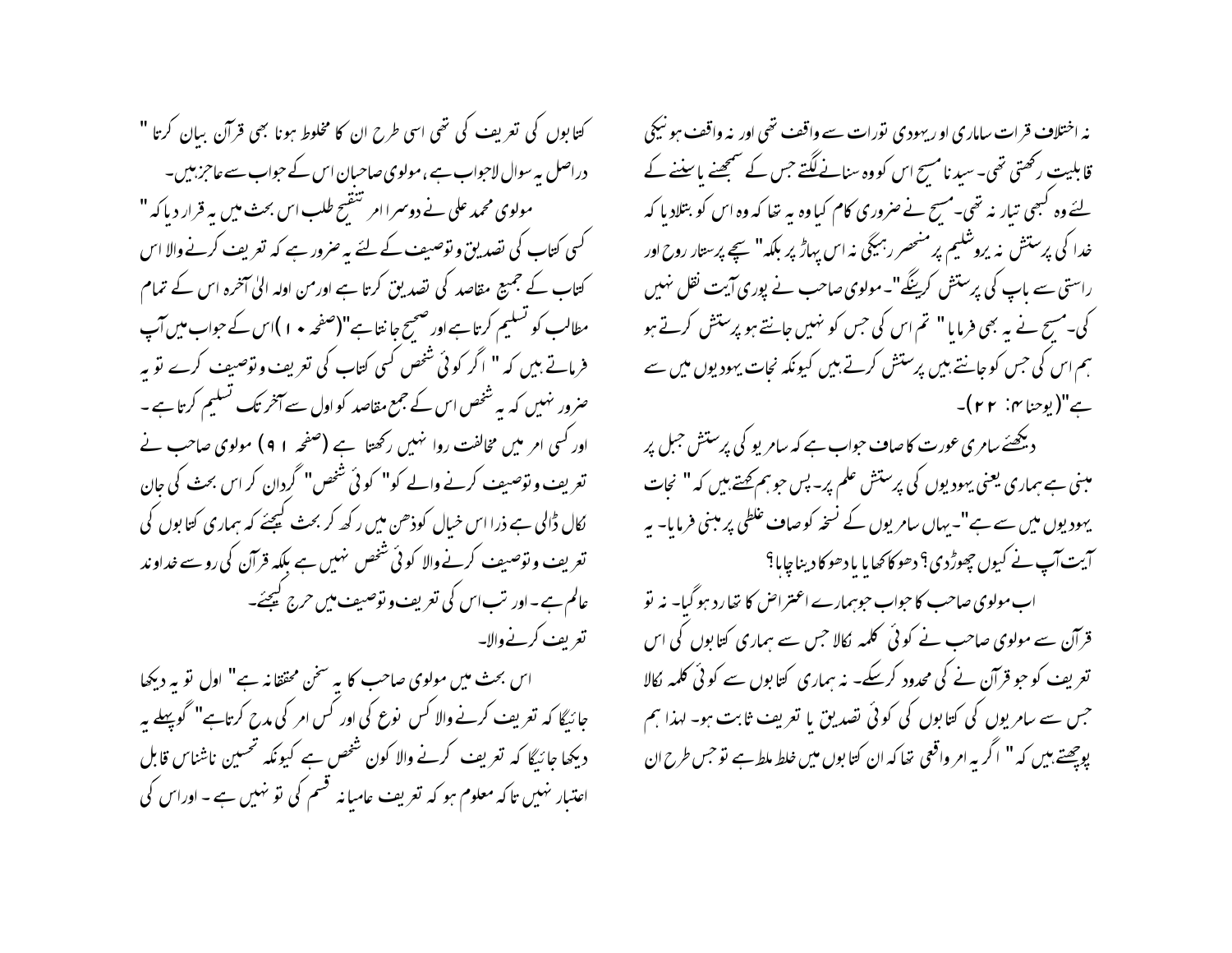نہ اختلاف قرات ساماری او ریہودی تورات سے واقف تھی اور نہ واقف ہونیکی قابلیت رکھتی تھی۔ سیدنا مسیح اس کو وہ سنانے لگتے جس کے سمجھنے یا سننے کے لئے وہ کبھی تیار نہ تھی۔ مسیح نے ضروری کام کیا وہ یہ تھا کہ وہ اس کو بتلادیا کہ خدا کی پرستش نہ یروشلیم پر منحصر رہیگی نہ اس پہاڑ پر بلکہ" سچے پرستار روح اور راستی سے باپ کی پرستش کرینگے"۔ مولوی صاحب نے پوری آیت نقل نہیں کی۔ مسیح نے یہ بھی فرمایا" تم اس کی جس کو نہیں جانتے ہو پرستش کرتے ہو ہم اس کی جس کو جانتے ہیں پرستش کرتے ہیں کیونکہ نجات یہودیوں میں سے ہے"(یوحنا ۴: ۲۲)۔

دیکھئے سامری عورت کا صاف جواب ہے کہ سامریو کی پرستش جہل پر مبنی ہے ہماری یعنی یہودیوں کی پرستش علم پر۔ پس جو ہم کہتے ہیں کہ" نجات یہودیوں میں سے ہے"۔ یہاں سامریوں کے نسخہ کو صاف غلطی پر مبنی فرمایا۔ یہ آیت آپ نے کیوں چھوڑدی؟ دھوکا کھایا یا دھوکا دینا چاہا؟

اب مولوی صاحب کا جواب جوہمارے اعتراض کا تھا رد ہوگیا۔ نہ تو قرآن سے مولوی صاحب نے کوئی کلمہ نکالا جس سے ہماری کتابوں کی اس تعریف کو جو قرآن نے کی محدود کرسکے۔ نہ ہماری کتابوں سے کوئی کلمہ نکالا جس سے سامریوں کی کتابوں کی کوئی تصدیق یا تعریف ثابت ہو۔ لہذا ہم پوچھتے ہیں کہ" اگر یہ امر واقعی تھا کہ ان کتابوں میں خلط ملط ہے تو جس طرح ان کتابوں کی تعریف کی تھی اسی طرح ان کا مخلوط ہونا بھی قرآن بیان کرتا"

دراصل یہ سوال لاجواب ہے، مولوی صاحبان اس کے جواب سے عاجز ہیں۔

مولوی محمد علی نے دوسرا امر تنقیح طلب اس بحث میں یہ قرار دیا کہ" کسی کتاب کی تصدیق وتوصیف کے لئے یہ ضرور ہے کہ تعریف کرنے والا اس کتاب کے جمیع مقاصد کی تصدیق کرتا ہے اورمن اولہ الی آخرہ اس کے تمام مطالب کو تسلیم کرتا ہے اور صحیح جانتا ہے"(صفحہ ۱۰)اس کے جواب میں آپ فرماتے ہیں کہ " اگر کوئی شخص کسی کتاب کی تعریف وتوصیف کرے تو یہ ضرور نہیں کہ یہ شخص اس کے جمع مقاصد کو اول سے آخر تک تسلیم کرتا ہے۔ اور کسی امر میں مخالفت روا نہیں رکھتا ہے (صفحہ ۱۹) مولوی صاحب نے تعریف وتوصیف کرنے والے کو" کوئی شخص" گردان کر اس بحث کی جان نکال ڈالی ہے ذرا اس خیال کوذہن میں رکھ کر بحث کیجئے کہ ہماری کتابوں کی تعریف وتوصیف کرنے والا کوئی شخص نہیں ہے بلکہ قرآن کی رو سے خداوند عالم ہے۔ اور تب اس کی تعریف وتوصیف میں حرج کیجئے۔

تعریف کرنے والا۔

اس بحث میں مولوی صاحب کا یہ سخن محققانہ ہے" اول تو یہ دیکھا جائیگا کہ تعریف کرنے والا کس نوع کی اور کس امر کی مدح کرتاہے" گوپہلے یہ دیکھا جائیگا کہ تعریف کرنے والا کون شخص ہے کیونکہ تحسین ناشناس قابل اعتبار نہیں تاکہ معلوم ہو کہ تعریف عامیانہ قسم کی تو نہیں ہے۔ اوراس کی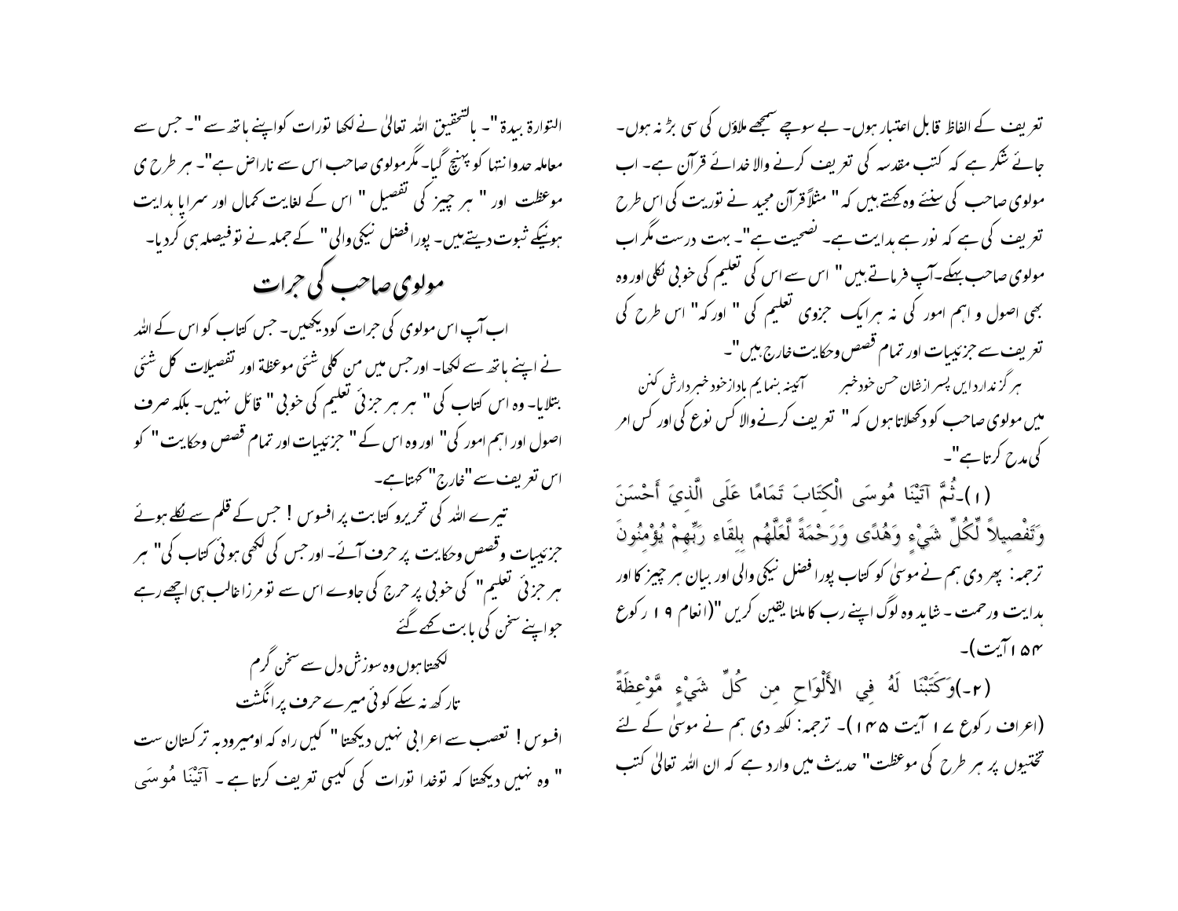تعریف کے الفاظ قابل اعتبار ہوں۔ بے سوچے سمجھے ملاؤں کی سی بڑ نہ ہوں۔ جائے شکر ہے کہ کتب مقدسہ کی تعریف کرنے والا خدائے قرآن ہے۔ اب مولوی صاحب کی سنئے وہ کہتے ہیں کہ " مثلاً قرآن مجید نے توریت کی اس طرح تعریف کی ہے کہ نور ہے ہدایت ہے۔ نصیحت ہے"۔ بہت درست مگر اب مولوی صاحب بہکے۔آپ فرماتے ہیں " اس سے اس کی تعلیم کی خوبی نکلی اور وہ بھی اصول و اہم امور کی نہ ہرایک جزوی تعلیم کی " اور کہ " اس طرح کی تعریف سے جزئیات اور تمام قصص وحکایت خارج ہیں"۔

ہر گز ندارد ایں پسر ازشان حسن خودخبر آئینہ بنمایم بادازخود خبردارش کنن

میں مولوی صاحب کو دکھلاتا ہوں کہ " تعریف کرنے والا کس نوع کی اور کس امر کی مدح کرتا ہے"۔

(۱)۔ثُمَّ آتَيْنَا مُوسَى الْكِتَابَ تَمَامًا عَلَى الَّذِيَ أَحْسَنَ وَتَفْصِيلاً لِّكُلِّ شَيْءٍ وَهُدًى وَرَحْمَةً لَّعَلَّهُم بِلِقَاء رَبِّهِمْ يُؤْمِنُونَ ترجمہ: پھر دی ہم نے موسیٰ کو کتاب پورا فضل نیکی والی اور بیان ہر چیز کا اور ہدایت ورحمت ۔ شاید وہ لوگ اپنے رب کا ملنا یقین کریں "(انعام ۱۹ رکوع ۱۵۴ آیت)۔

(۲۔)وَكَتَبْنَا لَهُ فِي الأَلْوَاحِ مِن كُلِّ شَيْءٍ مَّوْعِظَةً (اعراف رکوع ۱۷ آیت ۱۴۵)۔ ترجمہ: لکھ دی ہم نے موسیٰ کے لئے تختیوں پر ہر طرح کی موعظت" حدیث میں وارد ہے کہ ان اللہ تعالیٰ کتب التوارة بیدة"۔ بالتحقیق اللہ تعالیٰ نے لکھا تورات کواپنے ہاتھ سے "۔ جس سے معاملہ حدوانتہا کو پہنچ گیا۔ مگرمولوی صاحب اس سے ناراض ہے"۔ ہر طرح ی موعظت اور " ہر چیز کی تفصیل " اس کے لغایت کمال اور سراپا ہدایت ہونیکے ثبوت دیتےہیں۔ پورا فضل نیکی والی" کے جملہ نے توفیصلہ ہی کردیا۔

## مولوی صاحب کی جرات

اب آپ اس مولوی کی جرات کودیکھیں۔ جس کتاب کو اس کے اللہ نے اپنے ہاتھ سے لکھا۔ اور جس میں من کلی شئی موعظة اور تفصیلات کل شئی بتلایا۔ وہ اس کتاب کی " ہر ہر جزئی تعلیم کی خوبی " قائل نہیں۔ بلکہ صرف اصول اور اہم امور کی" اور وہ اس کے " جزئیات اور تمام قصص وحکایت " کو اس تعریف سے "خارج "کہتاہے۔

تیرے اللہ کی تحریرو کتابت پر افسوس ! جس کے قلم سے نکلے ہوئے جزئیات وقصص وحکایت پر حرف آئے۔ اور جس کی لکھی ہوئی کتاب کی" ہر ہر جزئی تعلیم" کی خوبی پر حرج کی جاوے اس سے تو مرزا غالب ہی اچھے رہے جواپنے سخن کی بابت کہے گئے

لکھتا ہوں وہ سوزش دل سے سخن گرم
تار کھ نہ سکے کوئی میرے حرف پر انگشت

افسوس ! تعصب سے اعرابی نہیں دیکھتا " کیں راہ کہ اومیرود بہ ترکستان ست " وہ نہیں دیکھتا کہ توخدا تورات کی کیسی تعریف کرتا ہے ۔ آتَيْنَا مُوسَى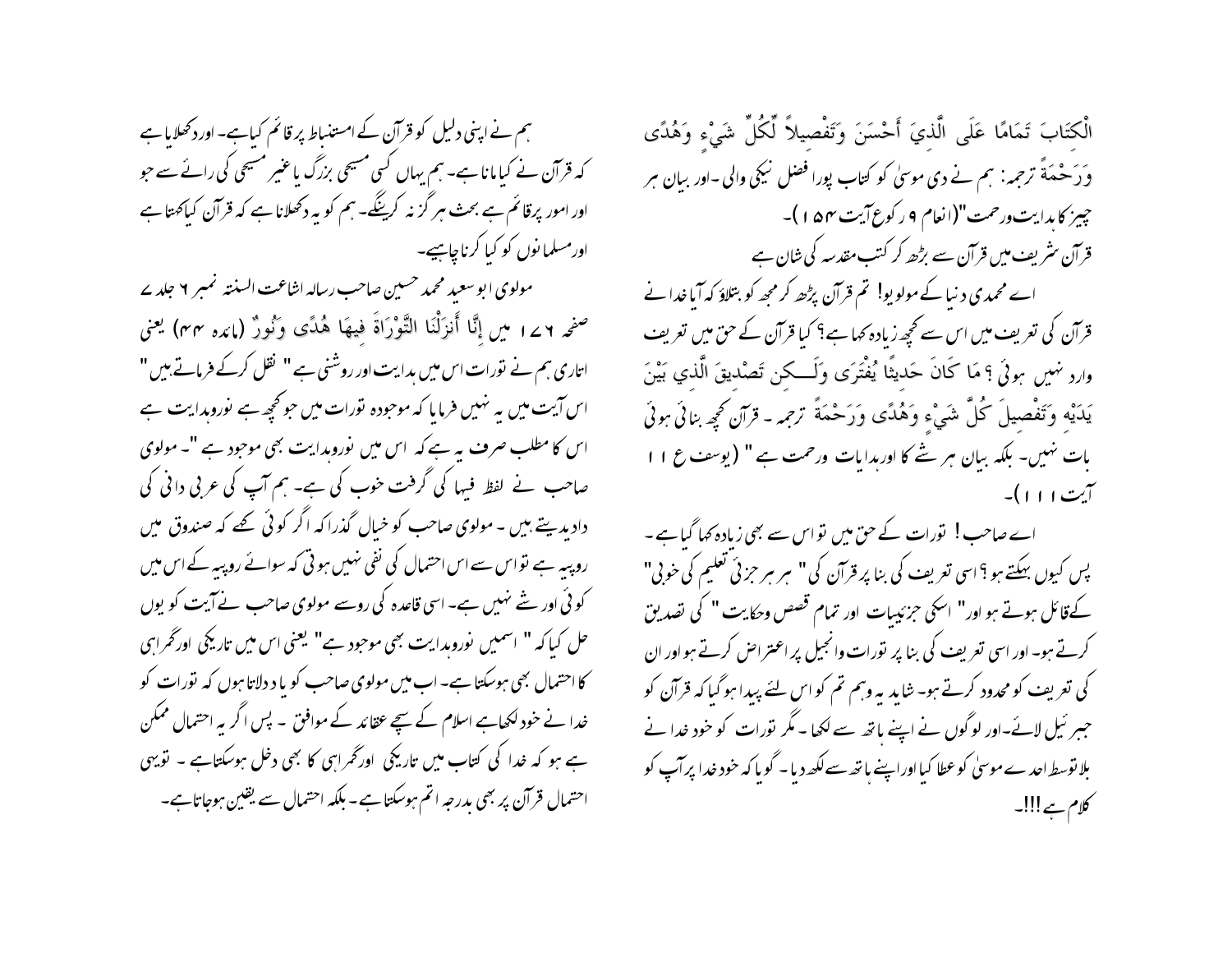الْكِتَابَ تَمَامًا عَلَى الَّذِيَ أَحْسَنَ وَتَفْصِيلاً لِّكُلِّ شَيْءٍ وَهُدًى وَرَحْمَةً ترجمہ: ہم نے دی موسیٰ کو کتاب پورا فضل نیکی والی - اور بیان ہر چیز کا ہدایت ورحمت "(انعام ۹ رکوع آیت ۱۵۴)-

قرآن شریف میں قرآن سے بڑھ کر کتب مقدسہ کی شان ہے

اے محمدی دنیا کے مولویو! تم قرآن پڑھ کر مجھ کو بتلاؤ کہ آیا خدا نے قرآن کی تعریف میں اس سے کچھ زیادہ کہا ہے؟ کیا قرآن کے حق میں تعریف وارد نہیں ہوئی ؟ مَا كَانَ حَدِيثًا يُفْتَرَى وَلَـكِن تَصْدِيقَ الَّذِي بَيْنَ يَدَيْهِ وَتَفْصِيلَ كُلَّ شَيْءٍ وَهُدًى وَرَحْمَةً ترجمہ - قرآن کچھ بنائی ہوئی بات نہیں- بلکہ بیان ہر شئے کا اورہدایات ورحمت ہے " (یوسف ع ۱۱ آیت ۱۱۱)-

اے صاحب! توراۃ کے حق میں تو اس سے بھی زیادہ کہا گیا ہے- پس کیوں بہکتے ہو؟ اسی تعریف کی بنا پر قرآن کی " ہر ہر جزئی تعلیم کی خوبی" کے قائل ہوتے ہو اور" اسکی جزئیات اور تمام قصص وحکایت " کی تصدیق کرتے ہو- اور اسی تعریف کی بنا پر توراۃ وانجیل پر اعتراض کرتے ہو اور ان کی تعریف کو محدود کرتے ہو- شاید یہ وہم تم کو اس لئے پیدا ہوگیا کہ قرآن کو جبرئیل لائے- اور لوگوں نے اپنے ہاتھ سے لکھا- مگر توراۃ کو خود خدا نے بلاتوسط احدے موسیٰ کو عطا کیا اور اپنے ہاتھ سے لکھ دیا- گویا کہ خود خدا پر آپ کو کلام ہے !!!-

ہم نے اپنی دلیل کو قرآن کے استنباط پر قائم کیا ہے- اور دکھلایا ہے کہ قرآن نے کیا مانا ہے- ہم یہاں کسی مسیحی بزرگ یا غیر مسیحی کی رائے سے جو اور امور پر قائم ہے بحث ہر گز نہ کرینگے- ہم کو یہ دکھلانا ہے کہ قرآن کیا کہتا ہے اور مسلمانوں کو کیا کرنا چاہیے-

مولوی ابو سعید محمد حسین صاحب رسالہ اشاعت السنتہ نمبر ۶ جلد ۷ صفحہ ۱۷۶ میں إِنَّا أَنزَلْنَا التَّوْرَاةَ فِيهَا هُدًى وَنُورٌ (مائدہ ۴۴) یعنی اتاری ہم نے توراۃ اس میں ہدایت اور روشنی ہے" نقل کرکے فرماتے ہیں" اس آیت میں یہ نہیں فرمایا کہ موجودہ توراۃ میں جو کچھ ہے نورو ہدایت ہے اس کا مطلب صرف یہ ہے کہ اس میں نورو ہدایت بھی موجود ہے "- مولوی صاحب نے لفظ فیہا کی گرفت خوب کی ہے- ہم آپ کی عربی دانی کی داد دیتے ہیں - مولوی صاحب کو خیال گذرا کہ اگر کوئی کہے کہ صندوق میں روپیہ ہے تو اس سے اس احتمال کی نفی نہیں ہوتی کہ سوائے روپیہ کے اس میں کوئی اور شئے نہیں ہے- اسی قاعدہ کی روسے مولوی صاحب نے آیت کو یوں حل کیا کہ " اسمیں نورو ہدایت بھی موجود ہے" یعنی اس میں تاریکی اور گمراہی کا احتمال بھی ہوسکتا ہے- اب میں مولوی صاحب کو یاد دلاتا ہوں کہ توراۃ کو خدا نے خود لکھا ہے اسلام کے سچے عقائد کے موافق - پس اگر یہ احتمال ممکن ہے ہو کہ خدا کی کتاب میں تاریکی اور گمراہی کا بھی دخل ہوسکتا ہے - تو یہی احتمال قرآن پر بھی بدرجہ اتم ہوسکتا ہے- بلکہ احتمال سے یقین ہوجاتا ہے-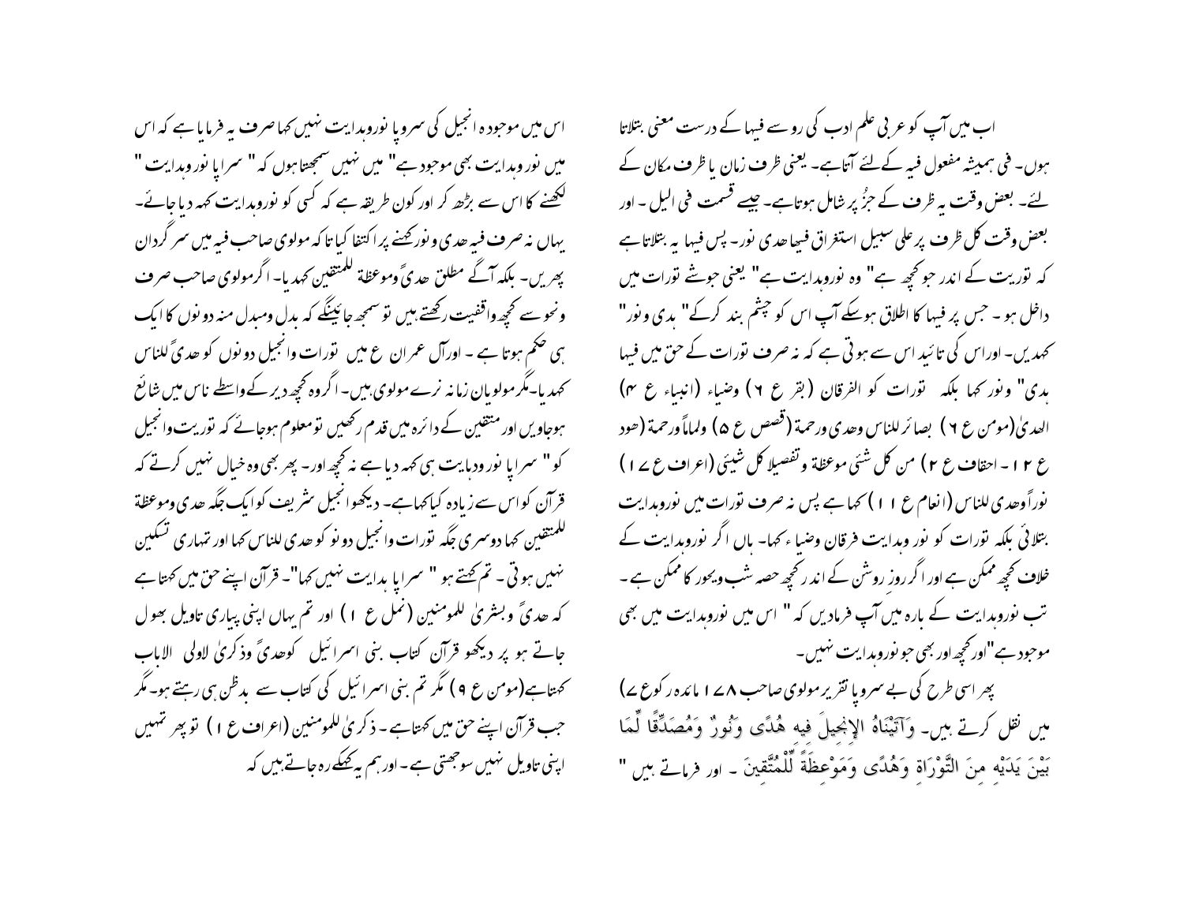اب میں آپ کو عربی علم ادب کی رو سے فیہا کے درست معنی بتلاتا ہوں۔ فی ہمیشہ مفعول فیہ کے لئے آتا ہے۔ یعنی ظرف زمان یا ظرف مکان کے لئے۔ بعض وقت یہ ظرف کے جزُ پر شامل ہوتا ہے۔ جیسے قسمت فی الیل ۔ اور بعض وقت کل ظرف پر علی سبیل استغراق فیہا ھدی نور۔ پس فیہا یہ بتلاتا ہے کہ توریت کے اندر جو کچھ ہے" وہ نورہدایت ہے" یعنی جوشے تورات میں داخل ہو ۔ جس پر فیہا کا اطلاق ہوسکے آپ اس کو چشم بند کرکے" ہدی ونور" کہدیں۔ اوراس کی تائید اس سے ہوتی ہے کہ نہ صرف تورات کے حق میں فیہا ہدی" ونور کہا بلکہ تورات کو الفرقان (بقر ع ۶) وضیاء (انبیاء ع ۴) الھدیٰ(مومن ع ۶) بصائرللناس وھدی ورحمۃ (قصص ع ۵) ولماماً ورحمۃ (ھود ع ۲ ا ۔ احقاف ع ۲) من کل شیئی موعظۃ وتفصیلا کل شیئی (اعراف ع ۱۷) نوراًوھدی للناس (انعام ع ۱۱) کہا ہے پس نہ صرف تورات میں نورہدایت بتلائی بلکہ تورات کو نور وہدایت فرقان وضیاء کہا۔ ہاں اگر نورہدایت کے خلاف کچھ ممکن ہے اور اگر روز روشن کے اندر کچھ حصہ شب دیجور کا ممکن ہے ۔ تب نورہدایت کے بارہ میں آپ فرمادیں کہ " اس میں نورہدایت میں بھی موجود ہے"اور کچھ اور بھی جو نورہدایت نہیں۔

پھر اسی طرح کی بے سروپا تقریر مولوی صاحب ۱۷۸ مائدہ رکوع ۷) میں نقل کرتے ہیں۔ وَآتَيْنَاهُ الإِنجِيلَ فِيهِ هُدًى وَنُورٌ وَمُصَدِّقًا لِّمَا بَيْنَ يَدَيْهِ مِنَ التَّوْرَاةِ وَهُدًى وَمَوْعِظَةً لِّلْمُتَّقِينَ ۔ اور فرماتے ہیں " اس میں موجودہ انجیل کی سروپا نورہدایت نہیں کہا صرف یہ فرمایا ہے کہ اس میں نور وہدایت بھی موجود ہے" میں نہیں سمجھتا ہوں کہ " سراپا نور وہدایت " لکھنے کا اس سے بڑھ کر اور کون طریقہ ہے کہ کسی کو نورہدایت کہہ دیا جائے۔ یہاں نہ صرف فیہ ھدی ونورکہنے پر اکتفا کیا تا کہ مولوی صاحب فیہ میں سر گردان پھریں۔ بلکہ آگے مطلق ھدیً وموعظۃ للمتقین کہدیا۔ اگرمولوی صاحب صرف ونحو سے کچھ واقفیت رکھتے ہیں تو سمجھ جائینگے کہ بدل ومبدل منہ دونوں کا ایک ہی حکم ہوتا ہے ۔ اورآل عمران ع میں تورات وانجیل دونوں کو ھدیً للناس کہدیا۔مگر مولویان زمانہ نرے مولوی ہیں۔ اگروہ کچھ دیر کے واسطے ناس میں شائع ہوجاویں اور متقین کے دائرہ میں قدم رکھیں تومعلوم ہوجائے کہ توریت وانجیل کو" سراپا نور ودہایت ہی کہہ دیا ہے نہ کچھ اور۔ پھر بھی وہ خیال نہیں کرتے کہ قرآن کواس سے زیادہ کیاکہاہے۔ دیکھو انجیل شریف کوایک جگہ ھدی وموعظۃ للمتقین کہا دوسری جگہ تورات وانجیل دونو کو ھدی للناس کہا اور تمہاری تسکین نہیں ہوتی ۔ تم کہتے ہو " سراپا ہدایت نہیں کہا"۔ قرآن اپنے حق میں کہتا ہے کہ ھدیً وبشریٰ للمومنین (نمل ع ۱) اور تم یہاں اپنی پیاری تاویل بھول جاتے ہو پر دیکھو قرآن کتاب بنی اسرائیل کوھدیً وذکریٰ لاولی الالباب کہتاہے(مومن ع ۹) مگر تم بنی اسرائیل کی کتاب سے بدظن ہی رہتے ہو۔مگر جب قرآن اپنے حق میں کہتاہے ۔ ذکریٰ للمومنین (اعراف ع ۱) توپھر تمہیں اپنی تاویل نہیں سوجھتی ہے۔ اورہم یہ کہکے رہ جاتے ہیں کہ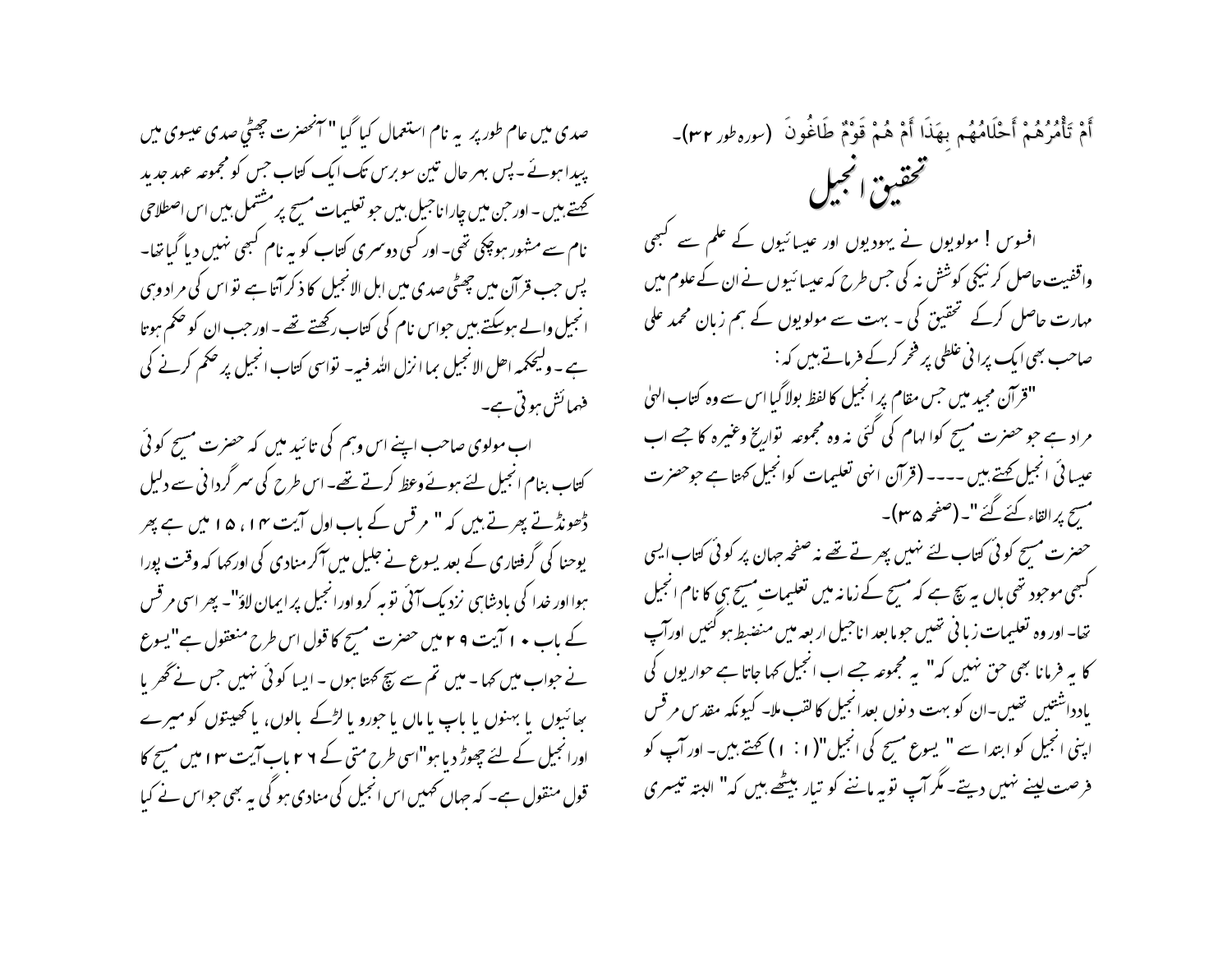أَمْ تَأْمُرُهُمْ أَحْلَامُهُم بِهَذَا أَمْ هُمْ قَوْمٌ طَاغُونَ (سورہ طور ۳۲)۔

# تحقیق انجیل

افسوس ! مولویوں نے یہودیوں اور عیسائیوں کے علم سے کبھی واقفیت حاصل کرنیکی کوشش نہ کی جس طرح کہ عیسائیوں نے ان کے علوم میں مہارت حاصل کرکے تحقیق کی ۔ بہت سے مولویوں کے ہم زبان محمد علی صاحب بھی ایک پرانی غلطی پر فخر کرکے فرماتے ہیں کہ :

"قرآن مجید میں جس مقام پر انجیل کا لفظ بولا گیا اس سے وہ کتاب الہیٰ مراد ہے جو حضرت مسیح کو الہام کی گئی نہ وہ مجموعہ تواریخ وغیرہ کا جسے اب عیسائی انجیل کہتے ہیں ۔۔۔۔ (قرآن انہی تعلیمات کو انجیل کہتا ہے جو حضرت مسیح پر القاء کئے گئے "۔ (صفحہ ۳۵)۔

حضرت مسیح کوئی کتاب لئے نہیں پھرتے تھے نہ صفحہ جہان پر کوئی کتاب ایسی کبھی موجود تھی ہاں یہ سچ ہے کہ مسیح کے زمانہ میں تعلیماتِ مسیح ہی کا نام انجیل تھا۔ اور وہ تعلیمات زبانی تھیں جو مابعد اناجیل اربعہ میں منضبط ہوگئیں اور آپ کا یہ فرمانا بھی حق نہیں کہ" یہ مجموعہ جسے اب انجیل کہا جاتا ہے حواریوں کی یادداشتیں تھیں۔ان کو بہت دنوں بعد انجیل کا لقب ملا۔ کیونکہ مقدس مرقس اپنی انجیل کو ابتدا سے " یسوع مسیح کی انجیل"(۱ : ۱) کہتے ہیں۔ اور آپ کو فرصت لینے نہیں دیتے۔ مگر آپ تو یہ ماننے کو تیار بیٹھے ہیں کہ" البتہ تیسری صدی میں عام طور پر یہ نام استعمال کیا گیا " آنحضرت چھٹی صدی عیسوی میں پیدا ہوئے ۔ پس بہر حال تین سو برس تک ایک کتاب جس کو مجموعہ عہد جدید کہتے ہیں ۔ اور جن میں چار اناجیل ہیں جو تعلیمات مسیح پر مشتمل ہیں اس اصطلاحی نام سے مشہور ہوچکی تھی۔ اور کسی دوسری کتاب کو یہ نام کبھی نہیں دیا گیا تھا۔ پس جب قرآن میں چھٹی صدی میں اہل الانجیل کا ذکر آتا ہے تو اس کی مراد وہی انجیل والے ہوسکتے ہیں جو اس نام کی کتاب رکھتے تھے ۔ اور جب ان کو حکم ہوتا ہے ۔ ولیحکمہ اھل الانجیل بما انزل اللہ فیہ۔ تو اسی کتاب انجیل پر حکم کرنے کی فہمائش ہوتی ہے۔

اب مولوی صاحب اپنے اس وہم کی تائید میں کہ حضرت مسیح کوئی کتاب بنام انجیل لئے ہوئے وعظ کرتے تھے۔ اس طرح کی سر گردانی سے دلیل ڈھونڈتے پھرتے ہیں کہ " مرقس کے باب اول آیت ۱۴ ، ۱۵ میں ہے پھر یوحنا کی گرفتاری کے بعد یسوع نے جلیل میں آکر منادی کی اورکہا کہ وقت پورا ہوا اور خدا کی بادشاہی نزدیک آئی توبہ کرو اورانجیل پر ایمان لاؤ"۔ پھر اسی مرقس کے باب ۱۰ آیت ۲۹ میں حضرت مسیح کا قول اس طرح منقول ہے"یسوع نے جواب میں کہا ۔ میں تم سے سچ کہتا ہوں ۔ ایسا کوئی نہیں جس نے گھر یا بھائیوں یا بہنوں یا باپ یا ماں یا جورو یا لڑکے بالوں، یا کھیتوں کو میرے اورانجیل کے لئے چھوڑ دیا ہو"اسی طرح متی کے ۲۶ باب آیت ۱۳ میں مسیح کا قول منقول ہے۔ کہ جہاں کہیں اس انجیل کی منادی ہوگی یہ بھی جو اس نے کیا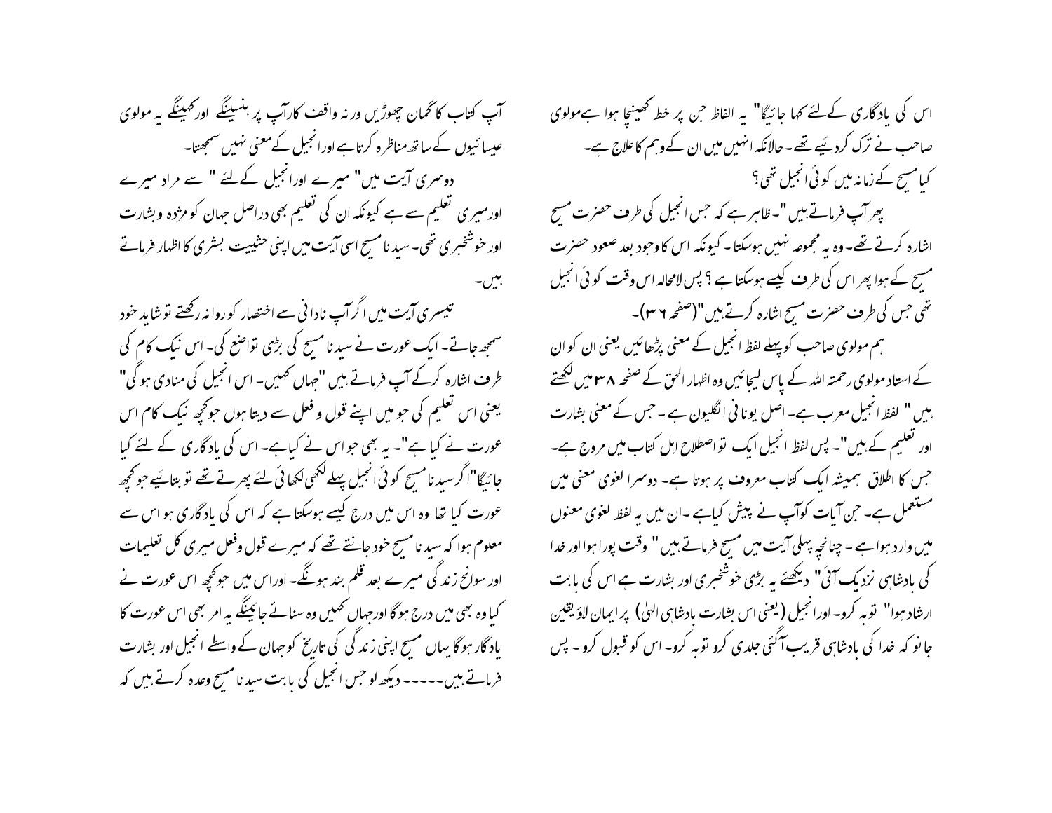اس کی یادگاری کے لئے کہا جائیگا" یہ الفاظ جن پر خط کھینچا ہوا ہے مولوی صاحب نے ترک کردئیے تھے۔ حالانکہ انہیں میں ان کے وہم کا علاج ہے۔

کیا مسیح کے زمانہ میں کوئی انجیل تھی؟

پھر آپ فرماتے ہیں "۔ ظاہر ہے کہ جس انجیل کی طرف حضرت مسیح اشارہ کرتے تھے۔ وہ یہ مجموعہ نہیں ہوسکتا۔ کیونکہ اس کا وجود بعد صعود حضرت مسیح کے ہوا پھر اس کی طرف کیسے ہوسکتا ہے؟ پس لامحالہ اس وقت کوئی انجیل تھی جس کی طرف حضرت مسیح اشارہ کرتے ہیں"(صفحہ ۳۶)۔

ہم مولوی صاحب کو پہلے لفظ انجیل کے معنی پڑھائیں یعنی ان کو ان کے استاد مولوی رحمتہ اللہ کے پاس لیجائیں وہ اظہار الحق کے صفحہ ۳۸ میں لکھتے ہیں " لفظ انجیل معرب ہے۔ اصل یونانی انگلیون ہے۔ جس کے معنی بشارت اور تعلیم کے ہیں"۔ پس لفظ انجیل ایک تو اصطلاح اہل کتاب میں مروج ہے۔ جس کا اطلاق ہمیشہ ایک کتاب معروف پر ہوتا ہے۔ دوسرا لغوی معنی میں مستعمل ہے۔ جن آیات کو آپ نے پیش کیا ہے۔ ان میں یہ لفظ لغوی معنوں میں وارد ہوا ہے۔ چنانچہ پہلی آیت میں مسیح فرماتے ہیں " وقت پورا ہوا اور خدا کی بادشاہی نزدیک آئی" دیکھئے یہ بڑی خوشخبری اور بشارت ہے اس کی بابت ارشاد ہوا" توبہ کرو۔ اور انجیل (یعنی اس بشارت بادشاہی الہیٰ) پر ایمان لاؤ یقین جانو کہ خدا کی بادشاہی قریب آگئی جلدی کرو توبہ کرو۔ اس کو قبول کرو۔ پس آپ کتاب کا گمان چھوڑیں ورنہ واقف کار آپ پر ہنسینگے اور کہینگے یہ مولوی عیسائیوں کے ساتھ مناظرہ کرتا ہے اور انجیل کے معنی نہیں سمجھتا۔

دوسری آیت میں" میرے اور انجیل کے لئے " سے مراد میرے اور میری تعلیم سے ہے کیونکہ ان کی تعلیم بھی دراصل جہان کو مژدہ و بشارت اور خوشخبری تھی۔ سیدنا مسیح اسی آیت میں اپنی حثییت بشری کا اظہار فرماتے ہیں۔

تیسری آیت میں اگر آپ نادانی سے اختصار کو روا نہ رکھتے تو شاید خود سمجھ جاتے۔ ایک عورت نے سیدنا مسیح کی بڑی تواضع کی۔ اس نیک کام کی طرف اشارہ کرکے آپ فرماتے ہیں "جہاں کہیں۔ اس انجیل کی منادی ہوگی" یعنی اس تعلیم کی جو میں اپنے قول و فعل سے دیتا ہوں جو کچھ نیک کام اس عورت نے کیا ہے"۔ یہ بھی جو اس نے کیاہے۔ اس کی یادگاری کے لئے کیا جائیگا"اگر سیدنا مسیح کوئی انجیل پہلے لکھی لکھائی لئے پھرتے تھے تو بتائیے جو کچھ عورت کیا تھا وہ اس میں درج کیسے ہوسکتا ہے کہ اس کی یادگاری ہو اس سے معلوم ہوا کہ سیدنا مسیح خود جانتے تھے کہ میرے قول وفعل میری کل تعلیمات اور سوانح زندگی میرے بعد قلم بند ہونگے۔ اوراس میں جو کچھ اس عورت نے کیا وہ بھی میں درج ہوگا اورجہاں کہیں وہ سنائے جائینگے یہ امر بھی اس عورت کا یادگار ہوگا یہاں مسیح اپنی زندگی کی تاریخ کو جہان کے واسطے انجیل اور بشارت فرماتے ہیں----- دیکھ لو جس انجیل کی بابت سیدنا مسیح وعدہ کرتے ہیں کہ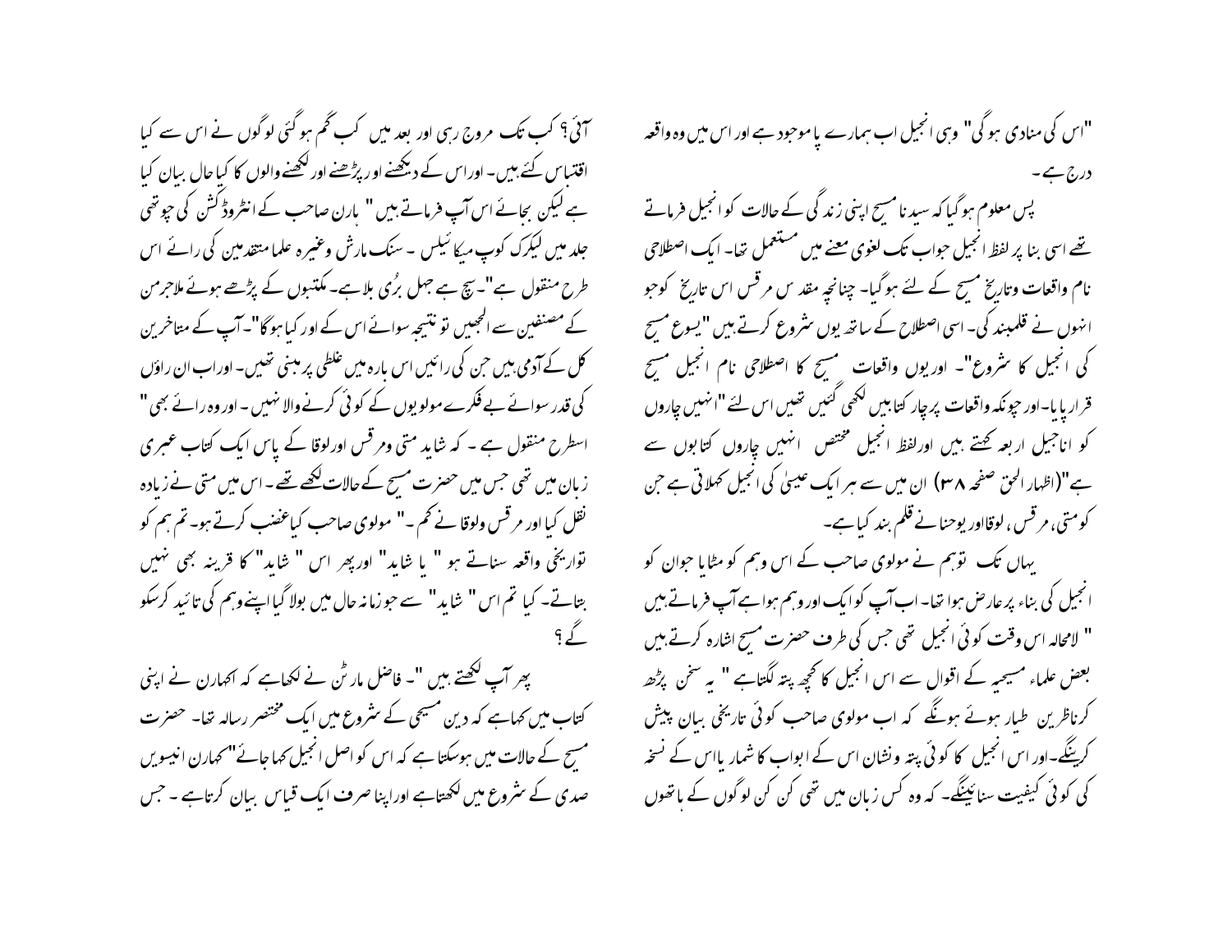"اس کی منادی ہوگی" وہی انجیل اب ہمارے پا موجود ہے اور اس میں وہ واقعہ درج ہے۔

پس معلوم ہوگیا کہ سیدنا مسیح اپنی زندگی کے حالات کو انجیل فرماتے تھے اسی بنا پر لفظ انجیل جواب تک لغوی معنے میں مستعمل تھا۔ ایک اصطلاحی نام واقعات وتاریخ مسیح کے لئے ہوگیا۔ چنانچہ مقدس مرقس اس تاریخ کوجو انہوں نے قلمبند کی۔ اسی اصطلاح کے ساتھ یوں شروع کرتے ہیں "یسوع مسیح کی انجیل کا شروع"۔ اوریوں واقعات مسیح کا اصطلاحی نام انجیل مسیح قرار پایا۔اور چونکہ واقعات پرچار کتابیں لکھی گئیں تھیں اس لئے "انہیں چاروں کو اناجیل اربعہ کہتے ہیں اورلفظ انجیل مختص انہیں چاروں کتابوں سے ہے"(اظہار الحق صفحہ ۳۸) ان میں سے ہر ایک عیسیٰ کی انجیل کہلاتی ہے جن کو متی، مرقس، لوقااور یوحنانے قلم بند کیاہے۔

یہاں تک توہم نے مولوی صاحب کے اس وہم کو مٹایا جوان کو انجیل کی بناء پر عارض ہوا تھا۔ اب آپ کوایک اور وہم ہواہے آپ فرماتے ہیں " لامحالہ اس وقت کوئی انجیل تھی جس کی طرف حضرت مسیح اشارہ کرتے ہیں بعض علماء مسیحیہ کے اقوال سے اس انجیل کا کچھ پتہ لگتاہے " یہ سخن پڑھ کرناظرین طیار ہوئے ہونگے کہ اب مولوی صاحب کوئی تاریخی بیان پیش کرینگے۔اور اس انجیل کا کوئی پتہ ونشان اس کے ابواب کا شمار یااس کے نسخہ کی کوئی کیفیت سنائینگے۔ کہ وہ کس زبان میں تھی کن کن لوگوں کے ہاتھوں آئی؟ کب تک مروج رہی اور بعد میں کب گم ہوگئی لوگوں نے اس سے کیا اقتباس کئے ہیں۔ اوراس کے دیکھنے اور پڑھنے اور لکھنے والوں کا کیا حال بیان کیا ہے لیکن بجائے اس آپ فرماتے ہیں " ہارن صاحب کے انٹروڈکشن کی چوتھی جلد میں لیکرک کوپ میکائیلس ۔ سنک مارش وغیرہ علمامتقدمین کی رائے اس طرح منقول ہے"۔سچ ہے جہل بُری بلا ہے۔مکتبوں کے پڑھے ہوئے ملاجرمن کے مصنفین سے الجھیں تو نتیجہ سوائے اس کے اور کیا ہوگا"۔آپ کے متاخرین کل کے آدمی ہیں جن کی رائیں اس بارہ میں غلطی پر مبنی تھیں۔ اوراب ان راؤں کی قدر سوائے بےفکرے مولویوں کے کوئی کرنے والا نہیں۔ اوروہ رائے بھی " اسطرح منقول ہے ۔ کہ شاید متی ومرقس اورلوقا کے پاس ایک کتاب عبری زبان میں تھی جس میں حضرت مسیح کے حالات لکھے تھے۔ اس میں متی نے زیادہ نقل کیا اور مرقس ولوقا نے کم۔" مولوی صاحب کیاغضب کرتے ہو۔ تم ہم کو تواریخی واقعہ سناتے ہو " یا شاید" اورپھر اس " شاید" کا قرینہ بھی نہیں بتاتے۔ کیا تم اس " شاید" سے جوزمانہ حال میں بولا گیا اپنے وہم کی تائید کرسکو گے؟

پھر آپ لکھتے ہیں "۔ فاضل مارٹن نے لکھاہے کہ اکھارن نے اپنی کتاب میں کہاہے کہ دین مسیحی کے شروع میں ایک مختصر رسالہ تھا۔ حضرت مسیح کے حالات میں ہوسکتا ہے کہ اس کو اصل انجیل کہا جائے"کھارن انیسویں صدی کے شروع میں لکھتاہے اوراپنا صرف ایک قیاس بیان کرتاہے ۔ جس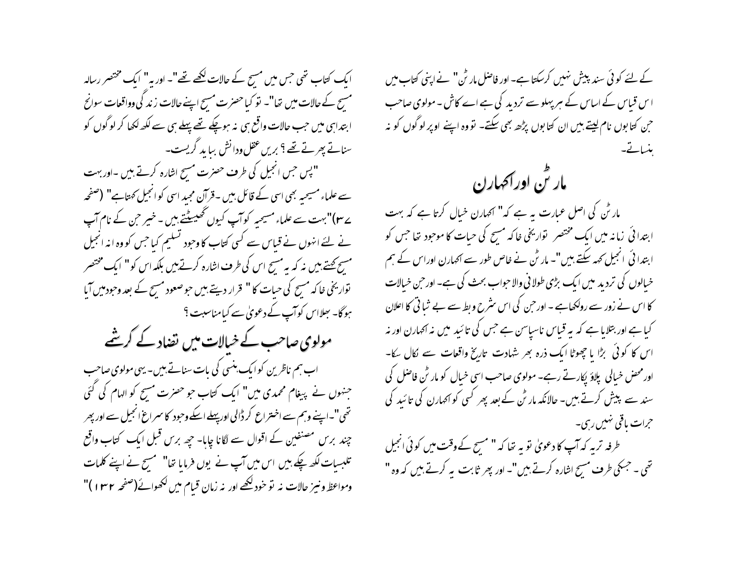کے لئے کوئی سند پیش نہیں کرسکتا ہے۔ اور فاضل مارٹن" نے اپنی کتاب میں اس قیاس کے اساس کے ہر پہلو سے تردید کی ہے اے کاش ۔ مولوی صاحب جن کتابوں نام لیتے ہیں ان کتابوں پڑھ بھی سکتے۔ تو وہ اپنے اوپر لوگوں کو نہ ہنساتے۔

## مارٹن اوراکھارن

مارٹن کی اصل عبارت یہ ہے کہ" اکھارن خیال کرتا ہے کہ بہت ابتدائی زمانہ میں ایک مختصر تواریخی خاکہ مسیح کی حیات کا موجود تھا جس کو ابتدائی انجیل کہہ سکتے ہیں"۔ مارٹن نے خاص طور سے اکھارن اوراس کے ہم خیالوں کی تردید میں ایک بڑی طولانی والا جواب بحث کی ہے۔ اورجن خیالات کا اس نے زور سے رولکھاہے ۔ اورجن کی اس شرح وبط سے بے ثباتی کا اعلان کیا ہے اور بتلایا ہے کہ یہ قیاس ناسپاسن ہے جس کی تائید میں نہ اکھارن اور نہ اس کا کوئی بڑا یا چھوٹا ایک ذرہ بھر شہادت تاریخ واقعات سے نکال سکا۔ اورمحض خیالی پلاؤ پکارتے رہے۔ مولوی صاحب اسی خیال کو مارٹن فاضل کی سند سے پیش کرتے ہیں۔ حالانکہ مارٹن کے بعد پھر کسی کو اکھارن کی تائید کی جرات باقی نہیں رہی۔

طرفہ تریہ کہ آپ کا دعویٰ تو یہ تھا کہ " مسیح کے وقت میں کوئی انجیل تھی ۔ جسکی طرف مسیح اشارہ کرتے ہیں"۔ اور پھر ثابت یہ کرتے ہیں کہ وہ " ایک کتاب تھی جس میں مسیح کے حالات لکھے تھے"۔ اوریہ " ایک مختصر رسالہ مسیح کے حالات میں تھا"۔ تو کیاحضرت مسیح اپنے حالات زندگی وواقعات سوانح ابتداہی میں جب حالات واقع ہی نہ ہوچکے تھے پہلے ہی سے لکھ لکھا کر لوگوں کو سناتے پھرتے تھے ؟ بریں عقل ودانش بباید گریست۔

"پس جس انجیل کی طرف حضرت مسیح اشارہ کرتے ہیں ۔اوربہت سے علماء مسیحیہ بھی اسی کے قائل ہیں ۔قرآن مجید اسی کوانجیل کہتاہے" (صفحہ ۷۳)"بہت سے علماء مسیحیہ کوآپ کیوں گھسیٹتے ہیں ۔خیر جن کے نام آپ نے لئے انہوں نے قیاس سے کسی کتاب کا وجود تسلیم کیا جس کو وہ انہ انجیل مسیح کہتے ہیں نہ کہ یہ مسیح اس کی طرف اشارہ کرتے ہیں بلکہ اس کو" ایک مختصر تواریخی خاکہ مسیح کی حیات کا" قرار دیتے ہیں جو صعود مسیح کے بعد وجود میں آیا ہوگا۔ بھلااس کوآپ کے دعویٰ سے کیامناسبت ؟

## مولوی صاحب کے خیالات میں تضاد کے کرشمے

اب ہم ناظرین کوایک ہنسی کی بات سناتے ہیں۔ یہی مولوی صاحب جنہوں نے پیغام محمدی میں" ایک کتاب جو حضرت مسیح کو الہام کی گئی تھی"۔اپنے وہم سے اختراع کر ڈالی اورپہلے اسکے وجود کا سراغ انجیل سے اور پھر چند برس مصنفین کے اقوال سے لگانا چاہا۔ چھ برس قبل ایک کتاب واقع تلبسیات لکھ چکے ہیں اس میں آپ نے یوں فرمایا تھا" مسیح نے اپنے کلمات ومواعظ ونیز حالات نہ تو خود لکھے اور نہ زمان قیام میں لکھوائے(صفحہ ۱۳۲)"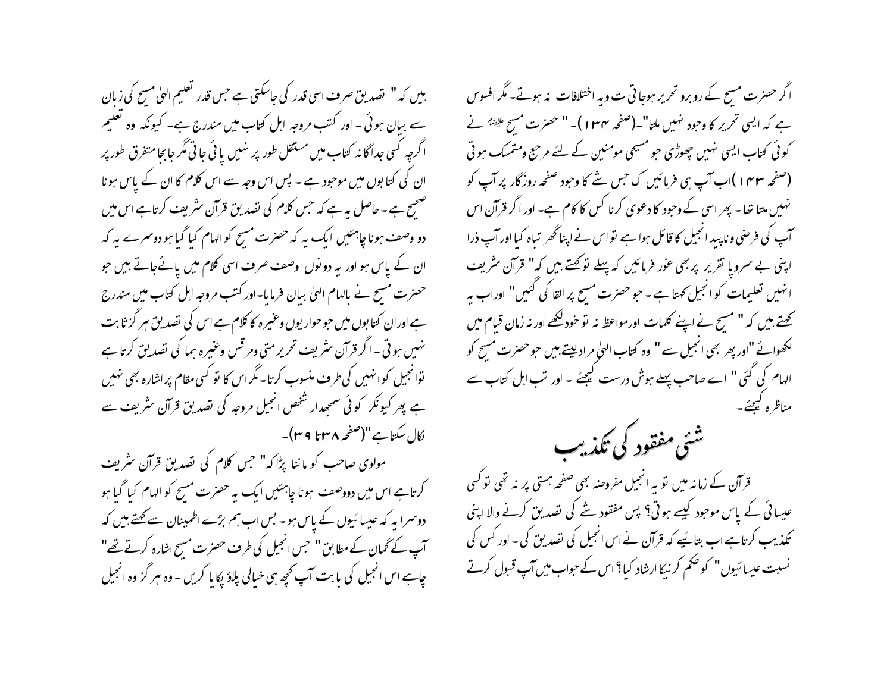اگر حضرت مسیح کے روبرو تحریر ہوجاتی ت ویہ اختلافات نہ ہوتے۔ مگر افسوس ہے کہ ایسی تحریر کا وجود نہیں ملتا"۔(صفحہ ۱۳۴)۔ " حضرت مسیح علیہ السلام نے کوئی کتاب ایسی نہیں چھوڑی جو مسیحی مومنین کے لئے مرجع ومتمسک ہوتی (صفحہ ۱۴۳)اب آپ ہی فرمائیں ک جس شے کا وجود صفحہ روزگار پر آپ کو نہیں ملتا تھا۔ پھر اسی کے وجود کا دعویٰ کرنا کس کا کام ہے۔ اور اگر قرآن اس آپ کی فرضی وناپید انجیل کا قائل ہوا ہے تو اس نے اپنا گھر تباہ کیا اور آپ ذرا اپنی بے سروپا تقریر پر بھی غور فرمائیں کہ پہلے توکہتے ہیں کہ" قرآن شریف انہیں تعلیمات کو انجیل کہتا ہے۔ جو حضرت مسیح پر القا کی گئیں" اوراب یہ کہتے ہیں کہ " مسیح نے اپنے کلمات اورمواعظ نہ تو خود لکھے اور نہ زمان قیام میں لکھوائے "اور پھر بھی انجیل سے " وہ کتاب الہیٰ مراد لیتے ہیں جو حضرت مسیح کو الہام کی گئی " اے صاحب پہلے ہوش درست کیجئے ۔ اور تب اہل کتاب سے مناظرہ کیجئے۔

## شئی مفقود کی تکذیب

قرآن کے زمانہ میں تو یہ انجیل مفروضہ بھی صفحہ ہستی پر نہ تھی تو کسی عیسائی کے پاس موجود کیسے ہوتی؟ پس مفقود شے کی تصدیق کرنے والا اپنی تکذیب کرتاہے اب بتائیے کہ قرآن نے اس انجیل کی تصدیق کی ۔ اور کس کی نسبت عیسائیوں" کو حکم کرنیکا ارشاد کیا؟ اس کے جواب میں آپ قبول کرتے ہیں کہ " تصدیق صرف اسی قدر کی جاسکتی ہے جس قدر تعلیم الہیٰ مسیح کی زبان سے بیان ہوئی ۔ اور کتب مروجہ اہل کتاب میں مندرج ہے۔ کیونکہ وہ تعلیم اگرچہ کسی جداگانہ کتاب میں مستقل طور پر نہیں پائی جاتی مگر جابجا متفرق طورپر ان کی کتابوں میں موجود ہے ۔ پس اس وجہ سے اس کلام کا ان کے پاس ہونا صحیح ہے ۔ حاصل یہ ہے کہ جس کلام کی تصدیق قرآن شریف کرتاہے اس میں دو وصف ہونا چاہئیں ایک یہ کہ حضرت مسیح کو الہام کیا گیا ہو دوسرے یہ کہ ان کے پاس ہو اور یہ دونوں وصف صرف اسی کلام میں پائےجاتے ہیں جو حضرت مسیح نے باالہام الہیٰ بیان فرمایا۔اور کتب مروجہ اہل کتاب میں مندرج ہے اوران کتابوں میں جو حواریوں وغیرہ کا کلام ہے اس کی تصدیق ہر گز ثابت نہیں ہوتی ۔ اگر قرآن شریف تحریر متی ومرقس وغیرہ ہما کی تصدیق کرتا ہے توانجیل کوانہیں کی طرف منسوب کرتا۔ مگر اس کا تو کسی مقام پر اشارہ بھی نہیں ہے پھر کیونکر کوئی سمجھدار شخص انجیل مروجہ کی تصدیق قرآن شریف سے نکال سکتا ہے "(صفحہ ۳۸تا ۳۹)۔

مولوی صاحب کو ماننا پڑاکہ" جس کلام کی تصدیق قرآن شریف کرتاہے اس میں دووصف ہونا چاہئیں ایک یہ حضرت مسیح کو الہام کیا گیا ہو دوسرا یہ کہ عیسائیوں کے پاس ہو۔ بس اب ہم بڑے اطمینان سے کہتے ہیں کہ آپ کے گمان کے مطابق " جس انجیل کی طرف حضرت مسیح اشارہ کرتے تھے" چاہے اس انجیل کی بابت آپ کچھ ہی خیالی پلاؤ پکایا کریں ۔ وہ ہر گز وہ انجیل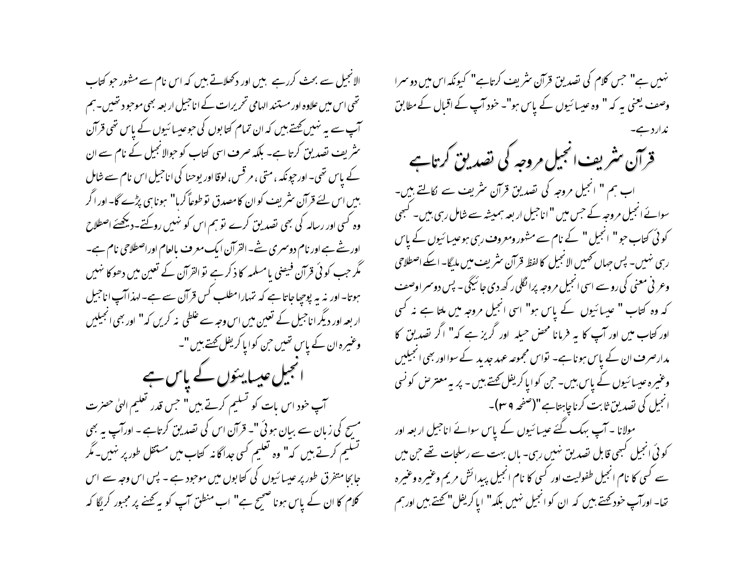نہیں ہے" جس کلام کی تصدیق قرآن شریف کرتاہے" کیونکہ اس میں دوسرا وصف یعنی یہ کہ " وہ عیسائیوں کے پاس ہو"۔ خود آپ کے اقبال کے مطابق ندارد ہے۔

## قرآن شریف انجیل مروجہ کی تصدیق کرتاہے

اب ہم " انجیل مروجہ کی تصدیق قرآن شریف سے نکالتے ہیں۔ سوائے انجیل مروجہ کے جس میں " اناجیل اربعہ ہمیشہ سے شامل رہی ہیں۔ کبھی کوئی کتاب جو " انجیل " کے نام سے مشہور ومعروف رہی ہو عیسائیوں کے پاس رہی نہیں۔ پس جہاں کہیں الانجیل کا لفظ قرآن شریف میں ملیگا۔ اسکے اصطلاحی وعرفی معنی کی روسے اسی انجیل مروجہ پرانگلی رکھ دی جائیگی ۔ پس دوسرا وصف کہ وہ کتاب " عیسائیوں کے پاس ہو" اسی انجیل مروجہ میں ملتا ہے نہ کسی اور کتاب میں اور آپ کا یہ فرمانا محض حیلہ اور گریز ہے کہ" اگر تصدیق کا مدارصرف ان کے پاس ہوناہے۔ تواس مجموعہ عہد جدید کے سوااور بھی انجیلیں وغیرہ عیسائیوں کے پاس ہیں۔ جن کوا پاکریفل کہتے ہیں ۔ پر یہ معترض کونسی انجیل کی تصدیق ثابت کرناچاہتاہے "(صفحہ ۳۹)۔

مولانا ۔ آپ بہک گئے عیسائیوں کے پاس سوائے اناجیل اربعہ اور کوئی انجیل کبھی قابل تصدیق نہیں رہی۔ ہاں بہت سے رسلجات تھے جن میں سے کسی کا نام انجیل طفولیت اور کسی کا نام انجیل پیدائش مریم وغیرہ وغیرہ تھا۔ اورآپ خودکہتے ہیں کہ ان کو انجیل نہیں بلکہ" اپاکریفل" کہتے ہیں اورہم

الانجیل سے بحث کررہے ہیں اور دکھلاتے ہیں کہ اس نام سے مشہور جو کتاب تھی اس میں علاوہ اور مستند الہامی تحریرات کے اناجیل اربعہ بھی موجود تھیں۔ ہم آپ سے یہ نہیں کہتے ہیں کہ ان تمام کتابوں کی جوعیسائیوں کے پاس تھی قرآن شریف تصدیق کرتا ہے۔ بلکہ صرف اسی کتاب کو جوالانجیل کے نام سے ان کے پاس تھی۔ اورچونکہ ، متی ، مرقس، لوقا اور یوحنا کی اناجیل اس نام سے شامل ہیں اس لئے قرآن شریف کو ان کا مصدق توطوعاً کرہاً" ہوناہی پڑے گا۔ اور اگر وہ کسی اور رسالہ کی بھی تصدیق کرے تو ہم اس کو نہیں روکتے۔دیکھئے اصطلاح اورشے ہے اور نام دوسری شے۔ القرآن ایک معرف بالعام اوراصطلاحی نام ہے۔ مگر جب کوئی قرآن فیضی یا مسلمہ کا ذکر ہے تو القرآن کے تعین میں دھوکا نہیں ہوتا۔ اور نہ یہ پوچھا جاتا ہے کہ تمہارا مطلب کس قرآن سے ہے۔ لہذا آپ اناجیل اربعہ اور دیگر اناجیل کے تعین میں اس وجہ سے غلطی نہ کریں کہ" اور بھی انجیلیں وغیرہ ان کے پاس تھیں جن کو اپاکریفل کہتے ہیں "۔

## انجیل عیسایئوں کے پاس ہے

آپ خود اس بات کو تسلیم کرتے ہیں" جس قدر تعلیم الہیٰ حضرت مسیح کی زبان سے بیان ہوئی "۔ قرآن اس کی تصدیق کرتاہے ۔ اورآپ یہ بھی تسلیم کرتے ہیں کہ" وہ تعلیم کسی جداگانہ کتاب میں مستقل طورپر نہیں۔ مگر جابجا متفرق طورپر عیسائیوں کی کتابوں میں موجود ہے ۔ پس اس وجہ سے اس کلام کا ان کے پاس ہونا صحیح ہے" اب منطق آپ کو یہ کہنے پر مجبور کریگا کہ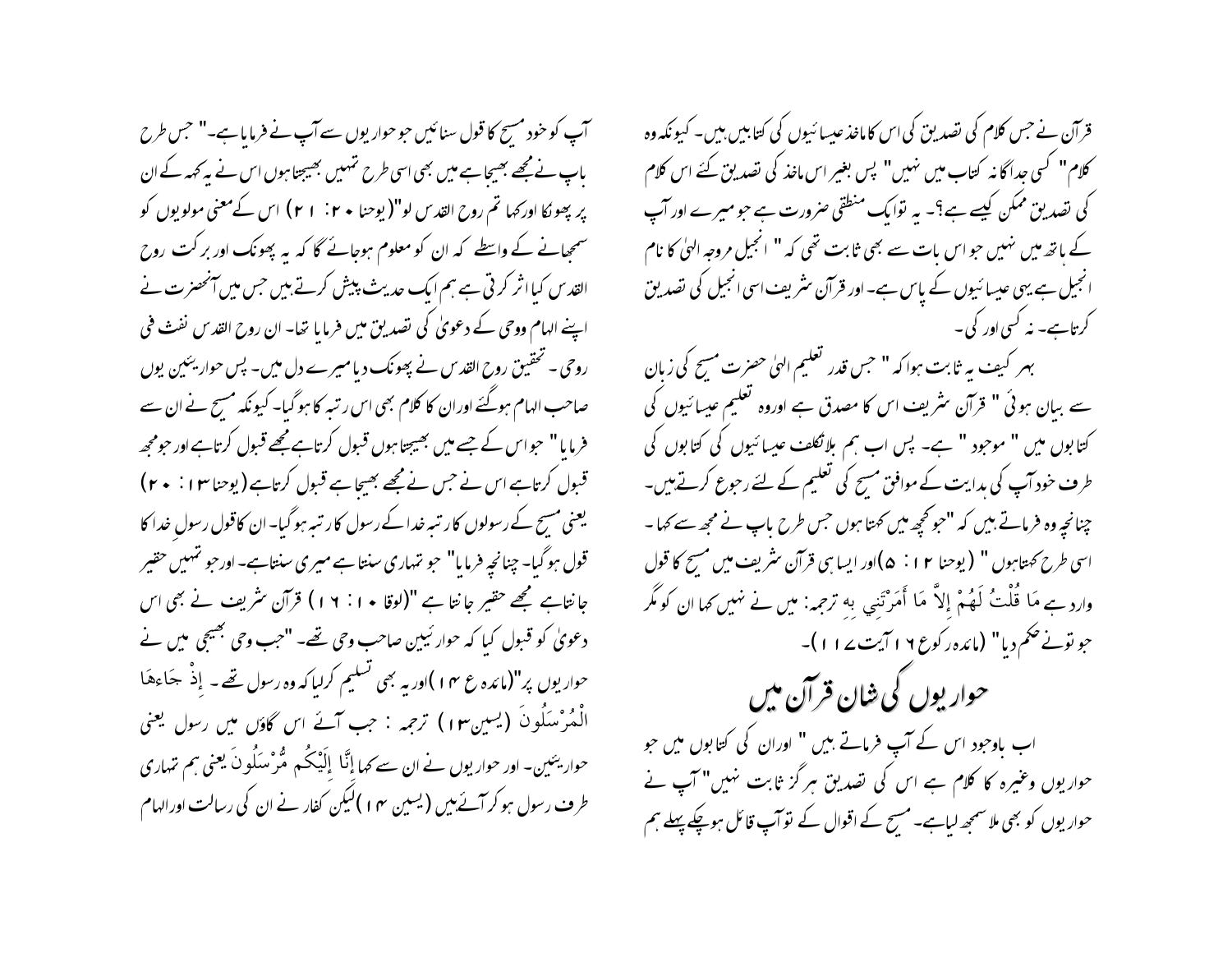قرآن نے جس کلام کی تصدیق کی اس کا ماخذ عیسائیوں کی کتابیں ہیں۔ کیونکہ وہ کلام " کسی جداگانہ کتاب میں نہیں " پس بغیر اس ماخذ کی تصدیق کئے اس کلام کی تصدیق ممکن کیسے ہے؟۔ یہ تو ایک منطقی ضرورت ہے جو میرے اور آپ کے ہاتھ میں نہیں جو اس بات سے بھی ثابت تھی کہ " انجیل مروجہ الہیٰ کا نام انجیل ہے یہی عیسائیوں کے پاس ہے۔ اور قرآن شریف اسی انجیل کی تصدیق کرتا ہے۔ نہ کسی اور کی۔

بہر کیف یہ ثابت ہوا کہ " جس قدر تعلیم الہیٰ حضرت مسیح کی زبان سے بیان ہوئی " قرآن شریف اس کا مصدق ہے اور وہ تعلیم عیسائیوں کی کتابوں میں " موجود " ہے۔ پس اب ہم بلاتکلف عیسائیوں کی کتابوں کی طرف خود آپ کی ہدایت کے موافق مسیح کی تعلیم کے لئے رجوع کرتے ہیں۔ چنانچہ وہ فرماتے ہیں کہ "جو کچھ میں کہتا ہوں جس طرح باپ نے مجھ سے کہا ۔ اسی طرح کہتا ہوں " (یوحنا ۱۲ : ۵)اور ایسا ہی قرآن شریف میں مسیح کا قول وارد ہے مَا قُلْتُ لَهُمْ إِلاَّ مَا أَمَرْتَنِي بِهِ ترجمہ: میں نے نہیں کہا ان کو مگر جو تو نے حکم دیا" (مائدہ رکوع ۱٦ آیت ۱۱۷)۔

## حواریوں کی شان قرآن میں

اب باوجود اس کے آپ فرماتے ہیں " اور ان کی کتابوں میں جو حواریوں وغیرہ کا کلام ہے اس کی تصدیق ہرگز ثابت نہیں " آپ نے حواریوں کو بھی ملا سمجھ لیا ہے۔ مسیح کے اقوال کے تو آپ قائل ہوچکے پہلے ہم آپ کو خود مسیح کا قول سنائیں جو حواریوں سے آپ نے فرمایا ہے۔" جس طرح باپ نے مجھے بھیجا ہے میں بھی اسی طرح تمہیں بھیجتا ہوں اس نے یہ کہہ کے ان پر پھونکا اور کہا تم روح القدس لو"(یوحنا ۲۰: ۲۱) اس کے معنی مولویوں کو سمجھانے کے واسطے کہ ان کو معلوم ہوجائے گا کہ یہ پھونک اور برکت روح القدس کیا اثر کرتی ہے ہم ایک حدیث پیش کرتے ہیں جس میں آنحضرت نے اپنے الہام ووحی کے دعویٰ کی تصدیق میں فرمایا تھا۔ ان روح القدس نفث فی روحی ۔ تحقیق روح القدس نے پھونک دیا میرے دل میں۔ پس حوارئیین یوں صاحب الہام ہوگئے اور ان کا کلام بھی اس رتبہ کا ہوگیا۔ کیونکہ مسیح نے ان سے فرمایا" جو اس کے جسے میں بھیجتا ہوں قبول کرتا ہے مجھے قبول کرتا ہے اور جو مجھ قبول کرتا ہے اس نے جس نے مجھے بھیجا ہے قبول کرتا ہے (یوحنا ۱۳ : ۲۰) یعنی مسیح کے رسولوں کا رتبہ خدا کے رسول کا رتبہ ہوگیا۔ ان کا قول رسولِ خدا کا قول ہوگیا۔ چنانچہ فرمایا" جو تمہاری سنتا ہے میری سنتا ہے۔ اور جو تمہیں حقیر جانتا ہے مجھے حقیر جانتا ہے "(لوقا ۱۰ : ۱٦) قرآن شریف نے بھی اس دعویٰ کو قبول کیا کہ حوارئیین صاحب وحی تھے۔ "جب وحی بھیجی میں نے حواریوں پر"(مائدہ ع ۱۴)اور یہ بھی تسلیم کرلیا کہ وہ رسول تھے ۔ إِذْ جَاءهَا الْمُرْسَلُونَ (یسین۱۳) ترجمہ : جب آئے اس گاؤں میں رسول یعنی حوارئیین۔ اور حواریوں نے ان سے کہا إِنَّا إِلَيْكُم مُّرْسَلُونَ یعنی ہم تمہاری طرف رسول ہو کر آئے ہیں (یسین ۱۴)لیکن کفار نے ان کی رسالت اور الہام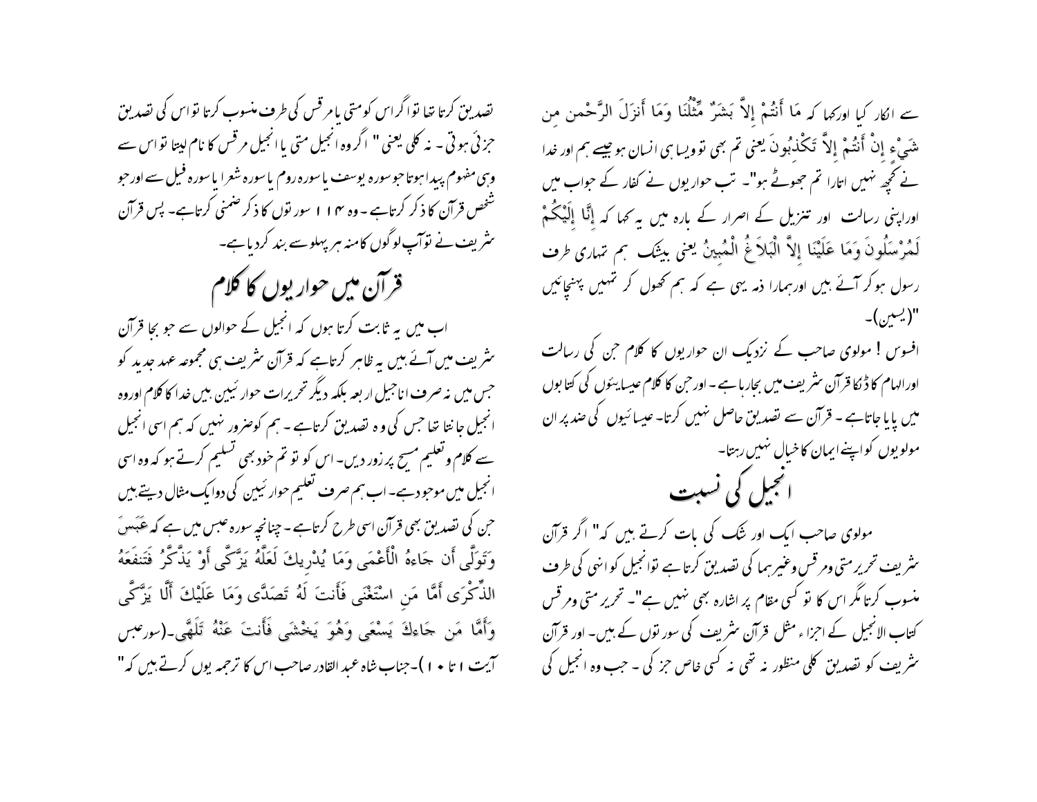سے انکار کیا اورکہا کہ مَا أَنتُمْ إِلاَّ بَشَرٌ مِّثْلُنَا وَمَا أَنزَلَ الرَّحْمن مِن شَيْءٍ إِنْ أَنتُمْ إِلاَّ تَكْذِبُونَ یعنی تم بھی تو ویسا ہی انسان ہو جیسے ہم اور خدا نے کچھ نہیں اتارا تم جھوٹے ہو"۔ تب حواریوں نے کفار کے جواب میں اوراپنی رسالت اور تنزیل کے اصرار کے بارہ میں یہ کہا کہ إِنَّا إِلَيْكُمْ لَمُرْسَلُونَ وَمَا عَلَيْنَا إِلاَّ الْبَلاَغُ الْمُبِينُ یعنی بیشک ہم تمہاری طرف رسول ہوکر آئے ہیں اورہمارا ذمہ یہی ہے کہ ہم کھول کر تمہیں پہنچائیں "(یسین)۔

افسوس ! مولوی صاحب کے نزدیک ان حواریوں کا کلام جن کی رسالت اورالہام کا ڈنکا قرآن شریف میں بجارہا ہے ۔ اورجن کا کلام عیسائیوں کی کتابوں میں پایا جاتا ہے ۔ قرآن سے تصدیق حاصل نہیں کرتا۔ عیسائیوں کی ضد پر ان مولویوں کواپنے ایمان کا خیال نہیں رہتا۔

## انجیل کی نسبت

مولوی صاحب ایک اور شک کی بات کرتے ہیں کہ " اگر قرآن شریف تحریر متی ومرقس وغیرہما کی تصدیق کرتا ہے تو انجیل کوانہی کی طرف منسوب کرتا مگر اس کا تو کسی مقام پر اشارہ بھی نہیں ہے"۔ تحریر متی ومرقس کتاب الانجیل کے اجزاء مثل قرآن شریف کی سورتوں کے ہیں۔ اور قرآن شریف کو تصدیق کلی منظور نہ تھی نہ کسی خاص جز کی ۔ جب وہ انجیل کی تصدیق کرتا تھا تو اگراس کو متی یا مرقس کی طرف منسوب کرتا تو اس کی تصدیق جزئی ہوتی ۔ نہ کلی یعنی" اگروہ انجیل متی یا انجیل مرقس کا نام لیتا تو اس سے وہی مفہوم پیدا ہوتا جوسورہ یوسف یاسورہ روم یاسورہ شعرا یاسورہ فیل سے اورجو شخص قرآن کا ذکر کرتاہے ۔ وہ ۱۱۴ سورتوں کا ذکر ضمنی کرتاہے۔ پس قرآن شریف نے توآپ لوگوں کامنہ ہر پہلو سے بند کردیا ہے۔

## قرآن میں حواریوں کا کلام

اب میں یہ ثابت کرتا ہوں کہ انجیل کے حوالوں سے جو بجا قرآن شریف میں آئے ہیں یہ ظاہر کرتاہے کہ قرآن شریف ہی مجموعہ عہد جدید کو جس میں نہ صرف اناجیل اربعہ بلکہ دیگر تحریرات حوارئیین ہیں خدا کا کلام اوروہ انجیل جانتا تھا جس کی وہ تصدیق کرتاہے ۔ ہم کوضرور نہیں کہ ہم اسی انجیل سے کلام وتعلیم مسیح پر زور دیں۔ اس کو تو تم خود بھی تسلیم کرتے ہو کہ وہ اسی انجیل میں موجود ہے۔ اب ہم صرف تعلیم حوارئیین کی دوایک مثال دیتے ہیں جن کی تصدیق بھی قرآن اسی طرح کرتاہے ۔ چنانچہ سورہ عبس میں ہے کہ عَبَسَ وَتَوَلَّى أَن جَاءهُ الْأَعْمَى وَمَا يُدْرِيكَ لَعَلَّهُ يَزَّكَّى أَوْ يَذَّكَّرُ فَتَنفَعَهُ الذِّكْرَى أَمَّا مَنِ اسْتَغْنَى فَأَنتَ لَهُ تَصَدَّى وَمَا عَلَيْكَ أَلَّا يَزَّكَّى وَأَمَّا مَن جَاءكَ يَسْعَى وَهُوَ يَخْشَى فَأَنتَ عَنْهُ تَلَهَّى۔(سورعبس آیت ۱ تا ۱۰)۔جناب شاہ عبد القادر صاحب اس کا ترجمہ یوں کرتے ہیں کہ"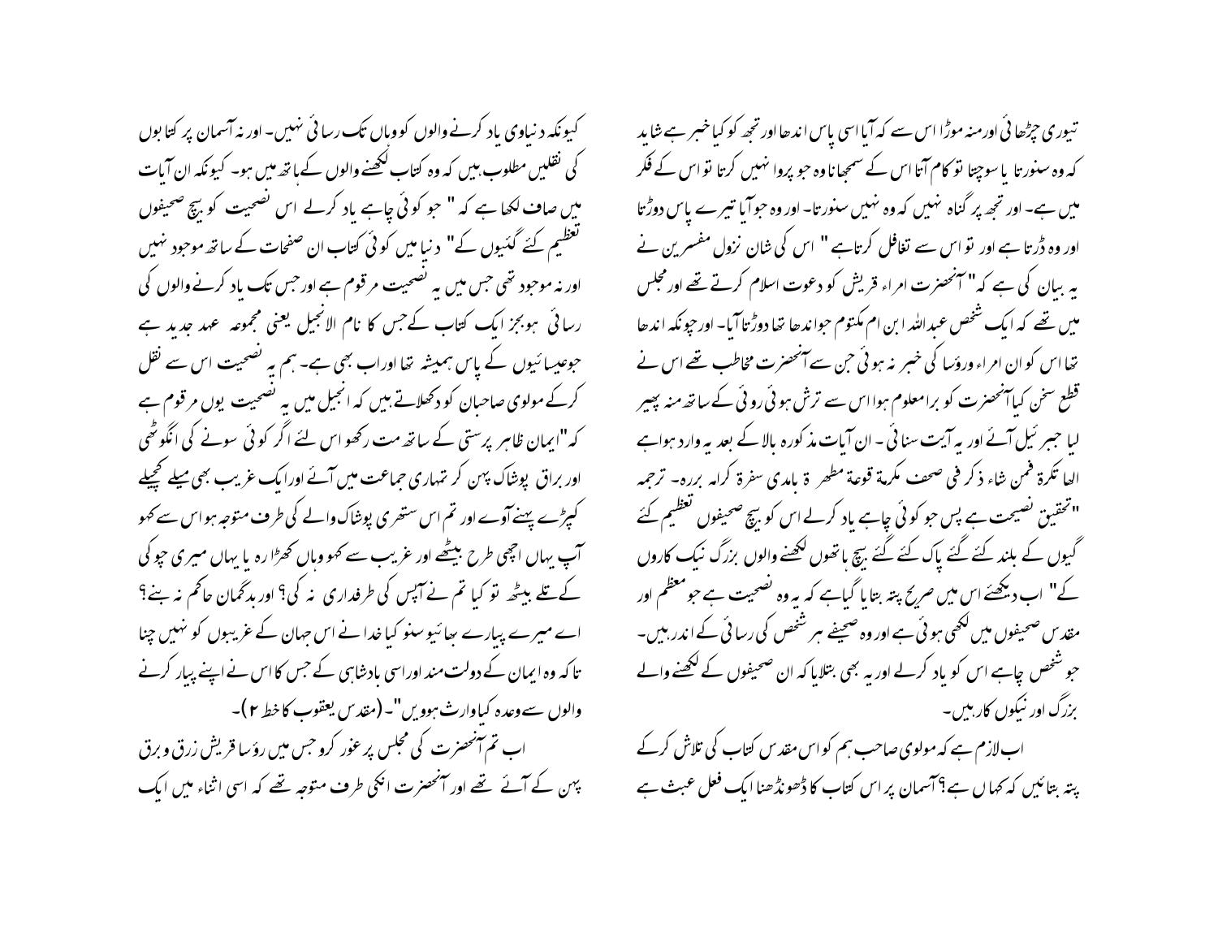تیوری چڑھائی اور منہ موڑا اس سے کہ آیا اسی پاس اندھا اور تجھ کو کیا خبر ہے شاید کہ وہ سنورتا یا سوچتا تو کام آتا اس کے سمجھانا وہ جو پروا نہیں کرتا تو اس کے فکر میں ہے۔ اور تجھ پر گناہ نہیں کہ وہ نہیں سنورتا۔ اور وہ جو آیا تیرے پاس دوڑتا اور وہ ڈرتا ہے اور تو اس سے تغافل کرتا ہے" اس کی شان نزول مفسرین نے یہ بیان کی ہے کہ "آنحضرت امراء قریش کو دعوت اسلام کرتے تھے اور مجلس میں تھے کہ ایک شخص عبداللہ ابن ام مکتوم جو اندھا تھا دوڑتا آیا۔ اور چونکہ اندھا تھا اس کو ان امراء ورؤسا کی خبر نہ ہوئی جن سے آنحضرت مخاطب تھے اس نے قطع سخن کیا آنحضرت کو برا معلوم ہوا اس سے ترش ہوئی روئی کے ساتھ منہ پھیر لیا جبرئیل آئے اور یہ آیت سنائی۔ ان آیات مذکورہ بالا کے بعد یہ وارد ہوا ہے انها تكرة فمن شاء ذكر في صحف مكرمة قوعة مطهر ة بايدى سفرة كرامه بررہ۔ ترجمہ "تحقیق نصیحت ہے پس جو کوئی چاہے یاد کرلے اس کو بیچ صحیفوں تعظیم کئے گیوں کے بلند کئے گئے پاک کئے گئے بیچ ہاتھوں لکھنے والوں بزرگ نیک کاروں کے" اب دیکھئے اس میں صریح پتہ بتایا گیا ہے کہ یہ وہ نصیحت ہے جو معظم اور مقدس صحیفوں میں لکھی ہوئی ہے اور وہ صحیفے ہر شخص کی رسائی کے اندر ہیں۔ جو شخص چاہے اس کو یاد کرلے اور یہ بھی بتلایا کہ ان صحیفوں کے لکھنے والے بزرگ اور نیکوں کار ہیں۔

اب لازم ہے کہ مولوی صاحب ہم کو اس مقدس کتاب کی تلاش کرکے پتہ بتائیں کہ کہاں ہے؟ آسمان پر اس کتاب کا ڈھونڈھنا ایک فعل عبث ہے کیونکہ دنیاوی یاد کرنے والوں کو وہاں تک رسائی نہیں۔ اور نہ آسمان پر کتابوں کی نقلیں مطلوب ہیں کہ وہ کتاب لکھنے والوں کے ہاتھ میں ہو۔ کیونکہ ان آیات میں صاف لکھا ہے کہ " جو کوئی چاہے یاد کرلے اس نصیحت کو بیچ صحیفوں تعظیم کئے گئیوں کے" دنیا میں کوئی کتاب ان صفحات کے ساتھ موجود نہیں اور نہ موجود تھی جس میں یہ نصیحت مرقوم ہے اور جس تک یاد کرنے والوں کی رسائی ہو بجز ایک کتاب کے جس کا نام الانجیل یعنی مجموعہ عہد جدید ہے جو عیسائیوں کے پاس ہمیشہ تھا اور اب بھی ہے۔ ہم یہ نصیحت اس سے نقل کرکے مولوی صاحبان کو دکھلاتے ہیں کہ انجیل میں یہ نصیحت یوں مرقوم ہے کہ "ایمان ظاہر پرستی کے ساتھ مت رکھو اس لئے اگر کوئی سونے کی انگوٹھی اور براق پوشاک پہن کر تمہاری جماعت میں آئے اور ایک غریب بھی میلے کچیلے کپڑے پہنے آوے اور تم اس ستھری پوشاک والے کی طرف متوجہ ہو اس سے کہو آپ یہاں اچھی طرح بیٹھے اور غریب سے کہو وہاں کھڑا رہ یا یہاں میری چوکی کے تلے بیٹھ تو کیا تم نے آپس کی طرفداری نہ کی؟ اور بدگمان حاکم نہ بنے؟ اے میرے پیارے بھائیو سنو کیا خدا نے اس جہان کے غریبوں کو نہیں چنا تاکہ وہ ایمان کے دولت مند اور اسی بادشاہی کے جس کا اس نے اپنے پیار کرنے والوں سے وعدہ کیا وارث ہوویں"۔ (مقدس یعقوب کا خط ۲)۔

اب تم آنحضرت کی مجلس پر غور کرو جس میں رؤسا قریش زرق و برق پہن کے آئے تھے اور آنحضرت انکی طرف متوجہ تھے کہ اسی اثناء میں ایک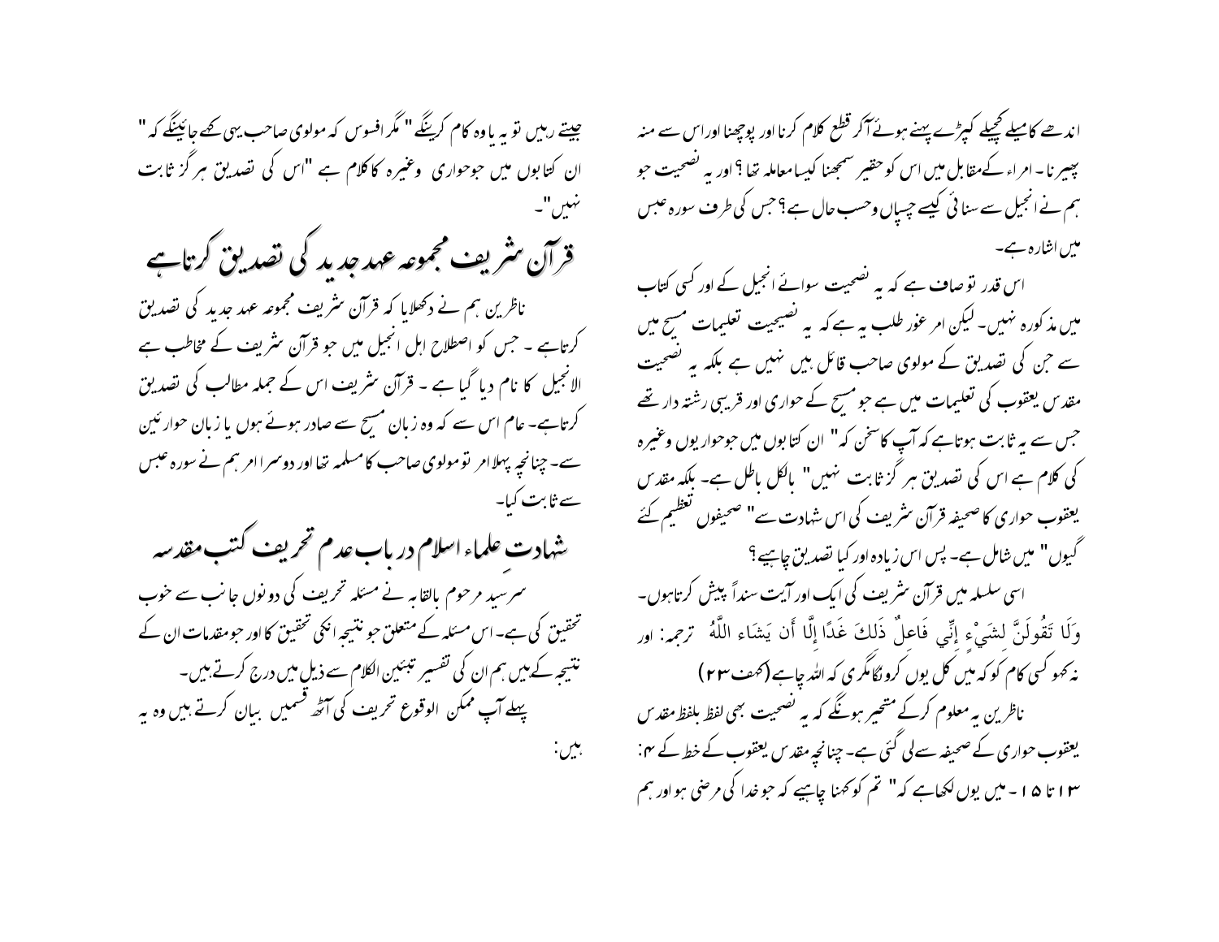اندھے کا میلے کچیلے کپڑے پہنے ہوئے آکر قطع کلام کرنا اور پوچھنا اور اس سے منہ پھیرنا۔ امراء کے مقابل میں اس کو حقیر سمجھنا کیسا معاملہ تھا؟ اور یہ نصیحت جو ہم نے انجیل سے سنائی کیسے چسپاں وحسب حال ہے؟ جس کی طرف سورہ عبس میں اشارہ ہے۔

اس قدر تو صاف ہے کہ یہ نصیحت سوائے انجیل کے اور کسی کتاب میں مذکورہ نہیں۔ لیکن امر غور طلب یہ ہے کہ یہ نصیحت تعلیمات مسیح میں سے جن کی تصدیق کے مولوی صاحب قائل ہیں نہیں ہے بلکہ یہ نصیحت مقدس یعقوب کی تعلیمات میں ہے جو مسیح کے حواری اور قریبی رشتہ دار تھے جس سے یہ ثابت ہوتا ہے کہ آپ کا سخن کہ" ان کتابوں میں جو حواریوں وغیرہ کی کلام ہے اس کی تصدیق ہر گز ثابت نہیں" بالکل باطل ہے۔ بلکہ مقدس یعقوب حواری کا صحیفہ قرآن شریف کی اس شہادت سے" صحیفوں تعظیم کئے گیوں" میں شامل ہے۔ پس اس زیادہ اور کیا تصدیق چاہیے؟

اسی سلسلہ میں قرآن شریف کی ایک اور آیت سنداً پیش کرتا ہوں۔ وَلَا تَقُولَنَّ لِشَيْءٍ إِنِّي فَاعِلٌ ذَلِكَ غَدًا إِلَّا أَن يَشَاءَ اللَّهُ ترجمہ: اور نہ کہو کسی کام کو کہ میں کل یوں کروں گا مگر یہ کہ اللہ چاہے (کھف ۲۳)

ناظرین یہ معلوم کرکے متحیر ہونگے کہ یہ نصیحت بھی لفظ بلفظ مقدس یعقوب حواری کے صحیفہ سے لی گئی ہے۔ چنانچہ مقدس یعقوب کے خط کے ۴: ۱۳ تا ۱۵۔ میں یوں لکھا ہے کہ" تم کو کہنا چاہیے کہ جو خدا کی مرضی ہو اور ہم جیتے رہیں تو یہ یا وہ کام کرینگے" مگر افسوس کہ مولوی صاحب یہی کہے جائینگے کہ" ان کتابوں میں جو حواری وغیرہ کا کلام ہے "اس کی تصدیق ہر گز ثابت نہیں"۔

## قرآن شریف مجموعہ عہد جدید کی تصدیق کرتا ہے

ناظرین ہم نے دکھلایا کہ قرآن شریف مجموعہ عہد جدید کی تصدیق کرتا ہے۔ جس کو اصطلاح اہل انجیل میں جو قرآن شریف کے مخاطب ہے الانجیل کا نام دیا گیا ہے۔ قرآن شریف اس کے جملہ مطالب کی تصدیق کرتا ہے۔ عام اس سے کہ وہ زبان مسیح سے صادر ہوئے ہوں یا زبان حوارئین سے۔ چنانچہ پہلا امر تو مولوی صاحب کا مسلمہ تھا اور دوسرا امر ہم نے سورہ عبس سے ثابت کیا۔

## شہادتِ علماء اسلام درباب عدم تحریف کتب مقدسہ

سر سید مرحوم بالقابہ نے مسئلہ تحریف کی دونوں جانب سے خوب تحقیق کی ہے۔ اس مسئلہ کے متعلق جو نتیجہ انکی تحقیق کا اور جو مقدمات ان کے نتیجہ کے ہیں ہم ان کی تفسیر تبئین الکلام سے ذیل میں درج کرتے ہیں۔

پہلے آپ ممکن الوقوع تحریف کی آٹھ قسمیں بیان کرتے ہیں وہ یہ ہیں: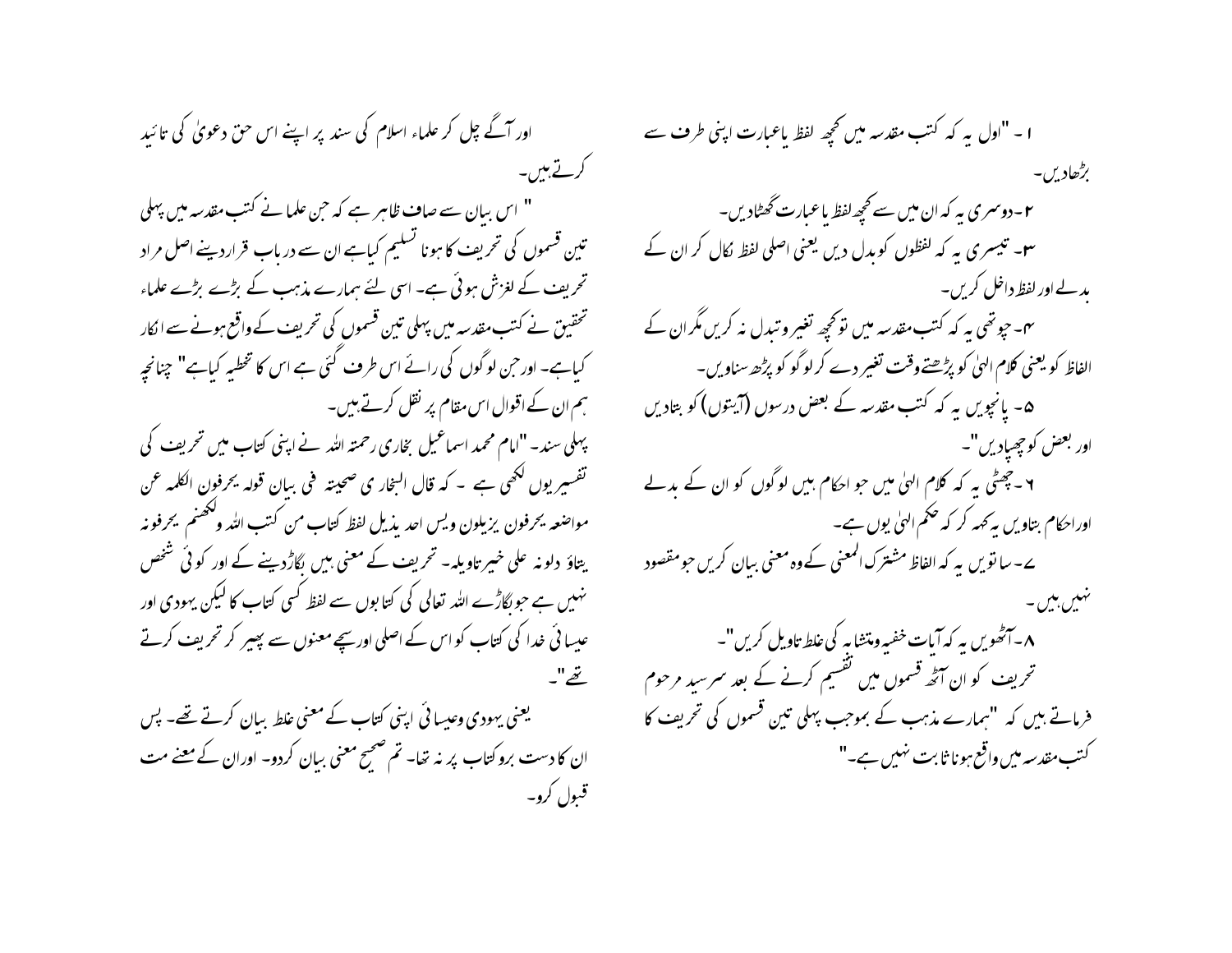۱ - "اول یہ کہ کتب مقدسہ میں کچھ لفظ یاعبارت اپنی طرف سے بڑھادیں۔

۲- دوسری یہ کہ ان میں سے کچھ لفظ یاعبارت گھٹادیں۔

۳- تیسری یہ کہ لفظوں کو بدل دیں یعنی اصلی لفظ نکال کر ان کے بدلے اور لفظ داخل کریں۔

۴- چوتھی یہ کہ کتب مقدسہ میں تو کچھ تغیر وتبدل نہ کریں مگر ان کے الفاظ کو یعنی کلام الہیٰ کو پڑھتے وقت تغیر دے کر لوگو کو پڑھ سناویں۔

۵- پانچویں یہ کہ کتب مقدسہ کے بعض درسوں (آیتوں) کو بتادیں اور بعض کو چھپادیں"۔

۶ - چھٹی یہ کہ کلام الہیٰ میں جو احکام ہیں لوگوں کو ان کے بدلے اور احکام بتاویں یہ کہہ کر کہ حکم الہیٰ یوں ہے۔

۷- ساتویں یہ کہ الفاظ مشترک المعنی کے وہ معنی بیان کریں جو مقصود نہیں ہیں۔

۸- آٹھویں یہ کہ آیات خفیہ ومتشابہ کی غلط تاویل کریں"۔

تحریف کو ان آٹھ قسموں میں تقسیم کرنے کے بعد سرسید مرحوم فرماتے ہیں کہ "ہمارے مذہب کے بموجب پہلی تین قسموں کی تحریف کا کتب مقدسہ میں واقع ہونا ثابت نہیں ہے۔"

اور آگے چل کر علماء اسلام کی سند پر اپنے اس حق دعویٰ کی تائید کرتے ہیں۔

" اس بیان سے صاف ظاہر ہے کہ جن علما نے کتب مقدسہ میں پہلی تین قسموں کی تحریف کا ہونا تسلیم کیاہے ان سے درباب قرار دینے اصل مراد تحریف کے لغزش ہوئی ہے۔ اسی لئے ہمارے مذہب کے بڑے بڑے علماء تحقیق نے کتب مقدسہ میں پہلی تین قسموں کی تحریف کے واقع ہونے سے انکار کیاہے۔ اور جن لوگوں کی رائے اس طرف گئی ہے اس کا تخطیہ کیاہے" چنانچہ ہم ان کے اقوال اس مقام پر نقل کرتے ہیں۔

پہلی سند۔ "امام محمد اسماعیل بخاری رحمتہ اللہ نے اپنی کتاب میں تحریف کی تفسیر یوں لکھی ہے - کہ قال البخاری صحیتہ فی بیان قولہ یحرفون الکلمہ عن مواضعہ یحرفون یزیلون ولیس احد یذیل لفظ کتاب من کتب اللہ ولکنھم یحرفونہ یتاؤ دلونہ علی خیر تاویلہ۔ تحریف کے معنی ہیں بگاڑدینے کے اور کوئی شخص نہیں ہے جو بگاڑے اللہ تعالیٰ کی کتابوں سے لفظ کسی کتاب کا لیکن یہودی اور عیسائی خدا کی کتاب کو اس کے اصلی اور سچے معنوں سے پھیر کر تحریف کرتے تھے"۔

یعنی یہودی وعیسائی اپنی کتاب کے معنی غلط بیان کرتے تھے۔ پس ان کا دست برو کتاب پر نہ تھا۔ تم صحیح معنی بیان کردو۔ اوران کے معنے مت قبول کرو۔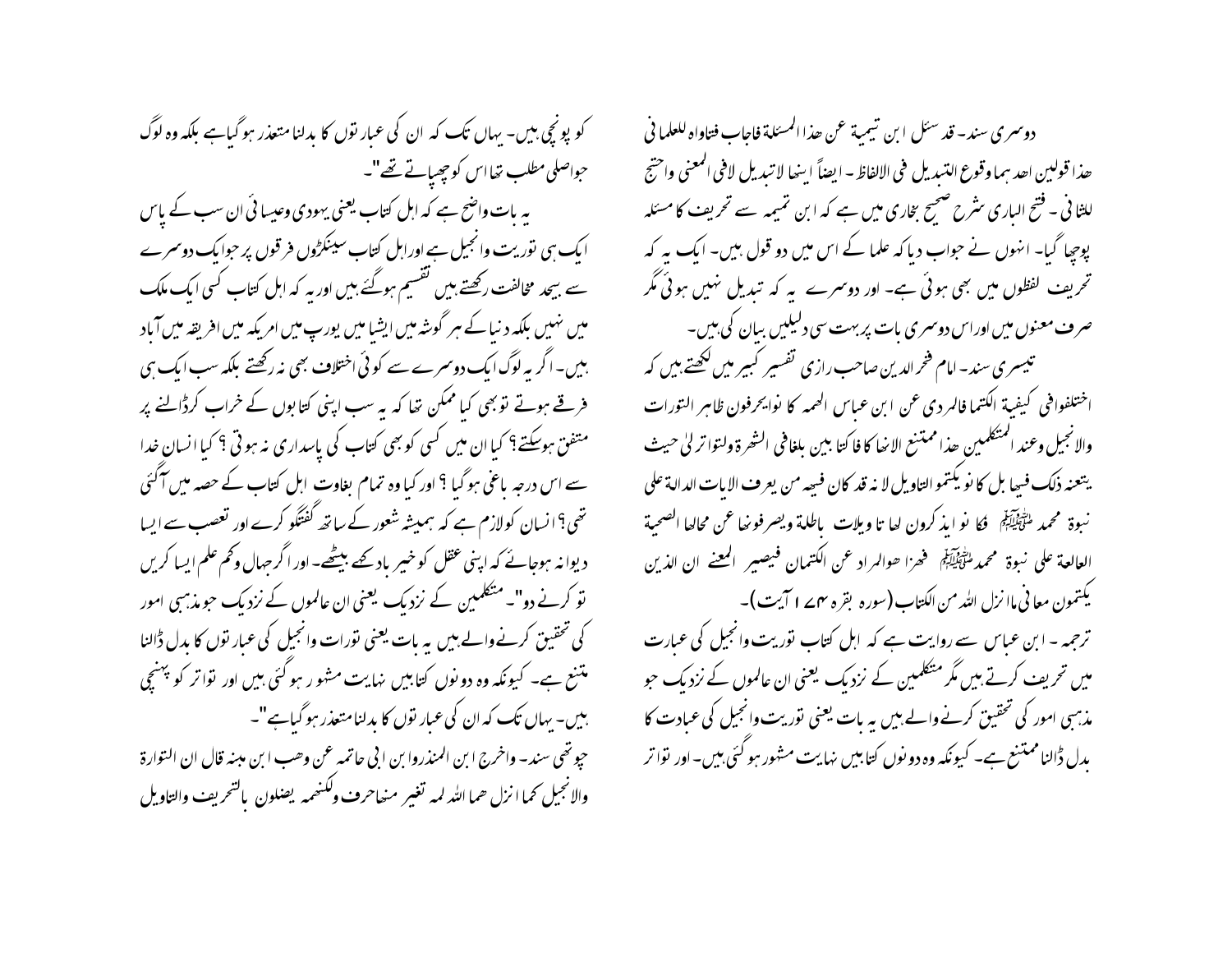دوسری سند۔ قد سئل ابن تیمیۃ عن ھذا المسئلۃ فاجاب فتاواہ للعلمانی ھذا قولین احد ہما وقوع التبدیل فی الالفاظ۔ ایضاً اینھا لاتبدیل لافی المعنی واحتج للثانی۔ فتح الباری شرح صحیح بخاری میں ہے کہ ابن تیمیہ سے تحریف کا مسئلہ پوچھا گیا۔ انہوں نے جواب دیا کہ علما کے اس میں دو قول ہیں۔ ایک یہ کہ تحریف لفظوں میں بھی ہوئی ہے۔ اور دوسرے یہ کہ تبدیل نہیں ہوئی مگر صرف معنوں میں اور اس دوسری بات پر بہت سی دلیلیں بیان کی ہیں۔

تیسری سند۔ امام فخر الدین صاحب رازی تفسیر کبیر میں لکھتے ہیں کہ اختلفوافی کیفیۃ الکتما فالمردی عن ابن عباس الھمہ کا نوایحرفون ظاہر التورات والانجیل وعند المتکلمین ھذا ممتنع الانھا کا فا کتا بین بلغافی الشھرۃ ولتواتر لیٰ حیث یتعنہ ذلک فیھا بل کا نو یکتمو التاویل لا نہ قد کان فیھم من یعرف الایات الدالۃ علی نبوۃ محمد ﷺ فکا نوا یذکرون لھا تا ویلات باطلۃ ویصرفونھا عن محالھا الصحیۃ العالعۃ علی نبوۃ محمد ﷺ فھزا ھوالمراد عن الکتمان فیصیر المعنے ان الذین یکتمون معانی ما انزل اللہ من الکتاب (سورہ بقرہ ۱۷۴ آیت)۔

ترجمہ۔ ابن عباس سے روایت ہے کہ اہل کتاب توریت وانجیل کی عبارت میں تحریف کرتے ہیں مگر متکلمین کے نزدیک یعنی ان عالموں کے نزدیک جو مذہبی امور کی تحقیق کرنے والے ہیں یہ بات یعنی توریت وانجیل کی عبادت کا بدل ڈالنا ممتنع ہے۔ کیونکہ وہ دونوں کتابیں نہایت مشہور ہوگئی ہیں۔ اور تواتر کو پونچی ہیں۔ یہاں تک کہ ان کی عبارتوں کا بدلنا متعذر ہوگیا ہے بلکہ وہ لوگ جو اصلی مطلب تھا اس کو چھپاتے تھے"۔

یہ بات واضح ہے کہ اہل کتاب یعنی یہودی وعیسائی ان سب کے پاس ایک ہی توریت وانجیل ہے اور اہل کتاب سینکڑوں فرقوں پر جو ایک دوسرے سے بیحد مخالفت رکھتے ہیں تقسیم ہوگئے ہیں اور یہ کہ اہل کتاب کسی ایک ملک میں نہیں بلکہ دنیا کے ہر گوشہ میں ایشیا میں یورپ میں امریکہ میں افریقہ میں آباد ہیں۔ اگر یہ لوگ ایک دوسرے سے کوئی اختلاف بھی نہ رکھتے بلکہ سب ایک ہی فرقے ہوتے تو بھی کیا ممکن تھا کہ یہ سب اپنی کتابوں کے خراب کرڈالنے پر متفق ہوسکتے؟ کیا ان میں کسی کو بھی کتاب کی پاسداری نہ ہوتی؟ کیا انسان خدا سے اس درجہ باغی ہوگیا؟ اور کیا وہ تمام بغاوت اہل کتاب کے حصہ میں آگئی تھی؟ انسان کو لازم ہے کہ ہمیشہ شعور کے ساتھ گفتگو کرے اور تعصب سے ایسا دیوانہ ہوجائے کہ اپنی عقل کو خیر باد کہہ بیٹھے۔ اور اگر جاہل وکم علم ایسا کریں تو کرنے دو"۔ متکلمین کے نزدیک یعنی ان عالموں کے نزدیک جو مذہبی امور کی تحقیق کرنے والے ہیں یہ بات یعنی تورات وانجیل کی عبارتوں کا بدل ڈالنا ممتنع ہے۔ کیونکہ وہ دونوں کتابیں نہایت مشہور ہوگئی ہیں اور تواتر کو پہنچی ہیں۔ یہاں تک کہ ان کی عبارتوں کا بدلنا متعذر ہوگیا ہے"۔

چوتھی سند۔ واخرج ابن المنذروابن ابی حاتم عن وھب ابن مبنہ قال ان التوارۃ والانجیل کما انزل ھما اللہ لمہ تغیر منھاحرف ولکنھم یضلون بالتحریف والتاویل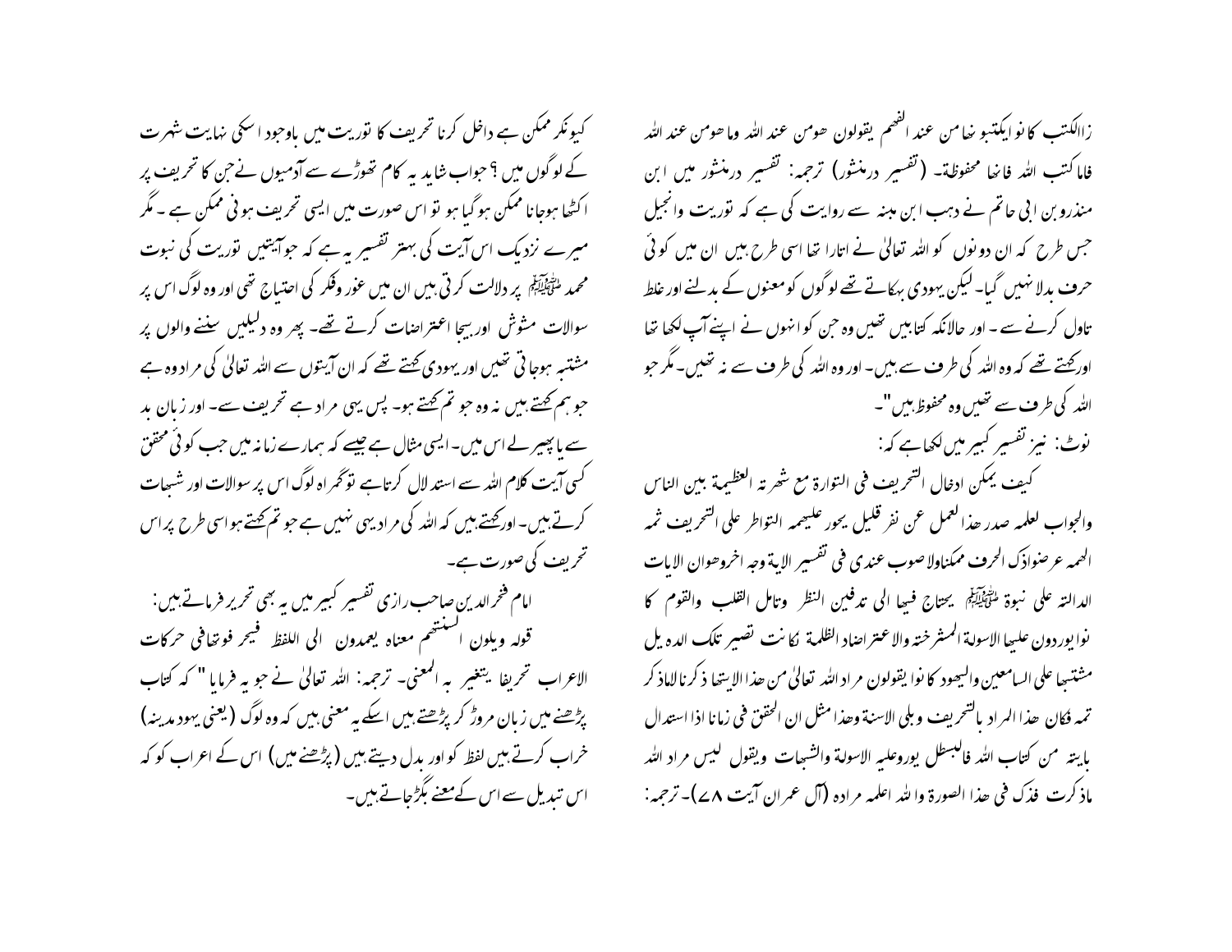زاالکتب کانو ایکتبو نہا من عند الفھم یقولون ھومن عند اللہ وما ھومن عند اللہ فاما کتب اللہ فانہا محفوظۃ۔ (تفسیر درمنثور) ترجمہ: تفسیر درمنثور میں ابن منذرو بن ابی حاتم نے وھب ابن منبہ سے روایت کی ہے کہ توریت وانجیل جس طرح کہ ان دونوں کو اللہ تعالیٰ نے اتارا تھا اسی طرح ہیں ان میں کوئی حرف بدلا نہیں گیا۔ لیکن یہودی بہکاتے تھے لوگوں کو معنوں کے بدلنے اور غلط تاول کرنے سے۔ اور حالانکہ کتابیں تھیں وہ جن کو انہوں نے اپنے آپ لکھا تھا اورکہتے تھے کہ وہ اللہ کی طرف سے ہیں۔ اور وہ اللہ کی طرف سے نہ تھیں۔ مگر جو اللہ کی طرف سے تھیں وہ محفوظ ہیں"۔

نوٹ: نیز تفسیر کبیر میں لکھاہے کہ:

کیف یمکن ادخال التحریف فی التوارۃ مع شہرتہ العظیمۃ بین الناس والجواب لعلہ صدر ھذا العمل عن نفر قلیل یحور علیھمہ التواطر علی التحریف ثمہ الھمہ عرضواذک الحرف ممکناولاصوب عندی فی تفسیر الایۃ وجہ اخروھوان الایات الدالتہ علی نبوۃ ﷺ یحتاج فیہا الی تدقین النظر وتامل القلب والقوم کا نوایوردون علیہا الاسولۃ المشرختہ والاعتراضاد الظلمۃ نکانت تصیر تلک الدہ یل مشتبہا علی السامعین والیھود کانوا یقولون مراد اللہ تعالیٰ من ھذا الایتہا ذکرنا لماذ کر تمہ فکان ھذا المراد بالتحریف وبلی الاسنۃ وھذا مثل ان الحقق فی زمانا اذا استدال بایتہ من کتاب اللہ فالبسطل یوروعلیہ الاسولۃ والشبہات ویقول لیس مراد اللہ ماذکرت فذک فی ھذا الصورۃ واللہ اعلمہ مرادہ (آل عمران آیت ۷۸)۔ ترجمہ:

کیونکر ممکن ہے داخل کرنا تحریف کا توریت میں باوجود اسکی نہایت شہرت کے لوگوں میں؟ جواب شاید یہ کام تھوڑے سے آدمیوں نے جن کا تحریف پر اکٹھا ہوجانا ممکن ہوگیا ہو تو اس صورت میں ایسی تحریف ہونی ممکن ہے۔ مگر میرے نزدیک اس آیت کی بہتر تفسیر یہ ہے کہ جو آیتیں توریت کی نبوت محمد ﷺ پر دلالت کرتی ہیں ان میں غور وفکر کی احتیاج تھی اور وہ لوگ اس پر سوالات مشوش اوربیجا اعتراضات کرتے تھے۔ پھر وہ دلیلیں سننے والوں پر مشتبہ ہوجاتی تھیں اور یہودی کہتے تھے کہ ان آیتوں سے اللہ تعالیٰ کی مراد وہ ہے جو ہم کہتے ہیں نہ وہ جو تم کہتے ہو۔ پس یہی مراد ہے تحریف سے۔ اور زبان بد سے یا پھیر لے اس میں۔ ایسی مثال ہے جیسے کہ ہمارے زمانہ میں جب کوئی محقق کسی آیت کلام اللہ سے استدلال کرتاہے توگمراہ لوگ اس پر سوالات اور شبہات کرتے ہیں۔ اورکہتے ہیں کہ اللہ کی مراد یہی نہیں ہے جو تم کہتے ہو اسی طرح پر اس تحریف کی صورت ہے۔

امام فخرالدین صاحب رازی تفسیر کبیر میں یہ بھی تحریر فرماتے ہیں:

قولہ ویلون السنتھم معناہ یعمدون الی اللفظ فیحر فوتھافی حرکات الاعراب تحریفا یتغیر بہ المعنی۔ ترجمہ: اللہ تعالیٰ نے جو یہ فرمایا " کہ کتاب پڑھنے میں زبان مروڑ کر پڑھتے ہیں اسکے یہ معنی ہیں کہ وہ لوگ (یعنی یہود مدینہ) خراب کرتے ہیں لفظ کو اور بدل دیتے ہیں (پڑھنے میں) اس کے اعراب کو کہ اس تبدیل سے اس کے معنے بگڑجاتے ہیں۔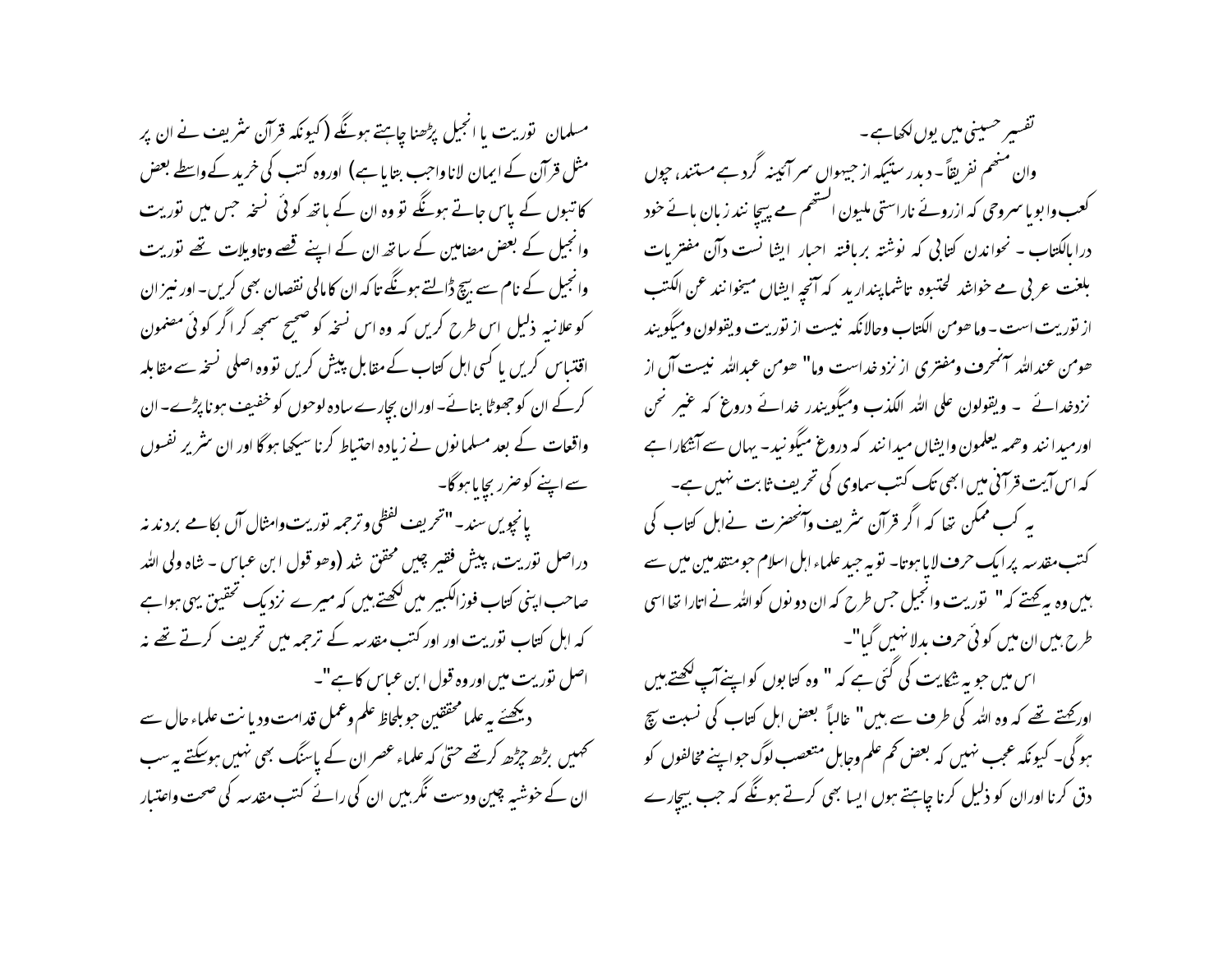تفسیر حسینی میں یوں لکھا ہے۔

وان منہم لفریقاً۔ دبدر ستیکہ از جہواں سرآئینہ گردہے مستند، چوں کعب وابویا سروحی کہ ازروئے ناراستی ملیون السنتہم مے پیچا نند زبان ہائے خود دراباالکتاب ۔ نحواندن کتابی کہ نوشتہ بربافتہ احبار ایشا نست وآں مفتریات بلغت عربی مے خواشد لحتبوہ تاشماپندارید کہ آنچہ ایشاں میخوانند عن الکتب از توریت است ۔ وماھومن الکتاب وحالانکہ نیست از توریت ویقولون ومیگویند ھومن عنداللہ آنمحرف ومفتری از نزدخداست وما" ھومن عبداللہ نیست آں از نزدخدائے ۔ ویقولون علی اللہ الکذب ومیگویندر خدائے دروغ کہ غیر نحن اورمیدا نند وھمہ یعلمون وایشاں میدانند کہ دروغ میگونید۔ یہاں سے آشکارا ہے کہ اس آیت قرآنی میں ابھی تک کتب سماوی کی تحریف ثابت نہیں ہے۔

یہ کب ممکن تھا کہ اگر قرآن شریف وآنحضرت نے اہل کتاب کی کتب مقدسہ پر ایک حرف لایا ہوتا۔ تو یہ جید علماء اہل اسلام جو متقدمین میں سے ہیں وہ یہ کہتے کہ" توریت وانجیل جس طرح کہ ان دونوں کو اللہ نے اتارا تھا اسی طرح ہیں ان میں کوئی حرف بدلا نہیں گیا"۔

اس میں جو یہ شکایت کی گئی ہے کہ " وہ کتابوں کو اپنے آپ لکھتے ہیں اورکہتے تھے کہ وہ اللہ کی طرف سے ہیں" غالباً بعض اہل کتاب کی نسبت سچ ہوگی۔ کیونکہ عجب نہیں کہ بعض کم علم وجاہل متعصب لوگ جو اپنے مخالفوں کو دق کرنا اوران کو ذلیل کرنا چاہتے ہوں ایسا بھی کرتے ہونگے کہ جب بیچارے مسلمان توریت یا انجیل پڑھنا چاہتے ہونگے (کیونکہ قرآن شریف نے ان پر مثل قرآن کے ایمان لانا واجب بتایا ہے) اوروہ کتب کی خرید کے واسطے بعض کاتبوں کے پاس جاتے ہونگے تو وہ ان کے ہاتھ کوئی نسخہ جس میں توریت وانجیل کے بعض مضامین کے ساتھ ان کے اپنے قصے وتاویلات تھے توریت وانجیل کے نام سے بیچ ڈالتے ہونگے تاکہ ان کا مالی نقصان بھی کریں۔ اورنیز ان کو علانیہ ذلیل اس طرح کریں کہ وہ اس نسخہ کو صحیح سمجھ کر اگر کوئی مضمون اقتباس کریں یا کسی اہل کتاب کے مقابل پیش کریں تو وہ اصلی نسخہ سے مقابلہ کرکے ان کو جھوٹا بنائے۔ اوران بچارے سادہ لوحوں کو خفیف ہونا پڑے۔ ان واقعات کے بعد مسلمانوں نے زیادہ احتیاط کرنا سیکھا ہوگا اور ان شریر نفسوں سے اپنے کو ضرر بچایا ہوگا۔

پانچویں سند۔ "تحریف لفظی وترجمہ توریت وامثال آں بکامے بردند نہ دراصل توریت، پیش فقیر چیں محقق شد (وھو قول ابن عباس ۔ شاہ ولی اللہ صاحب اپنی کتاب فوزالکبیر میں لکھتے ہیں کہ میرے نزدیک تحقیق یہی ہوا ہے کہ اہل کتاب توریت اور اور کتب مقدسہ کے ترجمہ میں تحریف کرتے تھے نہ اصل توریت میں اور وہ قول ابن عباس کا ہے"۔

دیکھئے یہ علما محققین جو بلحاظ علم وعمل قدامت ودیانت علماء حال سے کہیں بڑھ چڑھ کرتھے حتیٰ کہ علماء عصر ان کے پاسنگ بھی نہیں ہوسکتے یہ سب ان کے خوشیہ چین ودست نگر ہیں ان کی رائے کتب مقدسہ کی صحت واعتبار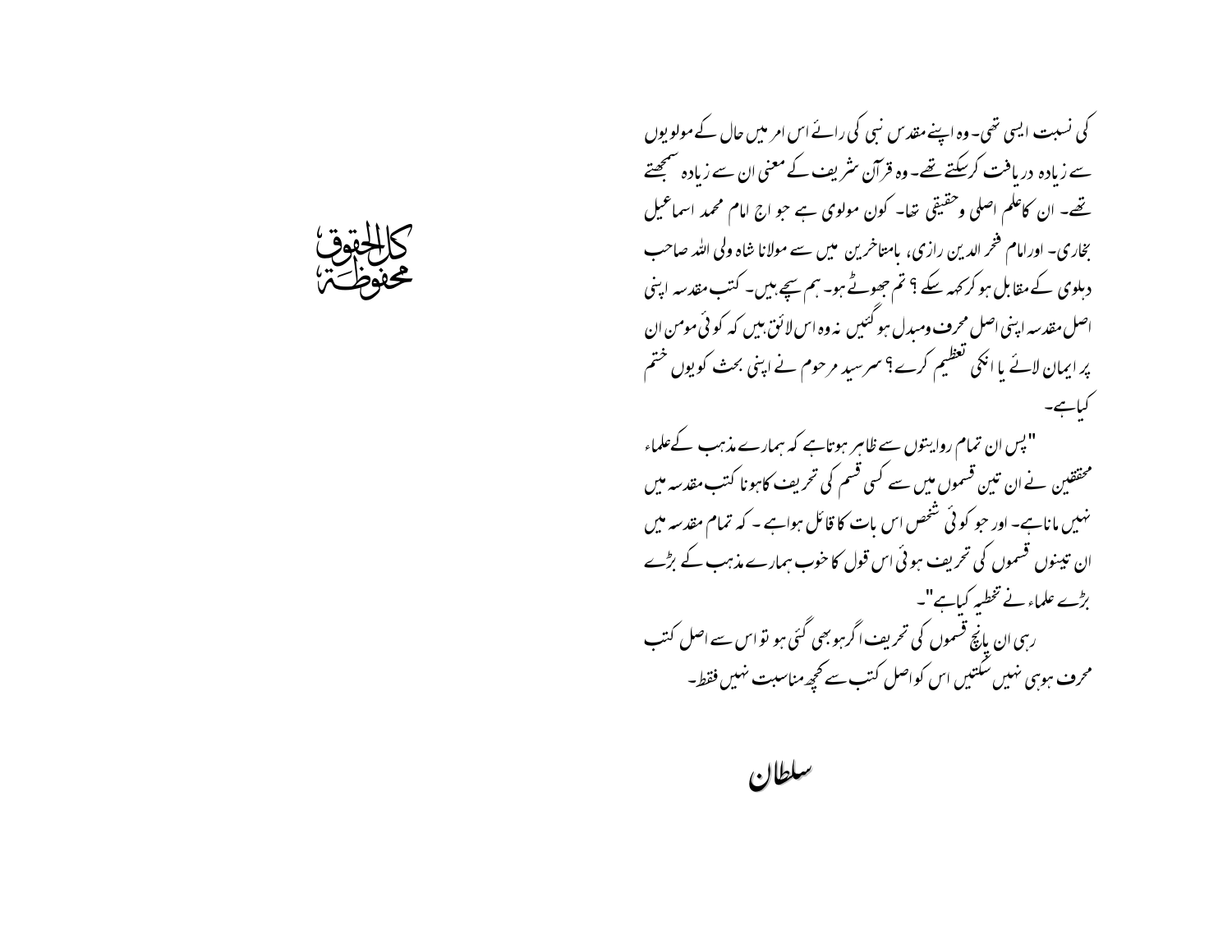کی نسبت ایسی تھی۔ وہ اپنے مقدس نبی کی رائے اس امر میں حال کے مولویوں سے زیادہ دریافت کرسکتے تھے۔ وہ قرآن شریف کے معنی ان سے زیادہ سمجھتے تھے۔ ان کا علم اصلی وحقیقی تھا۔ کون مولوی ہے جو اج امام محمد اسماعیل بخاری۔ اورامام فخر الدین رازی، بامتاخرین میں سے مولانا شاہ ولی اللہ صاحب دہلوی کے مقابل ہو کرکہہ سکے ؟ تم جھوٹے ہو۔ ہم سچے ہیں۔ کتب مقدسہ اپنی اصل مقدسہ اپنی اصل محرف ومبدل ہو گئیں نہ وہ اس لائق ہیں کہ کوئی مومن ان پر ایمان لائے یا انکی تعظیم کرے؟ سرسید مرحوم نے اپنی بحث کو یوں ختم کیاہے۔

"پس ان تمام روایتوں سے ظاہر ہوتاہے کہ ہمارے مذہب کے علماء محققین نے ان تین قسموں میں سے کسی قسم کی تحریف کاہونا کتب مقدسہ میں نہیں ماناہے۔ اور جو کوئی شخص اس بات کا قائل ہواہے ۔ کہ تمام مقدسہ میں ان تینوں قسموں کی تحریف ہوئی اس قول کاخوب ہمارے مذہب کے بڑے بڑے علماء نے تخطیہ کیاہے"۔

رہی ان پانچ قسموں کی تحریف اگرہو بھی گئی ہو تو اس سے اصل کتب محرف ہوہی نہیں سکتیں اس کو اصل کتب سے کچھ مناسبت نہیں فقط۔

سلطان